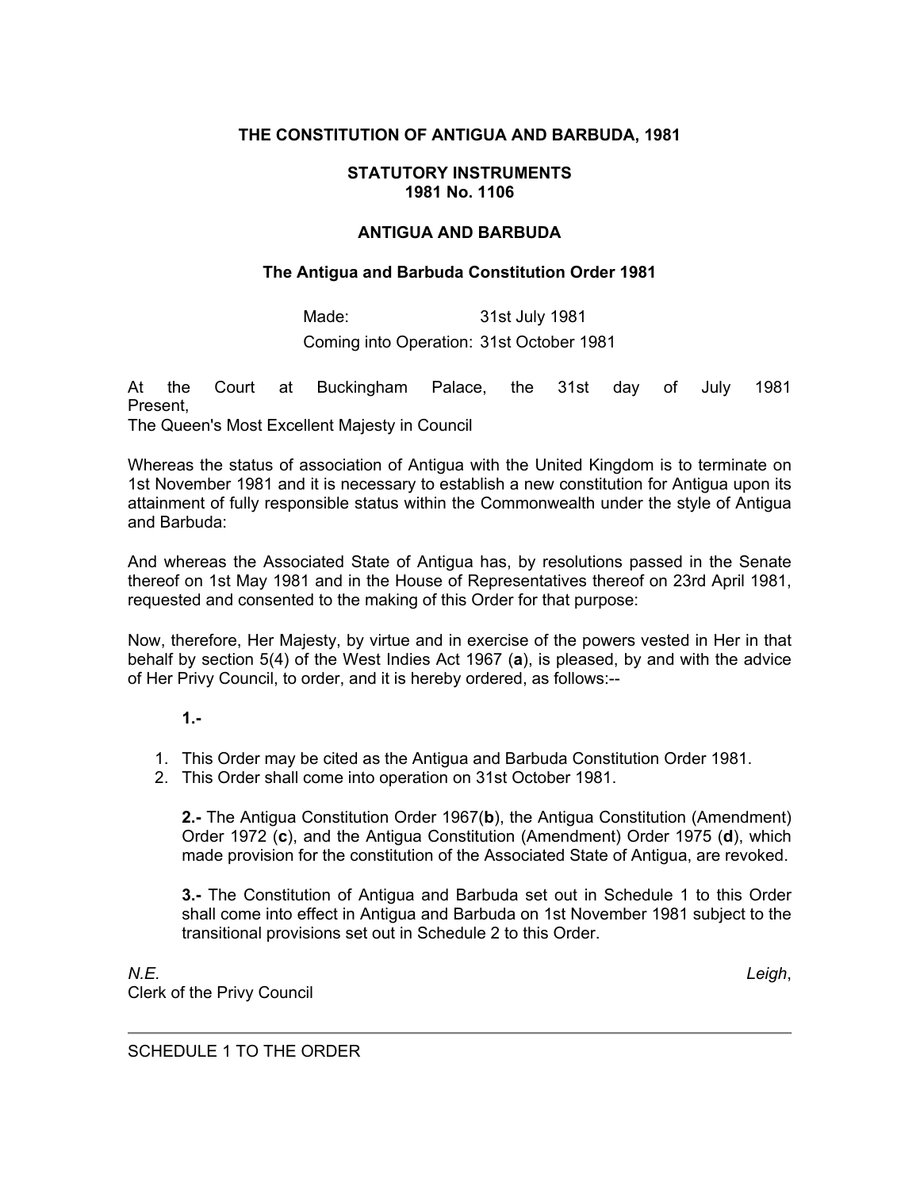# THE CONSTITUTION OF ANTIGUA AND BARBUDA, 1981

## STATUTORY INSTRUMENTS
## 1981 No. 1106

## ANTIGUA AND BARBUDA

### The Antigua and Barbuda Constitution Order 1981

| | |
|---|---|
| Made: | 31st July 1981 |
| Coming into Operation: | 31st October 1981 |

At the Court at Buckingham Palace, the 31st day of July 1981
Present,
The Queen's Most Excellent Majesty in Council

Whereas the status of association of Antigua with the United Kingdom is to terminate on 1st November 1981 and it is necessary to establish a new constitution for Antigua upon its attainment of fully responsible status within the Commonwealth under the style of Antigua and Barbuda:

And whereas the Associated State of Antigua has, by resolutions passed in the Senate thereof on 1st May 1981 and in the House of Representatives thereof on 23rd April 1981, requested and consented to the making of this Order for that purpose:

Now, therefore, Her Majesty, by virtue and in exercise of the powers vested in Her in that behalf by section 5(4) of the West Indies Act 1967 (**a**), is pleased, by and with the advice of Her Privy Council, to order, and it is hereby ordered, as follows:--

**1.-**

1. This Order may be cited as the Antigua and Barbuda Constitution Order 1981.
2. This Order shall come into operation on 31st October 1981.

**2.-** The Antigua Constitution Order 1967(**b**), the Antigua Constitution (Amendment) Order 1972 (**c**), and the Antigua Constitution (Amendment) Order 1975 (**d**), which made provision for the constitution of the Associated State of Antigua, are revoked.

**3.-** The Constitution of Antigua and Barbuda set out in Schedule 1 to this Order shall come into effect in Antigua and Barbuda on 1st November 1981 subject to the transitional provisions set out in Schedule 2 to this Order.

*N.E. Leigh*,
Clerk of the Privy Council

---

SCHEDULE 1 TO THE ORDER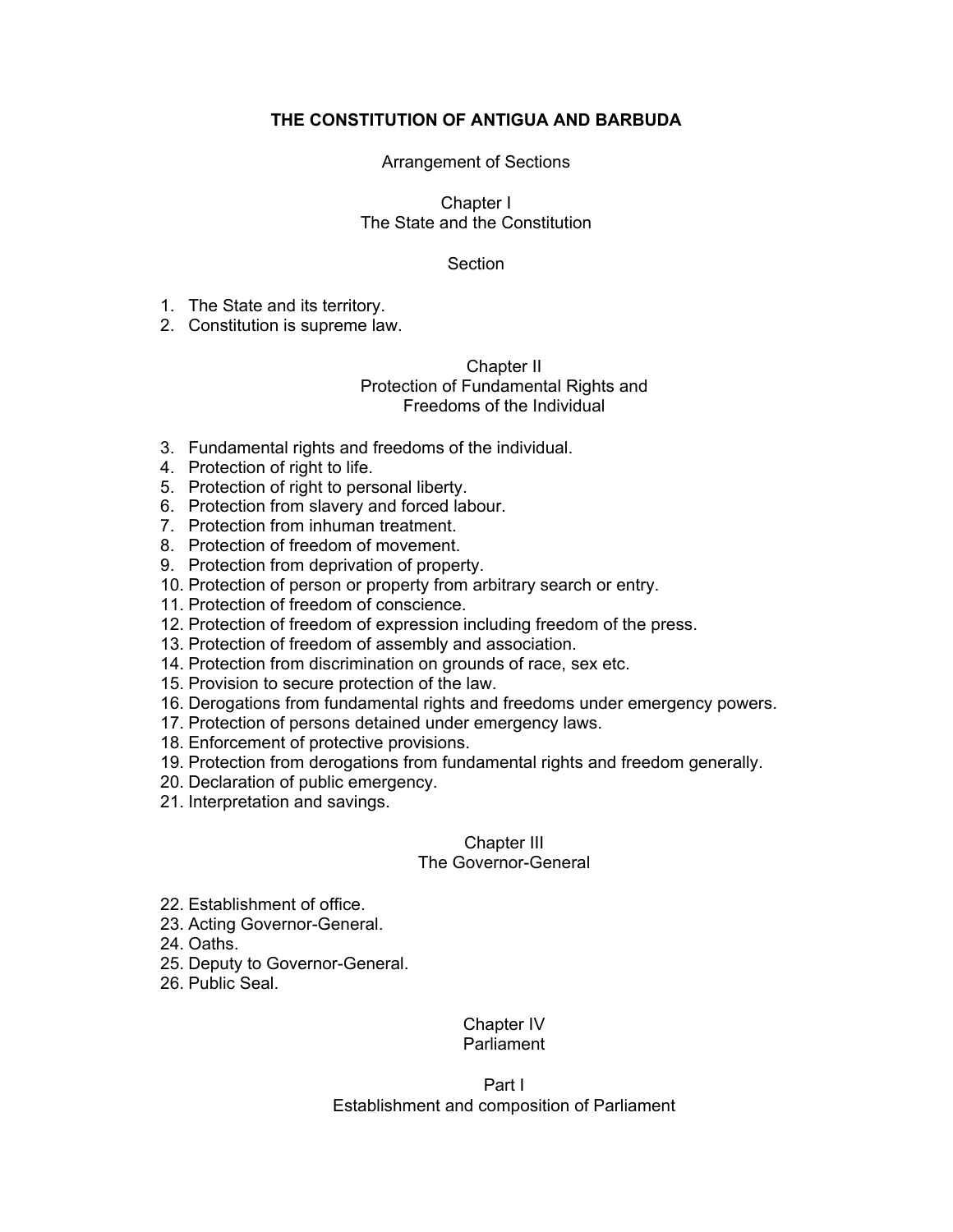# THE CONSTITUTION OF ANTIGUA AND BARBUDA

Arrangement of Sections

## Chapter I
## The State and the Constitution

Section

1. The State and its territory.
2. Constitution is supreme law.

## Chapter II
## Protection of Fundamental Rights and Freedoms of the Individual

3. Fundamental rights and freedoms of the individual.
4. Protection of right to life.
5. Protection of right to personal liberty.
6. Protection from slavery and forced labour.
7. Protection from inhuman treatment.
8. Protection of freedom of movement.
9. Protection from deprivation of property.
10. Protection of person or property from arbitrary search or entry.
11. Protection of freedom of conscience.
12. Protection of freedom of expression including freedom of the press.
13. Protection of freedom of assembly and association.
14. Protection from discrimination on grounds of race, sex etc.
15. Provision to secure protection of the law.
16. Derogations from fundamental rights and freedoms under emergency powers.
17. Protection of persons detained under emergency laws.
18. Enforcement of protective provisions.
19. Protection from derogations from fundamental rights and freedom generally.
20. Declaration of public emergency.
21. Interpretation and savings.

## Chapter III
## The Governor-General

22. Establishment of office.
23. Acting Governor-General.
24. Oaths.
25. Deputy to Governor-General.
26. Public Seal.

## Chapter IV
## Parliament

### Part I
### Establishment and composition of Parliament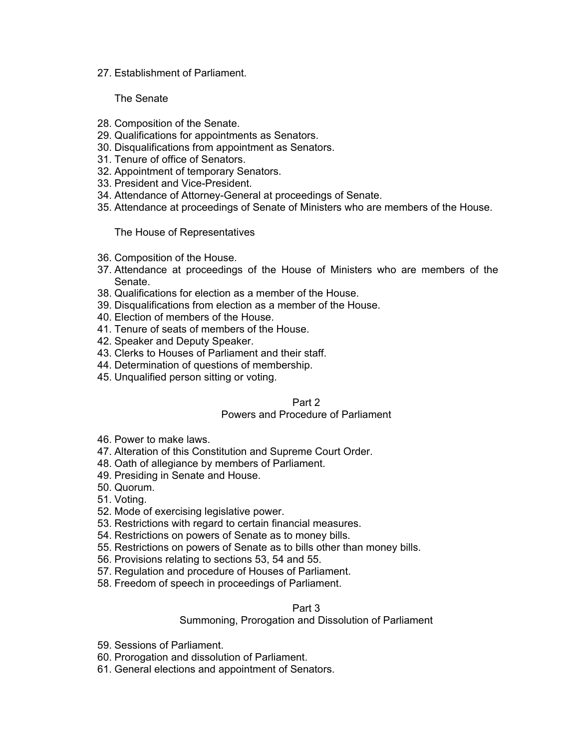27. Establishment of Parliament.

The Senate

28. Composition of the Senate.
29. Qualifications for appointments as Senators.
30. Disqualifications from appointment as Senators.
31. Tenure of office of Senators.
32. Appointment of temporary Senators.
33. President and Vice-President.
34. Attendance of Attorney-General at proceedings of Senate.
35. Attendance at proceedings of Senate of Ministers who are members of the House.

The House of Representatives

36. Composition of the House.
37. Attendance at proceedings of the House of Ministers who are members of the Senate.
38. Qualifications for election as a member of the House.
39. Disqualifications from election as a member of the House.
40. Election of members of the House.
41. Tenure of seats of members of the House.
42. Speaker and Deputy Speaker.
43. Clerks to Houses of Parliament and their staff.
44. Determination of questions of membership.
45. Unqualified person sitting or voting.

## Part 2
## Powers and Procedure of Parliament

46. Power to make laws.
47. Alteration of this Constitution and Supreme Court Order.
48. Oath of allegiance by members of Parliament.
49. Presiding in Senate and House.
50. Quorum.
51. Voting.
52. Mode of exercising legislative power.
53. Restrictions with regard to certain financial measures.
54. Restrictions on powers of Senate as to money bills.
55. Restrictions on powers of Senate as to bills other than money bills.
56. Provisions relating to sections 53, 54 and 55.
57. Regulation and procedure of Houses of Parliament.
58. Freedom of speech in proceedings of Parliament.

## Part 3
## Summoning, Prorogation and Dissolution of Parliament

59. Sessions of Parliament.
60. Prorogation and dissolution of Parliament.
61. General elections and appointment of Senators.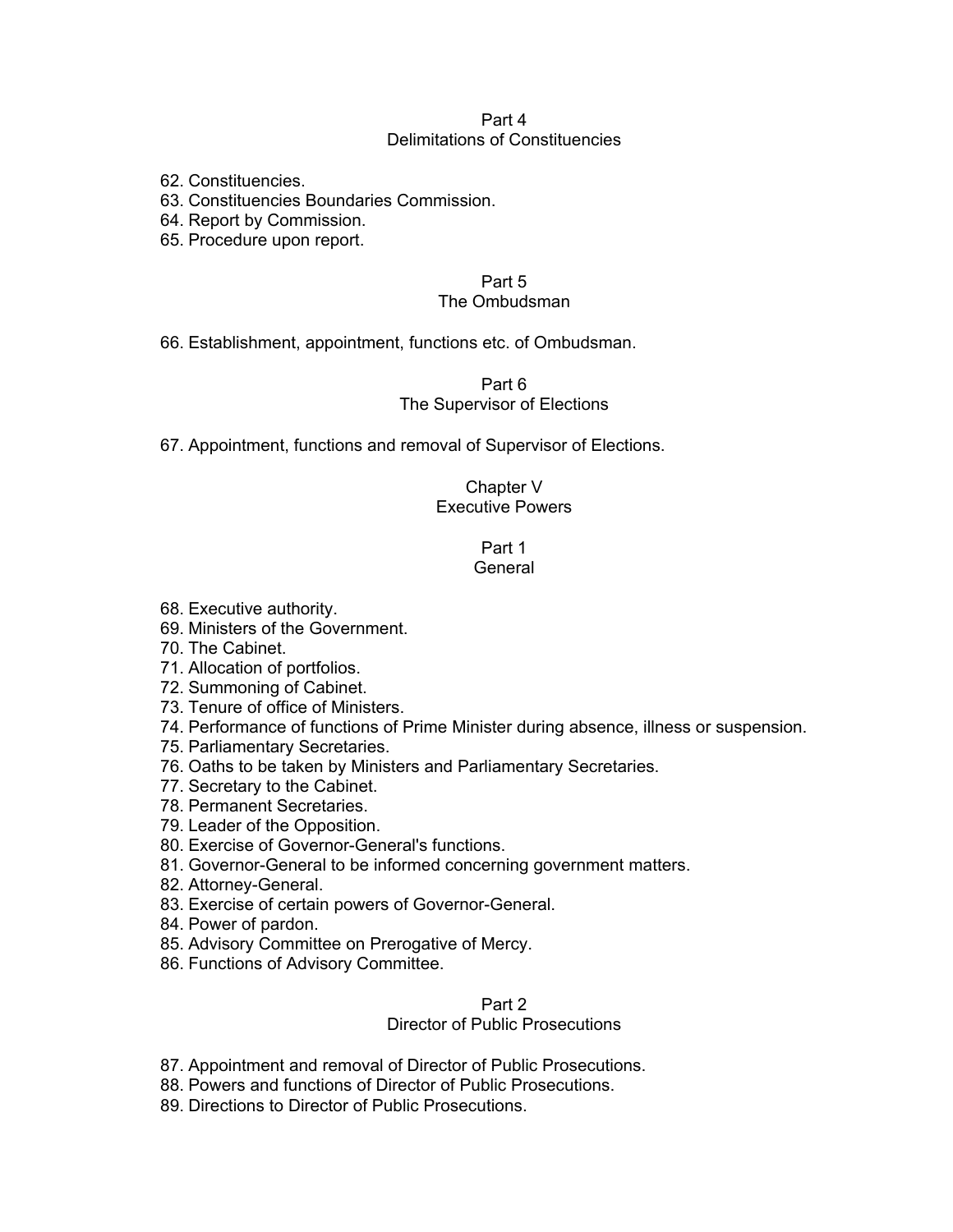## Part 4
## Delimitations of Constituencies

62. Constituencies.
63. Constituencies Boundaries Commission.
64. Report by Commission.
65. Procedure upon report.

## Part 5
## The Ombudsman

66. Establishment, appointment, functions etc. of Ombudsman.

## Part 6
## The Supervisor of Elections

67. Appointment, functions and removal of Supervisor of Elections.

# Chapter V
# Executive Powers

## Part 1
## General

68. Executive authority.
69. Ministers of the Government.
70. The Cabinet.
71. Allocation of portfolios.
72. Summoning of Cabinet.
73. Tenure of office of Ministers.
74. Performance of functions of Prime Minister during absence, illness or suspension.
75. Parliamentary Secretaries.
76. Oaths to be taken by Ministers and Parliamentary Secretaries.
77. Secretary to the Cabinet.
78. Permanent Secretaries.
79. Leader of the Opposition.
80. Exercise of Governor-General's functions.
81. Governor-General to be informed concerning government matters.
82. Attorney-General.
83. Exercise of certain powers of Governor-General.
84. Power of pardon.
85. Advisory Committee on Prerogative of Mercy.
86. Functions of Advisory Committee.

## Part 2
## Director of Public Prosecutions

87. Appointment and removal of Director of Public Prosecutions.
88. Powers and functions of Director of Public Prosecutions.
89. Directions to Director of Public Prosecutions.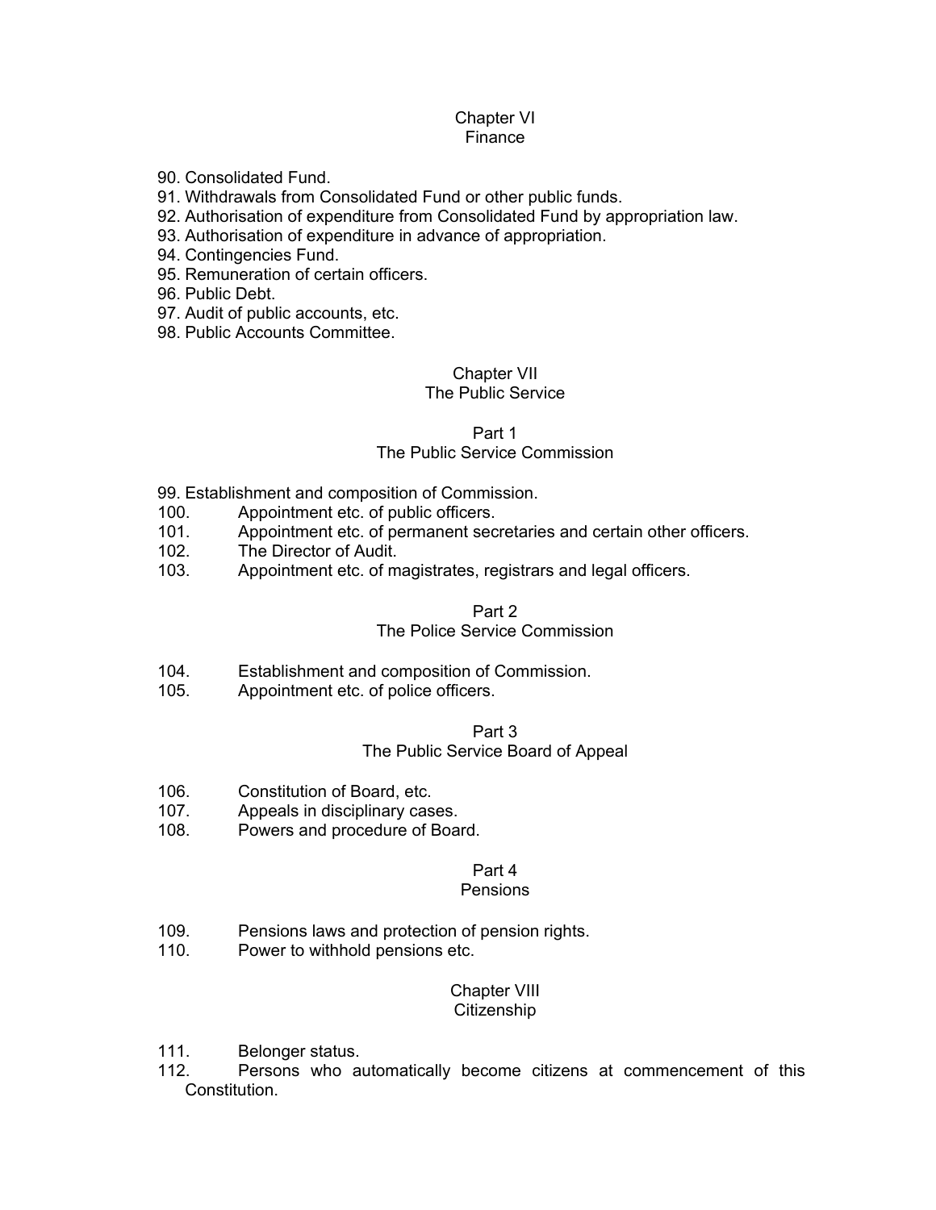## Chapter VI
## Finance

90. Consolidated Fund.
91. Withdrawals from Consolidated Fund or other public funds.
92. Authorisation of expenditure from Consolidated Fund by appropriation law.
93. Authorisation of expenditure in advance of appropriation.
94. Contingencies Fund.
95. Remuneration of certain officers.
96. Public Debt.
97. Audit of public accounts, etc.
98. Public Accounts Committee.

## Chapter VII
## The Public Service

### Part 1
### The Public Service Commission

99. Establishment and composition of Commission.
100. Appointment etc. of public officers.
101. Appointment etc. of permanent secretaries and certain other officers.
102. The Director of Audit.
103. Appointment etc. of magistrates, registrars and legal officers.

### Part 2
### The Police Service Commission

104. Establishment and composition of Commission.
105. Appointment etc. of police officers.

### Part 3
### The Public Service Board of Appeal

106. Constitution of Board, etc.
107. Appeals in disciplinary cases.
108. Powers and procedure of Board.

### Part 4
### Pensions

109. Pensions laws and protection of pension rights.
110. Power to withhold pensions etc.

## Chapter VIII
## Citizenship

111. Belonger status.
112. Persons who automatically become citizens at commencement of this Constitution.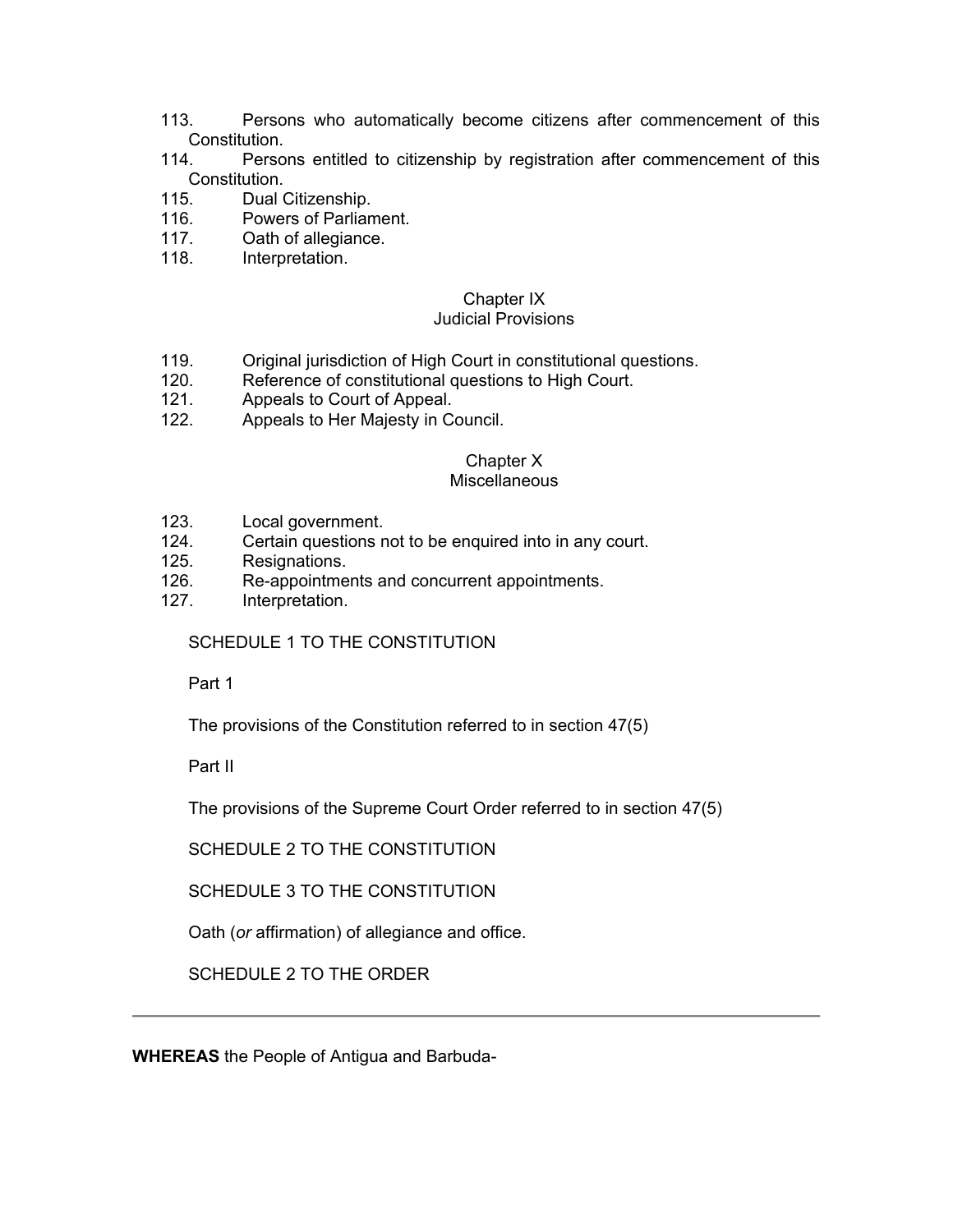113. Persons who automatically become citizens after commencement of this Constitution.
114. Persons entitled to citizenship by registration after commencement of this Constitution.
115. Dual Citizenship.
116. Powers of Parliament.
117. Oath of allegiance.
118. Interpretation.

## Chapter IX
## Judicial Provisions

119. Original jurisdiction of High Court in constitutional questions.
120. Reference of constitutional questions to High Court.
121. Appeals to Court of Appeal.
122. Appeals to Her Majesty in Council.

## Chapter X
## Miscellaneous

123. Local government.
124. Certain questions not to be enquired into in any court.
125. Resignations.
126. Re-appointments and concurrent appointments.
127. Interpretation.

SCHEDULE 1 TO THE CONSTITUTION

Part 1

The provisions of the Constitution referred to in section 47(5)

Part II

The provisions of the Supreme Court Order referred to in section 47(5)

SCHEDULE 2 TO THE CONSTITUTION

SCHEDULE 3 TO THE CONSTITUTION

Oath (*or* affirmation) of allegiance and office.

SCHEDULE 2 TO THE ORDER

---

**WHEREAS** the People of Antigua and Barbuda-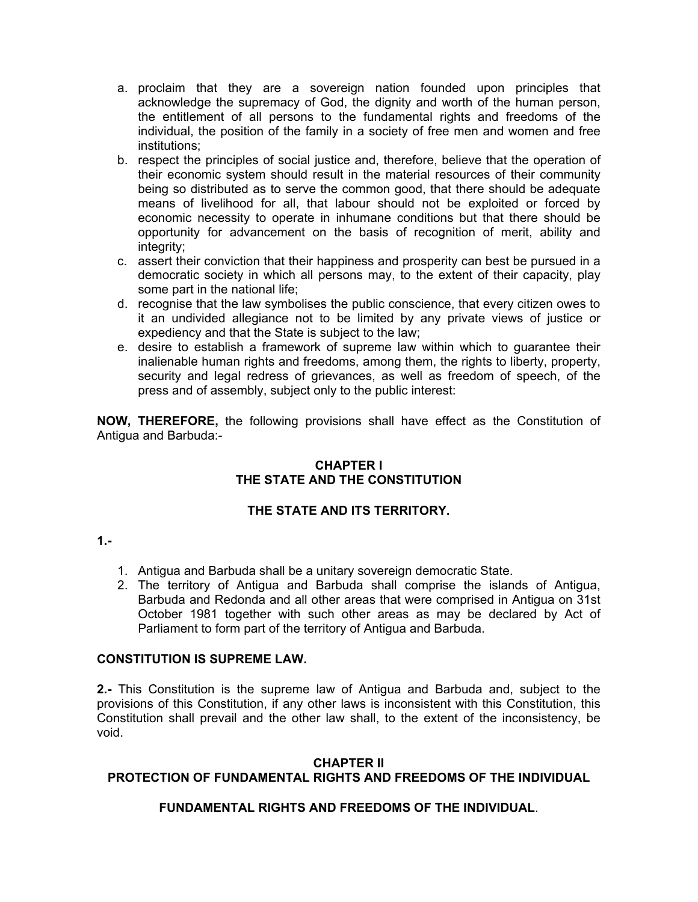a. proclaim that they are a sovereign nation founded upon principles that acknowledge the supremacy of God, the dignity and worth of the human person, the entitlement of all persons to the fundamental rights and freedoms of the individual, the position of the family in a society of free men and women and free institutions;
b. respect the principles of social justice and, therefore, believe that the operation of their economic system should result in the material resources of their community being so distributed as to serve the common good, that there should be adequate means of livelihood for all, that labour should not be exploited or forced by economic necessity to operate in inhumane conditions but that there should be opportunity for advancement on the basis of recognition of merit, ability and integrity;
c. assert their conviction that their happiness and prosperity can best be pursued in a democratic society in which all persons may, to the extent of their capacity, play some part in the national life;
d. recognise that the law symbolises the public conscience, that every citizen owes to it an undivided allegiance not to be limited by any private views of justice or expediency and that the State is subject to the law;
e. desire to establish a framework of supreme law within which to guarantee their inalienable human rights and freedoms, among them, the rights to liberty, property, security and legal redress of grievances, as well as freedom of speech, of the press and of assembly, subject only to the public interest:

**NOW, THEREFORE,** the following provisions shall have effect as the Constitution of Antigua and Barbuda:-

## CHAPTER I
## THE STATE AND THE CONSTITUTION

### THE STATE AND ITS TERRITORY.

**1.-**

1. Antigua and Barbuda shall be a unitary sovereign democratic State.
2. The territory of Antigua and Barbuda shall comprise the islands of Antigua, Barbuda and Redonda and all other areas that were comprised in Antigua on 31st October 1981 together with such other areas as may be declared by Act of Parliament to form part of the territory of Antigua and Barbuda.

### CONSTITUTION IS SUPREME LAW.

**2.-** This Constitution is the supreme law of Antigua and Barbuda and, subject to the provisions of this Constitution, if any other laws is inconsistent with this Constitution, this Constitution shall prevail and the other law shall, to the extent of the inconsistency, be void.

## CHAPTER II
## PROTECTION OF FUNDAMENTAL RIGHTS AND FREEDOMS OF THE INDIVIDUAL

### FUNDAMENTAL RIGHTS AND FREEDOMS OF THE INDIVIDUAL.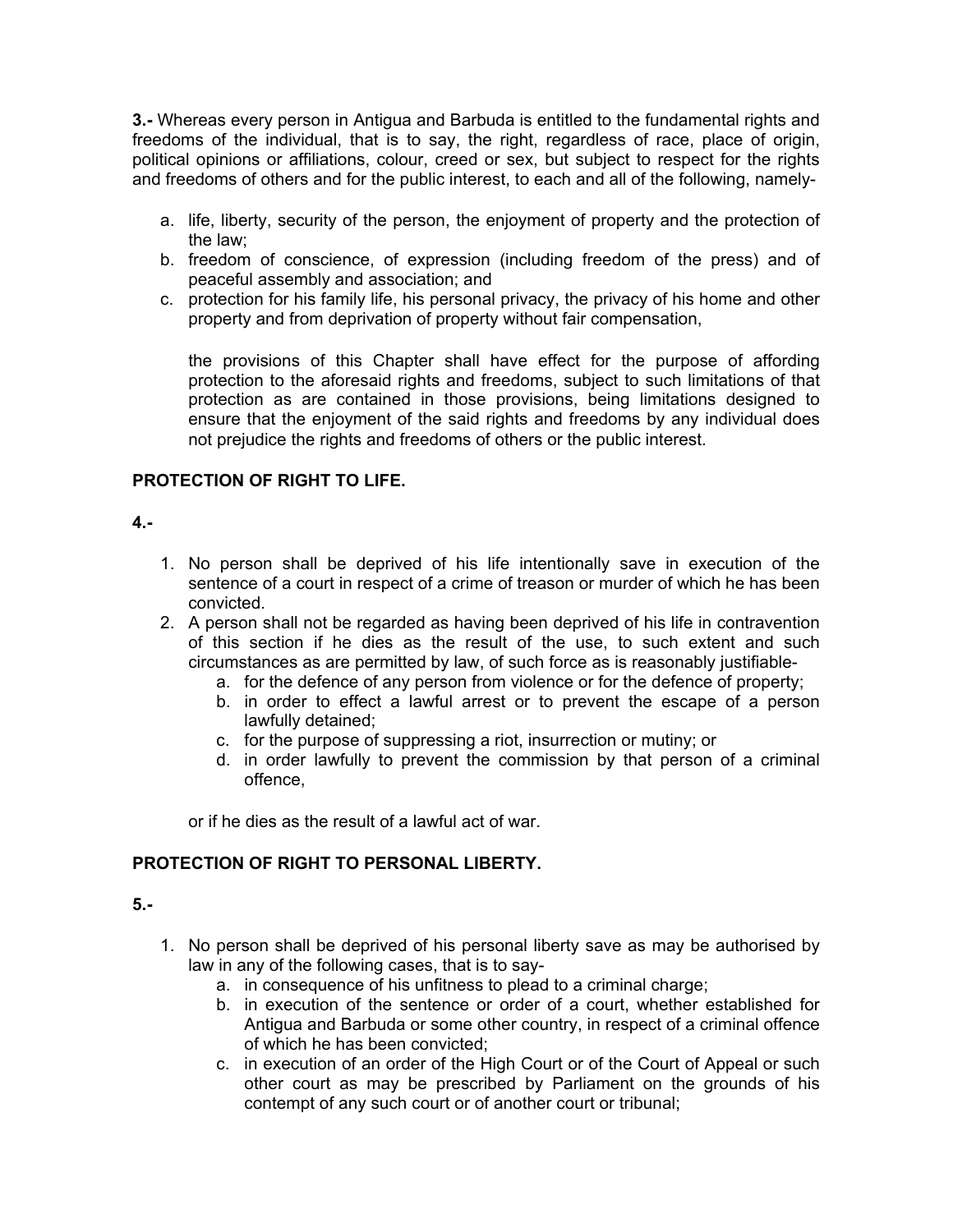**3.-** Whereas every person in Antigua and Barbuda is entitled to the fundamental rights and freedoms of the individual, that is to say, the right, regardless of race, place of origin, political opinions or affiliations, colour, creed or sex, but subject to respect for the rights and freedoms of others and for the public interest, to each and all of the following, namely-

a. life, liberty, security of the person, the enjoyment of property and the protection of the law;
b. freedom of conscience, of expression (including freedom of the press) and of peaceful assembly and association; and
c. protection for his family life, his personal privacy, the privacy of his home and other property and from deprivation of property without fair compensation,

   the provisions of this Chapter shall have effect for the purpose of affording protection to the aforesaid rights and freedoms, subject to such limitations of that protection as are contained in those provisions, being limitations designed to ensure that the enjoyment of the said rights and freedoms by any individual does not prejudice the rights and freedoms of others or the public interest.

**PROTECTION OF RIGHT TO LIFE.**

**4.-**

1. No person shall be deprived of his life intentionally save in execution of the sentence of a court in respect of a crime of treason or murder of which he has been convicted.
2. A person shall not be regarded as having been deprived of his life in contravention of this section if he dies as the result of the use, to such extent and such circumstances as are permitted by law, of such force as is reasonably justifiable-
   a. for the defence of any person from violence or for the defence of property;
   b. in order to effect a lawful arrest or to prevent the escape of a person lawfully detained;
   c. for the purpose of suppressing a riot, insurrection or mutiny; or
   d. in order lawfully to prevent the commission by that person of a criminal offence,

   or if he dies as the result of a lawful act of war.

**PROTECTION OF RIGHT TO PERSONAL LIBERTY.**

**5.-**

1. No person shall be deprived of his personal liberty save as may be authorised by law in any of the following cases, that is to say-
   a. in consequence of his unfitness to plead to a criminal charge;
   b. in execution of the sentence or order of a court, whether established for Antigua and Barbuda or some other country, in respect of a criminal offence of which he has been convicted;
   c. in execution of an order of the High Court or of the Court of Appeal or such other court as may be prescribed by Parliament on the grounds of his contempt of any such court or of another court or tribunal;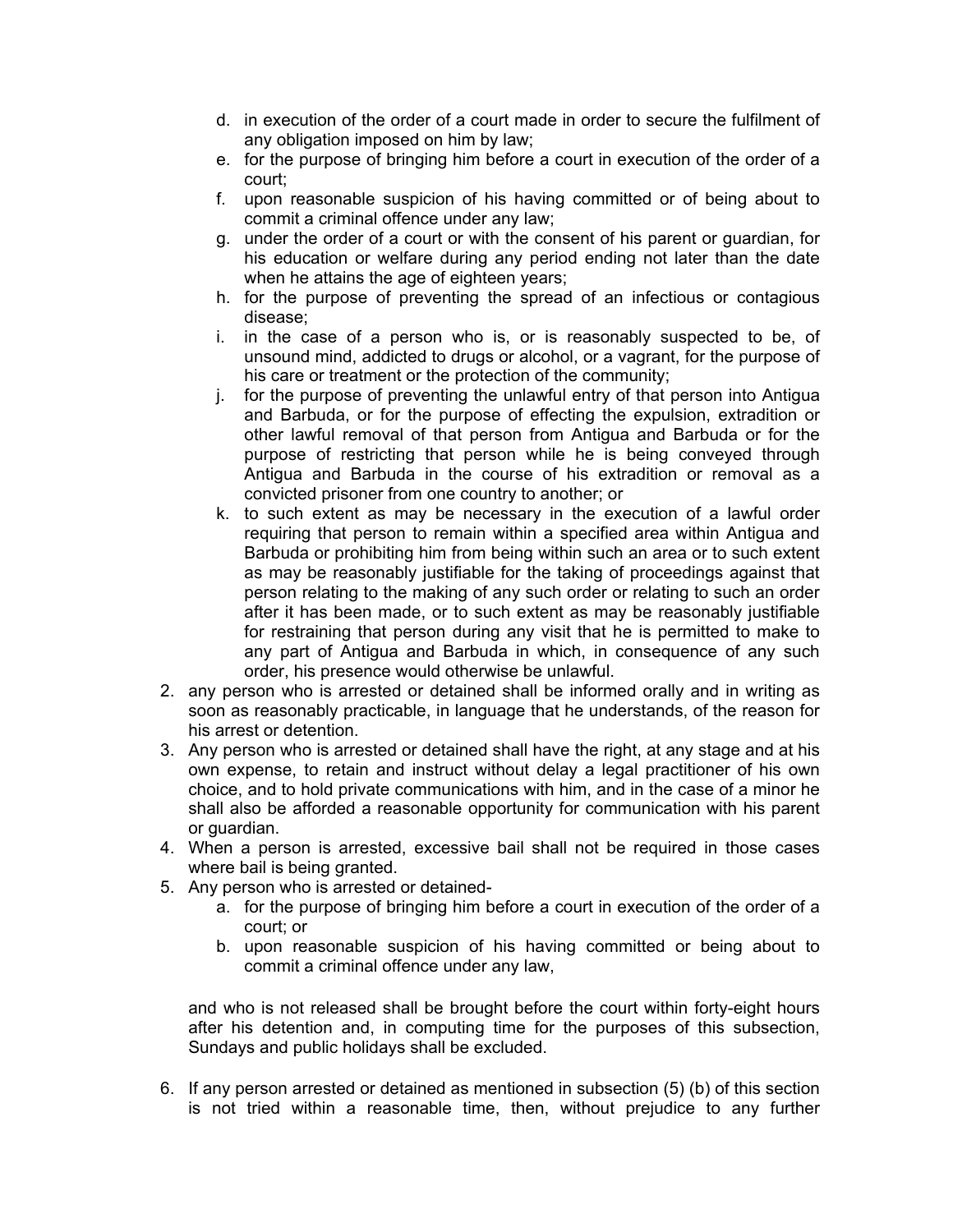d. in execution of the order of a court made in order to secure the fulfilment of any obligation imposed on him by law;
   e. for the purpose of bringing him before a court in execution of the order of a court;
   f. upon reasonable suspicion of his having committed or of being about to commit a criminal offence under any law;
   g. under the order of a court or with the consent of his parent or guardian, for his education or welfare during any period ending not later than the date when he attains the age of eighteen years;
   h. for the purpose of preventing the spread of an infectious or contagious disease;
   i. in the case of a person who is, or is reasonably suspected to be, of unsound mind, addicted to drugs or alcohol, or a vagrant, for the purpose of his care or treatment or the protection of the community;
   j. for the purpose of preventing the unlawful entry of that person into Antigua and Barbuda, or for the purpose of effecting the expulsion, extradition or other lawful removal of that person from Antigua and Barbuda or for the purpose of restricting that person while he is being conveyed through Antigua and Barbuda in the course of his extradition or removal as a convicted prisoner from one country to another; or
   k. to such extent as may be necessary in the execution of a lawful order requiring that person to remain within a specified area within Antigua and Barbuda or prohibiting him from being within such an area or to such extent as may be reasonably justifiable for the taking of proceedings against that person relating to the making of any such order or relating to such an order after it has been made, or to such extent as may be reasonably justifiable for restraining that person during any visit that he is permitted to make to any part of Antigua and Barbuda in which, in consequence of any such order, his presence would otherwise be unlawful.
2. any person who is arrested or detained shall be informed orally and in writing as soon as reasonably practicable, in language that he understands, of the reason for his arrest or detention.
3. Any person who is arrested or detained shall have the right, at any stage and at his own expense, to retain and instruct without delay a legal practitioner of his own choice, and to hold private communications with him, and in the case of a minor he shall also be afforded a reasonable opportunity for communication with his parent or guardian.
4. When a person is arrested, excessive bail shall not be required in those cases where bail is being granted.
5. Any person who is arrested or detained-
   a. for the purpose of bringing him before a court in execution of the order of a court; or
   b. upon reasonable suspicion of his having committed or being about to commit a criminal offence under any law,

   and who is not released shall be brought before the court within forty-eight hours after his detention and, in computing time for the purposes of this subsection, Sundays and public holidays shall be excluded.

6. If any person arrested or detained as mentioned in subsection (5) (b) of this section is not tried within a reasonable time, then, without prejudice to any further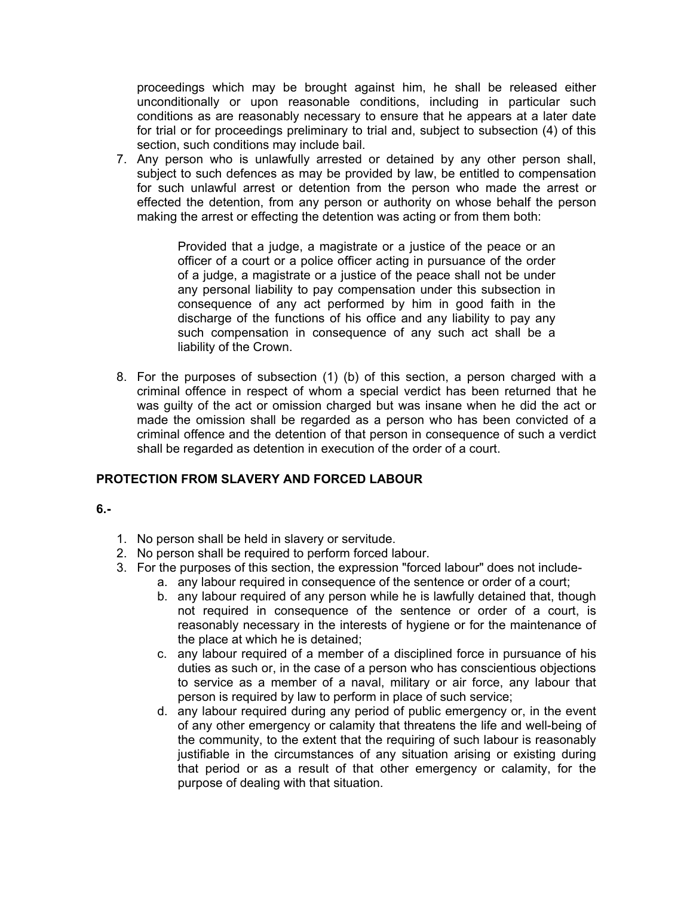proceedings which may be brought against him, he shall be released either unconditionally or upon reasonable conditions, including in particular such conditions as are reasonably necessary to ensure that he appears at a later date for trial or for proceedings preliminary to trial and, subject to subsection (4) of this section, such conditions may include bail.

7. Any person who is unlawfully arrested or detained by any other person shall, subject to such defences as may be provided by law, be entitled to compensation for such unlawful arrest or detention from the person who made the arrest or effected the detention, from any person or authority on whose behalf the person making the arrest or effecting the detention was acting or from them both:

   Provided that a judge, a magistrate or a justice of the peace or an officer of a court or a police officer acting in pursuance of the order of a judge, a magistrate or a justice of the peace shall not be under any personal liability to pay compensation under this subsection in consequence of any act performed by him in good faith in the discharge of the functions of his office and any liability to pay any such compensation in consequence of any such act shall be a liability of the Crown.

8. For the purposes of subsection (1) (b) of this section, a person charged with a criminal offence in respect of whom a special verdict has been returned that he was guilty of the act or omission charged but was insane when he did the act or made the omission shall be regarded as a person who has been convicted of a criminal offence and the detention of that person in consequence of such a verdict shall be regarded as detention in execution of the order of a court.

## PROTECTION FROM SLAVERY AND FORCED LABOUR

**6.-**

1. No person shall be held in slavery or servitude.
2. No person shall be required to perform forced labour.
3. For the purposes of this section, the expression "forced labour" does not include-
   a. any labour required in consequence of the sentence or order of a court;
   b. any labour required of any person while he is lawfully detained that, though not required in consequence of the sentence or order of a court, is reasonably necessary in the interests of hygiene or for the maintenance of the place at which he is detained;
   c. any labour required of a member of a disciplined force in pursuance of his duties as such or, in the case of a person who has conscientious objections to service as a member of a naval, military or air force, any labour that person is required by law to perform in place of such service;
   d. any labour required during any period of public emergency or, in the event of any other emergency or calamity that threatens the life and well-being of the community, to the extent that the requiring of such labour is reasonably justifiable in the circumstances of any situation arising or existing during that period or as a result of that other emergency or calamity, for the purpose of dealing with that situation.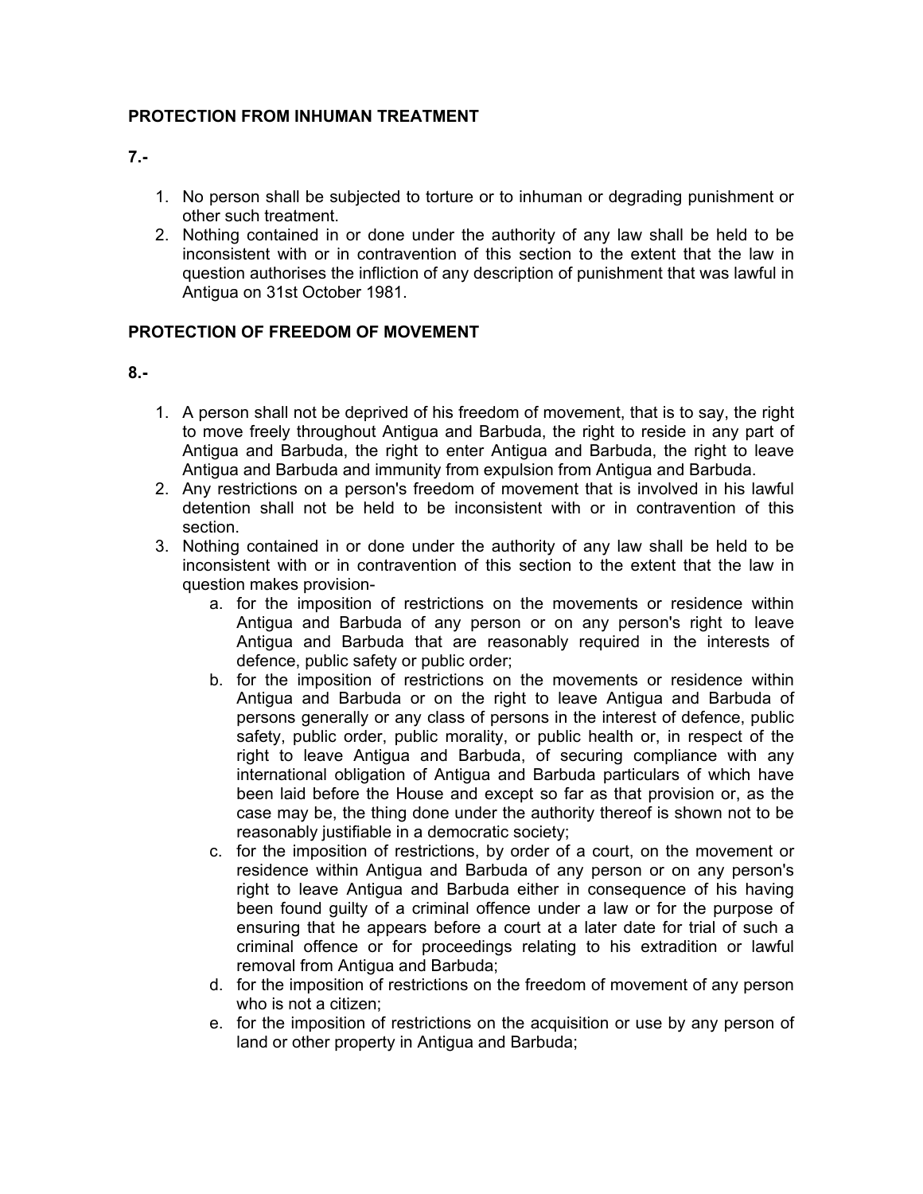**PROTECTION FROM INHUMAN TREATMENT**

**7.-**

1. No person shall be subjected to torture or to inhuman or degrading punishment or other such treatment.
2. Nothing contained in or done under the authority of any law shall be held to be inconsistent with or in contravention of this section to the extent that the law in question authorises the infliction of any description of punishment that was lawful in Antigua on 31st October 1981.

**PROTECTION OF FREEDOM OF MOVEMENT**

**8.-**

1. A person shall not be deprived of his freedom of movement, that is to say, the right to move freely throughout Antigua and Barbuda, the right to reside in any part of Antigua and Barbuda, the right to enter Antigua and Barbuda, the right to leave Antigua and Barbuda and immunity from expulsion from Antigua and Barbuda.
2. Any restrictions on a person's freedom of movement that is involved in his lawful detention shall not be held to be inconsistent with or in contravention of this section.
3. Nothing contained in or done under the authority of any law shall be held to be inconsistent with or in contravention of this section to the extent that the law in question makes provision-
   a. for the imposition of restrictions on the movements or residence within Antigua and Barbuda of any person or on any person's right to leave Antigua and Barbuda that are reasonably required in the interests of defence, public safety or public order;
   b. for the imposition of restrictions on the movements or residence within Antigua and Barbuda or on the right to leave Antigua and Barbuda of persons generally or any class of persons in the interest of defence, public safety, public order, public morality, or public health or, in respect of the right to leave Antigua and Barbuda, of securing compliance with any international obligation of Antigua and Barbuda particulars of which have been laid before the House and except so far as that provision or, as the case may be, the thing done under the authority thereof is shown not to be reasonably justifiable in a democratic society;
   c. for the imposition of restrictions, by order of a court, on the movement or residence within Antigua and Barbuda of any person or on any person's right to leave Antigua and Barbuda either in consequence of his having been found guilty of a criminal offence under a law or for the purpose of ensuring that he appears before a court at a later date for trial of such a criminal offence or for proceedings relating to his extradition or lawful removal from Antigua and Barbuda;
   d. for the imposition of restrictions on the freedom of movement of any person who is not a citizen;
   e. for the imposition of restrictions on the acquisition or use by any person of land or other property in Antigua and Barbuda;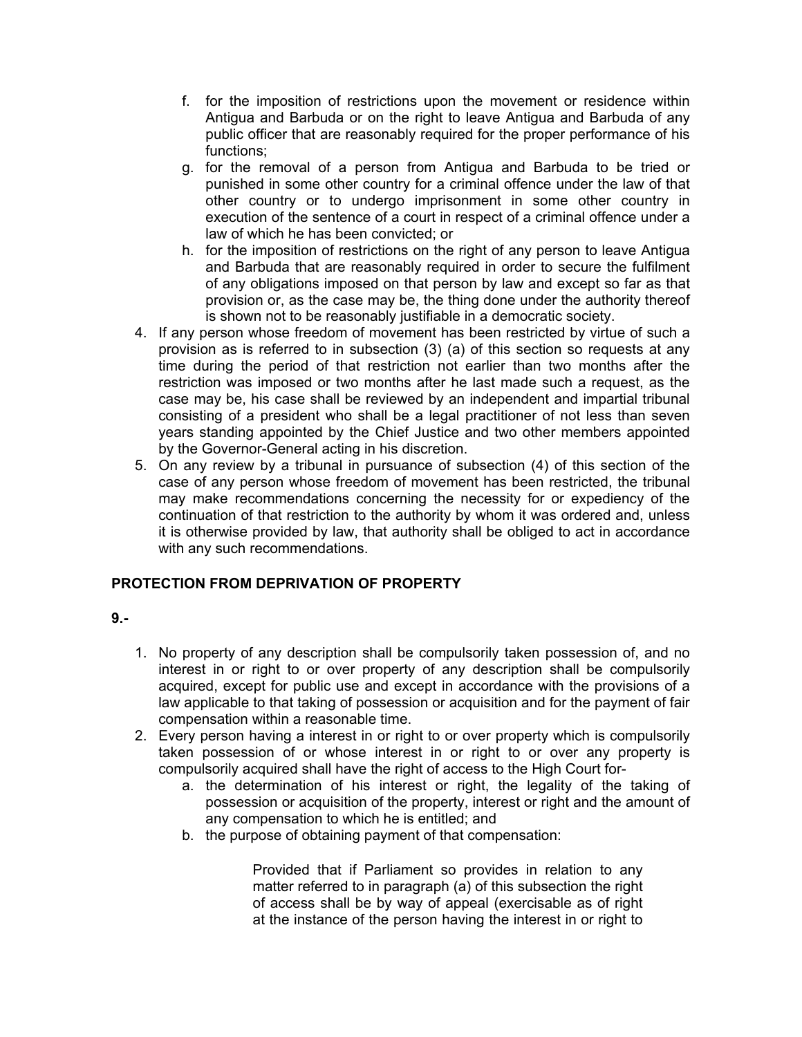f. for the imposition of restrictions upon the movement or residence within Antigua and Barbuda or on the right to leave Antigua and Barbuda of any public officer that are reasonably required for the proper performance of his functions;
g. for the removal of a person from Antigua and Barbuda to be tried or punished in some other country for a criminal offence under the law of that other country or to undergo imprisonment in some other country in execution of the sentence of a court in respect of a criminal offence under a law of which he has been convicted; or
h. for the imposition of restrictions on the right of any person to leave Antigua and Barbuda that are reasonably required in order to secure the fulfilment of any obligations imposed on that person by law and except so far as that provision or, as the case may be, the thing done under the authority thereof is shown not to be reasonably justifiable in a democratic society.

4. If any person whose freedom of movement has been restricted by virtue of such a provision as is referred to in subsection (3) (a) of this section so requests at any time during the period of that restriction not earlier than two months after the restriction was imposed or two months after he last made such a request, as the case may be, his case shall be reviewed by an independent and impartial tribunal consisting of a president who shall be a legal practitioner of not less than seven years standing appointed by the Chief Justice and two other members appointed by the Governor-General acting in his discretion.
5. On any review by a tribunal in pursuance of subsection (4) of this section of the case of any person whose freedom of movement has been restricted, the tribunal may make recommendations concerning the necessity for or expediency of the continuation of that restriction to the authority by whom it was ordered and, unless it is otherwise provided by law, that authority shall be obliged to act in accordance with any such recommendations.

**PROTECTION FROM DEPRIVATION OF PROPERTY**

**9.-**

1. No property of any description shall be compulsorily taken possession of, and no interest in or right to or over property of any description shall be compulsorily acquired, except for public use and except in accordance with the provisions of a law applicable to that taking of possession or acquisition and for the payment of fair compensation within a reasonable time.
2. Every person having a interest in or right to or over property which is compulsorily taken possession of or whose interest in or right to or over any property is compulsorily acquired shall have the right of access to the High Court for-
   a. the determination of his interest or right, the legality of the taking of possession or acquisition of the property, interest or right and the amount of any compensation to which he is entitled; and
   b. the purpose of obtaining payment of that compensation:

      Provided that if Parliament so provides in relation to any matter referred to in paragraph (a) of this subsection the right of access shall be by way of appeal (exercisable as of right at the instance of the person having the interest in or right to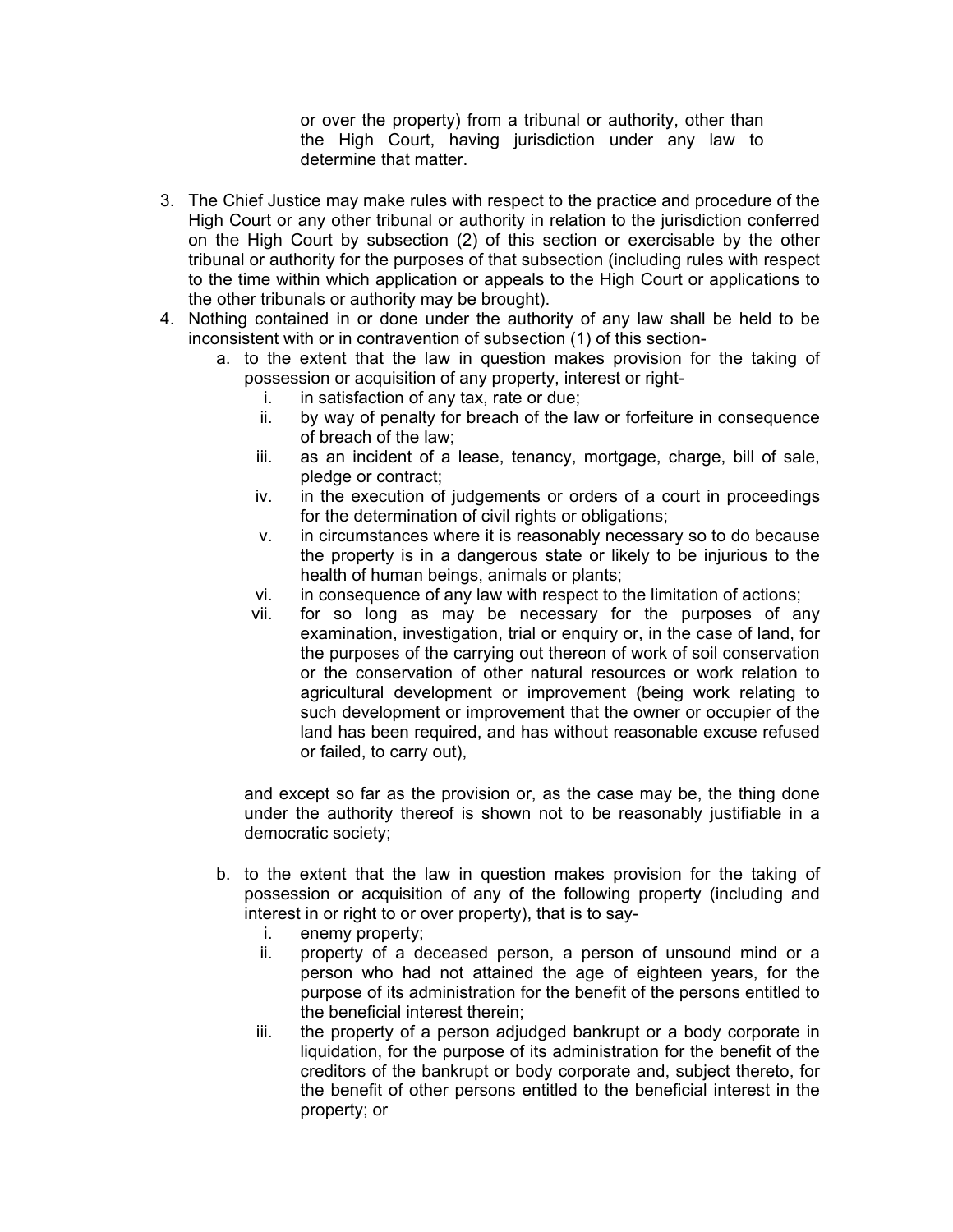or over the property) from a tribunal or authority, other than the High Court, having jurisdiction under any law to determine that matter.

3. The Chief Justice may make rules with respect to the practice and procedure of the High Court or any other tribunal or authority in relation to the jurisdiction conferred on the High Court by subsection (2) of this section or exercisable by the other tribunal or authority for the purposes of that subsection (including rules with respect to the time within which application or appeals to the High Court or applications to the other tribunals or authority may be brought).
4. Nothing contained in or done under the authority of any law shall be held to be inconsistent with or in contravention of subsection (1) of this section-
   a. to the extent that the law in question makes provision for the taking of possession or acquisition of any property, interest or right-
      i. in satisfaction of any tax, rate or due;
      ii. by way of penalty for breach of the law or forfeiture in consequence of breach of the law;
      iii. as an incident of a lease, tenancy, mortgage, charge, bill of sale, pledge or contract;
      iv. in the execution of judgements or orders of a court in proceedings for the determination of civil rights or obligations;
      v. in circumstances where it is reasonably necessary so to do because the property is in a dangerous state or likely to be injurious to the health of human beings, animals or plants;
      vi. in consequence of any law with respect to the limitation of actions;
      vii. for so long as may be necessary for the purposes of any examination, investigation, trial or enquiry or, in the case of land, for the purposes of the carrying out thereon of work of soil conservation or the conservation of other natural resources or work relation to agricultural development or improvement (being work relating to such development or improvement that the owner or occupier of the land has been required, and has without reasonable excuse refused or failed, to carry out),

      and except so far as the provision or, as the case may be, the thing done under the authority thereof is shown not to be reasonably justifiable in a democratic society;

   b. to the extent that the law in question makes provision for the taking of possession or acquisition of any of the following property (including and interest in or right to or over property), that is to say-
      i. enemy property;
      ii. property of a deceased person, a person of unsound mind or a person who had not attained the age of eighteen years, for the purpose of its administration for the benefit of the persons entitled to the beneficial interest therein;
      iii. the property of a person adjudged bankrupt or a body corporate in liquidation, for the purpose of its administration for the benefit of the creditors of the bankrupt or body corporate and, subject thereto, for the benefit of other persons entitled to the beneficial interest in the property; or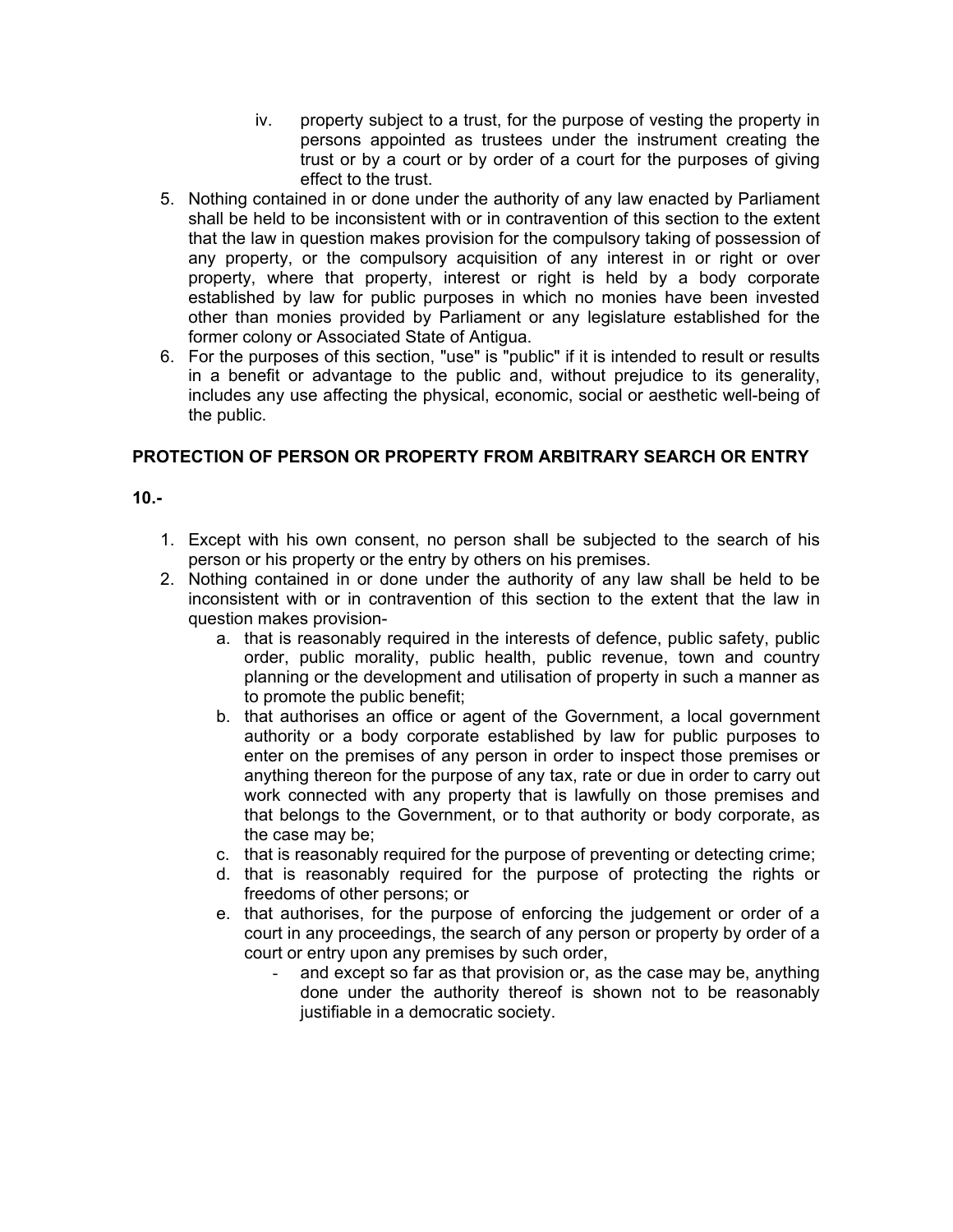iv. property subject to a trust, for the purpose of vesting the property in persons appointed as trustees under the instrument creating the trust or by a court or by order of a court for the purposes of giving effect to the trust.

5. Nothing contained in or done under the authority of any law enacted by Parliament shall be held to be inconsistent with or in contravention of this section to the extent that the law in question makes provision for the compulsory taking of possession of any property, or the compulsory acquisition of any interest in or right or over property, where that property, interest or right is held by a body corporate established by law for public purposes in which no monies have been invested other than monies provided by Parliament or any legislature established for the former colony or Associated State of Antigua.
6. For the purposes of this section, "use" is "public" if it is intended to result or results in a benefit or advantage to the public and, without prejudice to its generality, includes any use affecting the physical, economic, social or aesthetic well-being of the public.

**PROTECTION OF PERSON OR PROPERTY FROM ARBITRARY SEARCH OR ENTRY**

**10.-**

1. Except with his own consent, no person shall be subjected to the search of his person or his property or the entry by others on his premises.
2. Nothing contained in or done under the authority of any law shall be held to be inconsistent with or in contravention of this section to the extent that the law in question makes provision-
   a. that is reasonably required in the interests of defence, public safety, public order, public morality, public health, public revenue, town and country planning or the development and utilisation of property in such a manner as to promote the public benefit;
   b. that authorises an office or agent of the Government, a local government authority or a body corporate established by law for public purposes to enter on the premises of any person in order to inspect those premises or anything thereon for the purpose of any tax, rate or due in order to carry out work connected with any property that is lawfully on those premises and that belongs to the Government, or to that authority or body corporate, as the case may be;
   c. that is reasonably required for the purpose of preventing or detecting crime;
   d. that is reasonably required for the purpose of protecting the rights or freedoms of other persons; or
   e. that authorises, for the purpose of enforcing the judgement or order of a court in any proceedings, the search of any person or property by order of a court or entry upon any premises by such order,
      - and except so far as that provision or, as the case may be, anything done under the authority thereof is shown not to be reasonably justifiable in a democratic society.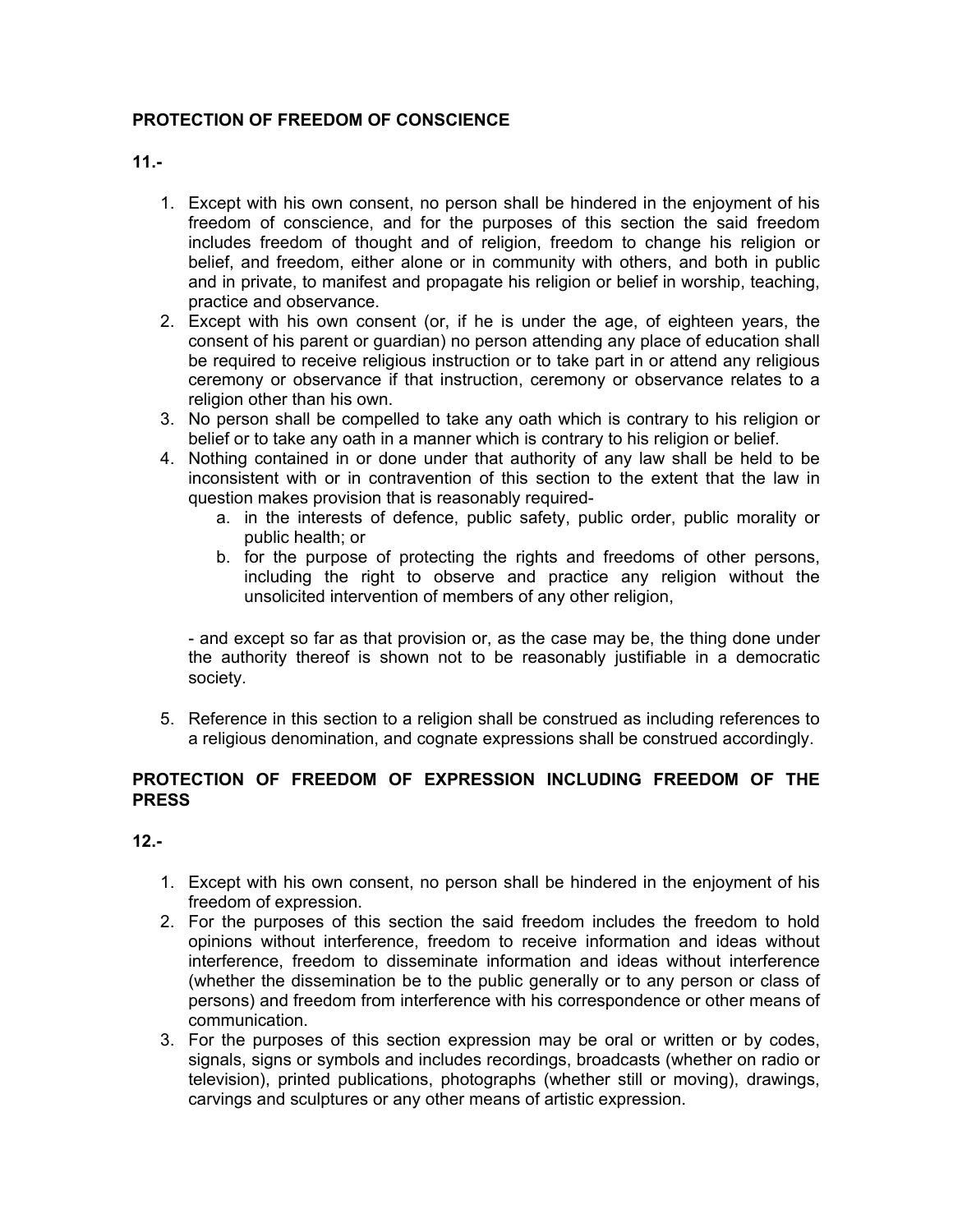**PROTECTION OF FREEDOM OF CONSCIENCE**

**11.-**

1. Except with his own consent, no person shall be hindered in the enjoyment of his freedom of conscience, and for the purposes of this section the said freedom includes freedom of thought and of religion, freedom to change his religion or belief, and freedom, either alone or in community with others, and both in public and in private, to manifest and propagate his religion or belief in worship, teaching, practice and observance.
2. Except with his own consent (or, if he is under the age, of eighteen years, the consent of his parent or guardian) no person attending any place of education shall be required to receive religious instruction or to take part in or attend any religious ceremony or observance if that instruction, ceremony or observance relates to a religion other than his own.
3. No person shall be compelled to take any oath which is contrary to his religion or belief or to take any oath in a manner which is contrary to his religion or belief.
4. Nothing contained in or done under that authority of any law shall be held to be inconsistent with or in contravention of this section to the extent that the law in question makes provision that is reasonably required-
    a. in the interests of defence, public safety, public order, public morality or public health; or
    b. for the purpose of protecting the rights and freedoms of other persons, including the right to observe and practice any religion without the unsolicited intervention of members of any other religion,

    - and except so far as that provision or, as the case may be, the thing done under the authority thereof is shown not to be reasonably justifiable in a democratic society.

5. Reference in this section to a religion shall be construed as including references to a religious denomination, and cognate expressions shall be construed accordingly.

**PROTECTION OF FREEDOM OF EXPRESSION INCLUDING FREEDOM OF THE PRESS**

**12.-**

1. Except with his own consent, no person shall be hindered in the enjoyment of his freedom of expression.
2. For the purposes of this section the said freedom includes the freedom to hold opinions without interference, freedom to receive information and ideas without interference, freedom to disseminate information and ideas without interference (whether the dissemination be to the public generally or to any person or class of persons) and freedom from interference with his correspondence or other means of communication.
3. For the purposes of this section expression may be oral or written or by codes, signals, signs or symbols and includes recordings, broadcasts (whether on radio or television), printed publications, photographs (whether still or moving), drawings, carvings and sculptures or any other means of artistic expression.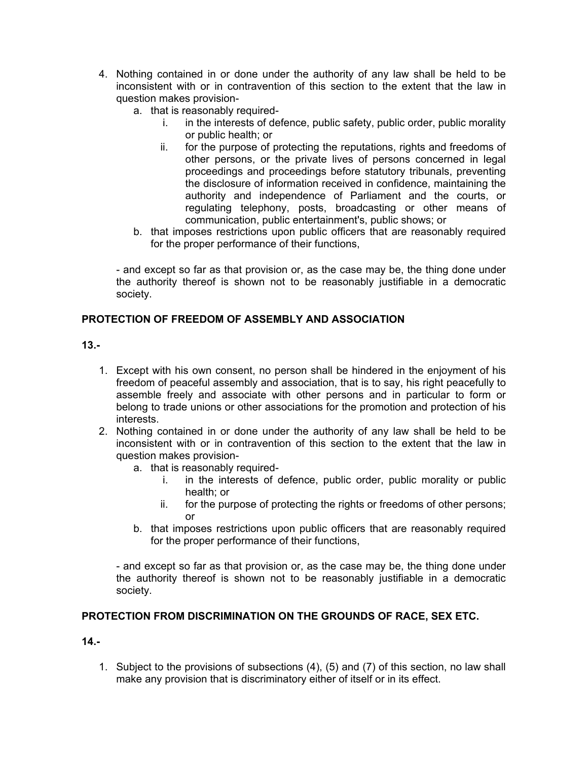4. Nothing contained in or done under the authority of any law shall be held to be inconsistent with or in contravention of this section to the extent that the law in question makes provision-
    a. that is reasonably required-
        i. in the interests of defence, public safety, public order, public morality or public health; or
        ii. for the purpose of protecting the reputations, rights and freedoms of other persons, or the private lives of persons concerned in legal proceedings and proceedings before statutory tribunals, preventing the disclosure of information received in confidence, maintaining the authority and independence of Parliament and the courts, or regulating telephony, posts, broadcasting or other means of communication, public entertainment's, public shows; or
    b. that imposes restrictions upon public officers that are reasonably required for the proper performance of their functions,

    - and except so far as that provision or, as the case may be, the thing done under the authority thereof is shown not to be reasonably justifiable in a democratic society.

**PROTECTION OF FREEDOM OF ASSEMBLY AND ASSOCIATION**

**13.-**

1. Except with his own consent, no person shall be hindered in the enjoyment of his freedom of peaceful assembly and association, that is to say, his right peacefully to assemble freely and associate with other persons and in particular to form or belong to trade unions or other associations for the promotion and protection of his interests.
2. Nothing contained in or done under the authority of any law shall be held to be inconsistent with or in contravention of this section to the extent that the law in question makes provision-
    a. that is reasonably required-
        i. in the interests of defence, public order, public morality or public health; or
        ii. for the purpose of protecting the rights or freedoms of other persons; or
    b. that imposes restrictions upon public officers that are reasonably required for the proper performance of their functions,

    - and except so far as that provision or, as the case may be, the thing done under the authority thereof is shown not to be reasonably justifiable in a democratic society.

**PROTECTION FROM DISCRIMINATION ON THE GROUNDS OF RACE, SEX ETC.**

**14.-**

1. Subject to the provisions of subsections (4), (5) and (7) of this section, no law shall make any provision that is discriminatory either of itself or in its effect.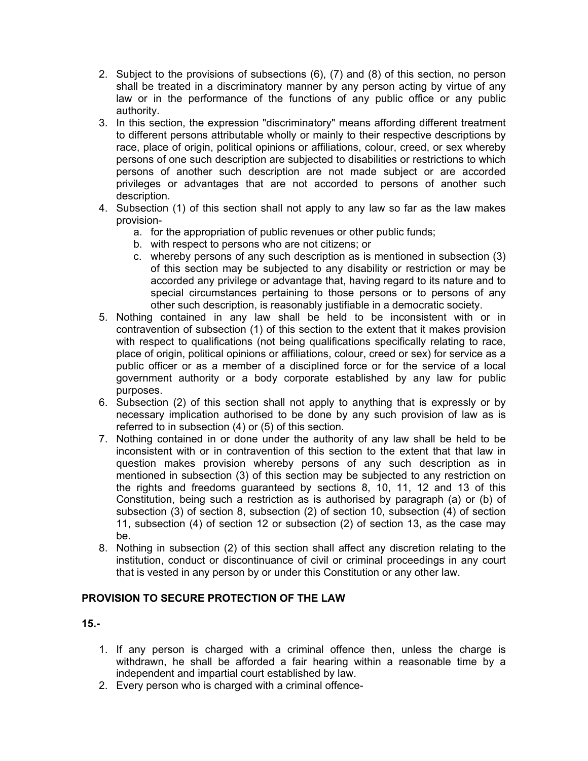2. Subject to the provisions of subsections (6), (7) and (8) of this section, no person shall be treated in a discriminatory manner by any person acting by virtue of any law or in the performance of the functions of any public office or any public authority.
3. In this section, the expression "discriminatory" means affording different treatment to different persons attributable wholly or mainly to their respective descriptions by race, place of origin, political opinions or affiliations, colour, creed, or sex whereby persons of one such description are subjected to disabilities or restrictions to which persons of another such description are not made subject or are accorded privileges or advantages that are not accorded to persons of another such description.
4. Subsection (1) of this section shall not apply to any law so far as the law makes provision-
    a. for the appropriation of public revenues or other public funds;
    b. with respect to persons who are not citizens; or
    c. whereby persons of any such description as is mentioned in subsection (3) of this section may be subjected to any disability or restriction or may be accorded any privilege or advantage that, having regard to its nature and to special circumstances pertaining to those persons or to persons of any other such description, is reasonably justifiable in a democratic society.
5. Nothing contained in any law shall be held to be inconsistent with or in contravention of subsection (1) of this section to the extent that it makes provision with respect to qualifications (not being qualifications specifically relating to race, place of origin, political opinions or affiliations, colour, creed or sex) for service as a public officer or as a member of a disciplined force or for the service of a local government authority or a body corporate established by any law for public purposes.
6. Subsection (2) of this section shall not apply to anything that is expressly or by necessary implication authorised to be done by any such provision of law as is referred to in subsection (4) or (5) of this section.
7. Nothing contained in or done under the authority of any law shall be held to be inconsistent with or in contravention of this section to the extent that that law in question makes provision whereby persons of any such description as in mentioned in subsection (3) of this section may be subjected to any restriction on the rights and freedoms guaranteed by sections 8, 10, 11, 12 and 13 of this Constitution, being such a restriction as is authorised by paragraph (a) or (b) of subsection (3) of section 8, subsection (2) of section 10, subsection (4) of section 11, subsection (4) of section 12 or subsection (2) of section 13, as the case may be.
8. Nothing in subsection (2) of this section shall affect any discretion relating to the institution, conduct or discontinuance of civil or criminal proceedings in any court that is vested in any person by or under this Constitution or any other law.

**PROVISION TO SECURE PROTECTION OF THE LAW**

**15.-**

1. If any person is charged with a criminal offence then, unless the charge is withdrawn, he shall be afforded a fair hearing within a reasonable time by a independent and impartial court established by law.
2. Every person who is charged with a criminal offence-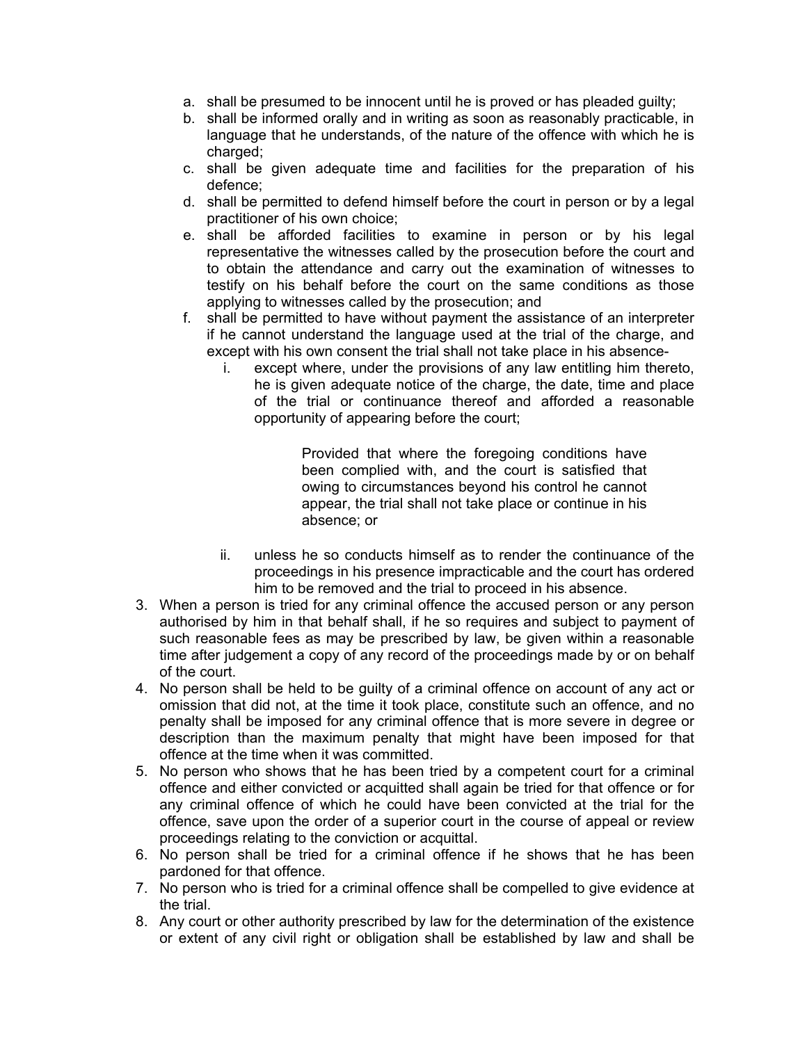a. shall be presumed to be innocent until he is proved or has pleaded guilty;
b. shall be informed orally and in writing as soon as reasonably practicable, in language that he understands, of the nature of the offence with which he is charged;
c. shall be given adequate time and facilities for the preparation of his defence;
d. shall be permitted to defend himself before the court in person or by a legal practitioner of his own choice;
e. shall be afforded facilities to examine in person or by his legal representative the witnesses called by the prosecution before the court and to obtain the attendance and carry out the examination of witnesses to testify on his behalf before the court on the same conditions as those applying to witnesses called by the prosecution; and
f. shall be permitted to have without payment the assistance of an interpreter if he cannot understand the language used at the trial of the charge, and except with his own consent the trial shall not take place in his absence-
    i. except where, under the provisions of any law entitling him thereto, he is given adequate notice of the charge, the date, time and place of the trial or continuance thereof and afforded a reasonable opportunity of appearing before the court;

        Provided that where the foregoing conditions have been complied with, and the court is satisfied that owing to circumstances beyond his control he cannot appear, the trial shall not take place or continue in his absence; or

    ii. unless he so conducts himself as to render the continuance of the proceedings in his presence impracticable and the court has ordered him to be removed and the trial to proceed in his absence.

3. When a person is tried for any criminal offence the accused person or any person authorised by him in that behalf shall, if he so requires and subject to payment of such reasonable fees as may be prescribed by law, be given within a reasonable time after judgement a copy of any record of the proceedings made by or on behalf of the court.
4. No person shall be held to be guilty of a criminal offence on account of any act or omission that did not, at the time it took place, constitute such an offence, and no penalty shall be imposed for any criminal offence that is more severe in degree or description than the maximum penalty that might have been imposed for that offence at the time when it was committed.
5. No person who shows that he has been tried by a competent court for a criminal offence and either convicted or acquitted shall again be tried for that offence or for any criminal offence of which he could have been convicted at the trial for the offence, save upon the order of a superior court in the course of appeal or review proceedings relating to the conviction or acquittal.
6. No person shall be tried for a criminal offence if he shows that he has been pardoned for that offence.
7. No person who is tried for a criminal offence shall be compelled to give evidence at the trial.
8. Any court or other authority prescribed by law for the determination of the existence or extent of any civil right or obligation shall be established by law and shall be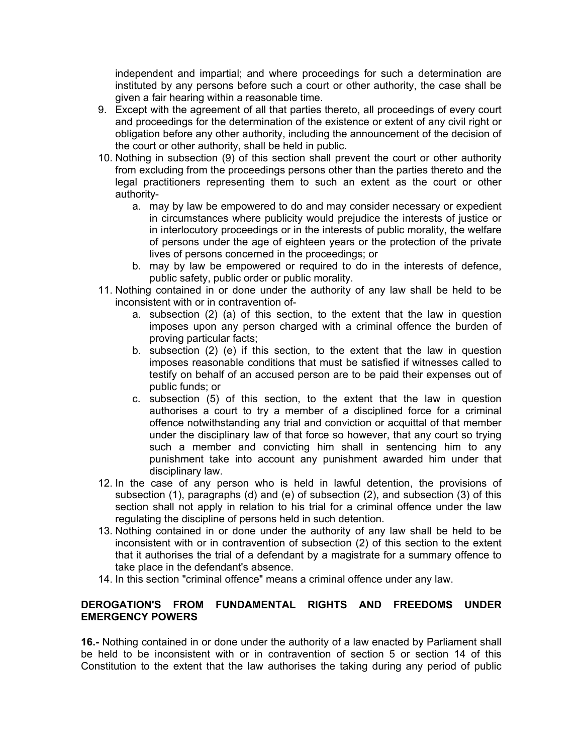independent and impartial; and where proceedings for such a determination are instituted by any persons before such a court or other authority, the case shall be given a fair hearing within a reasonable time.

9. Except with the agreement of all that parties thereto, all proceedings of every court and proceedings for the determination of the existence or extent of any civil right or obligation before any other authority, including the announcement of the decision of the court or other authority, shall be held in public.
10. Nothing in subsection (9) of this section shall prevent the court or other authority from excluding from the proceedings persons other than the parties thereto and the legal practitioners representing them to such an extent as the court or other authority-
    a. may by law be empowered to do and may consider necessary or expedient in circumstances where publicity would prejudice the interests of justice or in interlocutory proceedings or in the interests of public morality, the welfare of persons under the age of eighteen years or the protection of the private lives of persons concerned in the proceedings; or
    b. may by law be empowered or required to do in the interests of defence, public safety, public order or public morality.
11. Nothing contained in or done under the authority of any law shall be held to be inconsistent with or in contravention of-
    a. subsection (2) (a) of this section, to the extent that the law in question imposes upon any person charged with a criminal offence the burden of proving particular facts;
    b. subsection (2) (e) if this section, to the extent that the law in question imposes reasonable conditions that must be satisfied if witnesses called to testify on behalf of an accused person are to be paid their expenses out of public funds; or
    c. subsection (5) of this section, to the extent that the law in question authorises a court to try a member of a disciplined force for a criminal offence notwithstanding any trial and conviction or acquittal of that member under the disciplinary law of that force so however, that any court so trying such a member and convicting him shall in sentencing him to any punishment take into account any punishment awarded him under that disciplinary law.
12. In the case of any person who is held in lawful detention, the provisions of subsection (1), paragraphs (d) and (e) of subsection (2), and subsection (3) of this section shall not apply in relation to his trial for a criminal offence under the law regulating the discipline of persons held in such detention.
13. Nothing contained in or done under the authority of any law shall be held to be inconsistent with or in contravention of subsection (2) of this section to the extent that it authorises the trial of a defendant by a magistrate for a summary offence to take place in the defendant's absence.
14. In this section "criminal offence" means a criminal offence under any law.

## DEROGATION'S FROM FUNDAMENTAL RIGHTS AND FREEDOMS UNDER EMERGENCY POWERS

**16.-** Nothing contained in or done under the authority of a law enacted by Parliament shall be held to be inconsistent with or in contravention of section 5 or section 14 of this Constitution to the extent that the law authorises the taking during any period of public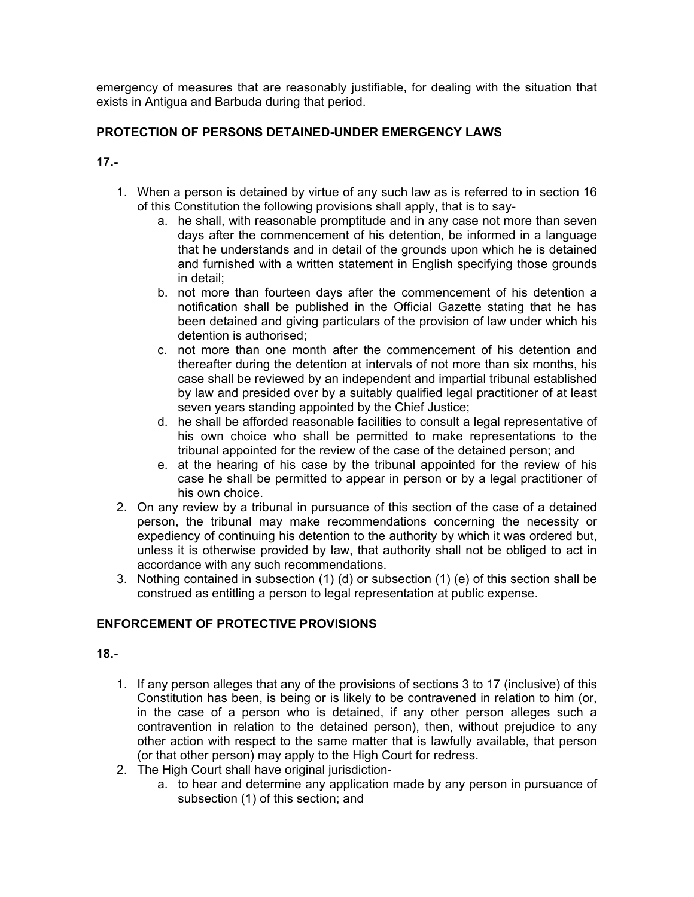emergency of measures that are reasonably justifiable, for dealing with the situation that exists in Antigua and Barbuda during that period.

**PROTECTION OF PERSONS DETAINED-UNDER EMERGENCY LAWS**

**17.-**

1. When a person is detained by virtue of any such law as is referred to in section 16 of this Constitution the following provisions shall apply, that is to say-
   a. he shall, with reasonable promptitude and in any case not more than seven days after the commencement of his detention, be informed in a language that he understands and in detail of the grounds upon which he is detained and furnished with a written statement in English specifying those grounds in detail;
   b. not more than fourteen days after the commencement of his detention a notification shall be published in the Official Gazette stating that he has been detained and giving particulars of the provision of law under which his detention is authorised;
   c. not more than one month after the commencement of his detention and thereafter during the detention at intervals of not more than six months, his case shall be reviewed by an independent and impartial tribunal established by law and presided over by a suitably qualified legal practitioner of at least seven years standing appointed by the Chief Justice;
   d. he shall be afforded reasonable facilities to consult a legal representative of his own choice who shall be permitted to make representations to the tribunal appointed for the review of the case of the detained person; and
   e. at the hearing of his case by the tribunal appointed for the review of his case he shall be permitted to appear in person or by a legal practitioner of his own choice.
2. On any review by a tribunal in pursuance of this section of the case of a detained person, the tribunal may make recommendations concerning the necessity or expediency of continuing his detention to the authority by which it was ordered but, unless it is otherwise provided by law, that authority shall not be obliged to act in accordance with any such recommendations.
3. Nothing contained in subsection (1) (d) or subsection (1) (e) of this section shall be construed as entitling a person to legal representation at public expense.

**ENFORCEMENT OF PROTECTIVE PROVISIONS**

**18.-**

1. If any person alleges that any of the provisions of sections 3 to 17 (inclusive) of this Constitution has been, is being or is likely to be contravened in relation to him (or, in the case of a person who is detained, if any other person alleges such a contravention in relation to the detained person), then, without prejudice to any other action with respect to the same matter that is lawfully available, that person (or that other person) may apply to the High Court for redress.
2. The High Court shall have original jurisdiction-
   a. to hear and determine any application made by any person in pursuance of subsection (1) of this section; and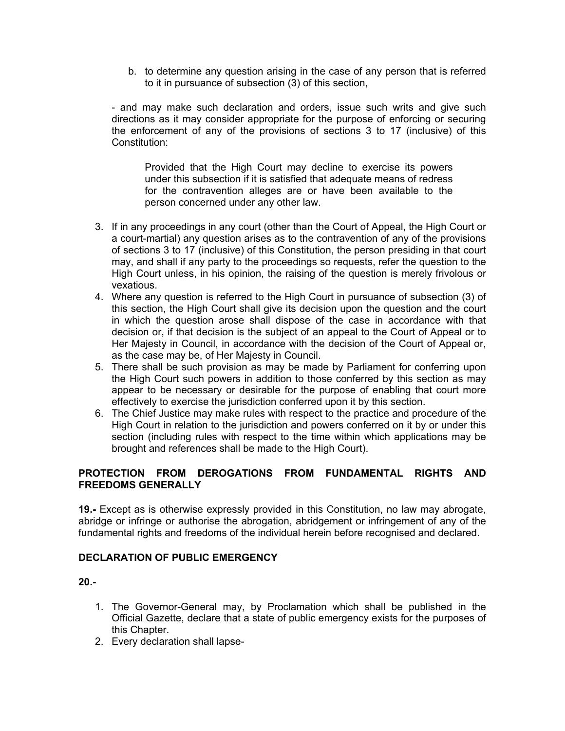b. to determine any question arising in the case of any person that is referred to it in pursuance of subsection (3) of this section,

- and may make such declaration and orders, issue such writs and give such directions as it may consider appropriate for the purpose of enforcing or securing the enforcement of any of the provisions of sections 3 to 17 (inclusive) of this Constitution:

> Provided that the High Court may decline to exercise its powers under this subsection if it is satisfied that adequate means of redress for the contravention alleges are or have been available to the person concerned under any other law.

3. If in any proceedings in any court (other than the Court of Appeal, the High Court or a court-martial) any question arises as to the contravention of any of the provisions of sections 3 to 17 (inclusive) of this Constitution, the person presiding in that court may, and shall if any party to the proceedings so requests, refer the question to the High Court unless, in his opinion, the raising of the question is merely frivolous or vexatious.
4. Where any question is referred to the High Court in pursuance of subsection (3) of this section, the High Court shall give its decision upon the question and the court in which the question arose shall dispose of the case in accordance with that decision or, if that decision is the subject of an appeal to the Court of Appeal or to Her Majesty in Council, in accordance with the decision of the Court of Appeal or, as the case may be, of Her Majesty in Council.
5. There shall be such provision as may be made by Parliament for conferring upon the High Court such powers in addition to those conferred by this section as may appear to be necessary or desirable for the purpose of enabling that court more effectively to exercise the jurisdiction conferred upon it by this section.
6. The Chief Justice may make rules with respect to the practice and procedure of the High Court in relation to the jurisdiction and powers conferred on it by or under this section (including rules with respect to the time within which applications may be brought and references shall be made to the High Court).

**PROTECTION FROM DEROGATIONS FROM FUNDAMENTAL RIGHTS AND FREEDOMS GENERALLY**

**19.-** Except as is otherwise expressly provided in this Constitution, no law may abrogate, abridge or infringe or authorise the abrogation, abridgement or infringement of any of the fundamental rights and freedoms of the individual herein before recognised and declared.

**DECLARATION OF PUBLIC EMERGENCY**

**20.-**

1. The Governor-General may, by Proclamation which shall be published in the Official Gazette, declare that a state of public emergency exists for the purposes of this Chapter.
2. Every declaration shall lapse-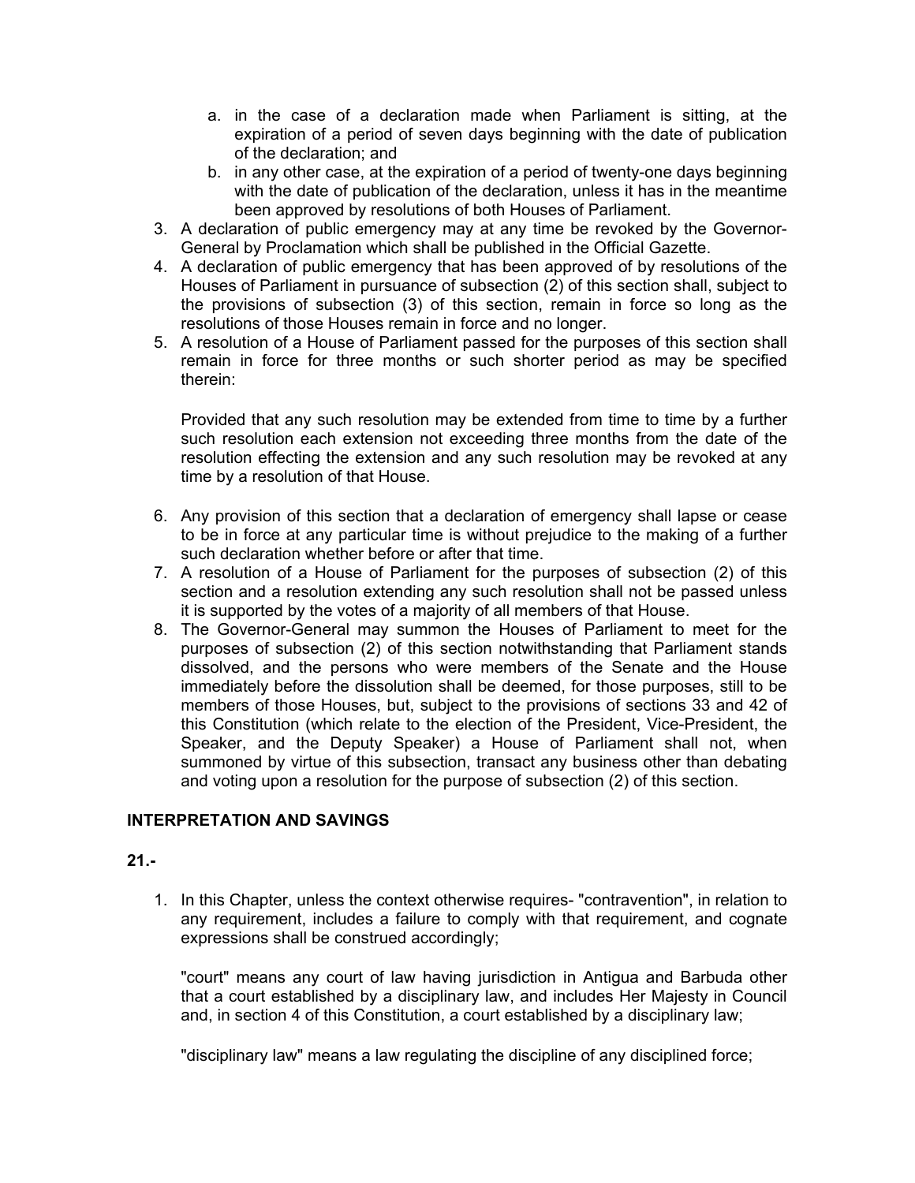a. in the case of a declaration made when Parliament is sitting, at the expiration of a period of seven days beginning with the date of publication of the declaration; and
   b. in any other case, at the expiration of a period of twenty-one days beginning with the date of publication of the declaration, unless it has in the meantime been approved by resolutions of both Houses of Parliament.
3. A declaration of public emergency may at any time be revoked by the Governor-General by Proclamation which shall be published in the Official Gazette.
4. A declaration of public emergency that has been approved of by resolutions of the Houses of Parliament in pursuance of subsection (2) of this section shall, subject to the provisions of subsection (3) of this section, remain in force so long as the resolutions of those Houses remain in force and no longer.
5. A resolution of a House of Parliament passed for the purposes of this section shall remain in force for three months or such shorter period as may be specified therein:

   Provided that any such resolution may be extended from time to time by a further such resolution each extension not exceeding three months from the date of the resolution effecting the extension and any such resolution may be revoked at any time by a resolution of that House.

6. Any provision of this section that a declaration of emergency shall lapse or cease to be in force at any particular time is without prejudice to the making of a further such declaration whether before or after that time.
7. A resolution of a House of Parliament for the purposes of subsection (2) of this section and a resolution extending any such resolution shall not be passed unless it is supported by the votes of a majority of all members of that House.
8. The Governor-General may summon the Houses of Parliament to meet for the purposes of subsection (2) of this section notwithstanding that Parliament stands dissolved, and the persons who were members of the Senate and the House immediately before the dissolution shall be deemed, for those purposes, still to be members of those Houses, but, subject to the provisions of sections 33 and 42 of this Constitution (which relate to the election of the President, Vice-President, the Speaker, and the Deputy Speaker) a House of Parliament shall not, when summoned by virtue of this subsection, transact any business other than debating and voting upon a resolution for the purpose of subsection (2) of this section.

**INTERPRETATION AND SAVINGS**

**21.-**

1. In this Chapter, unless the context otherwise requires- "contravention", in relation to any requirement, includes a failure to comply with that requirement, and cognate expressions shall be construed accordingly;

   "court" means any court of law having jurisdiction in Antigua and Barbuda other that a court established by a disciplinary law, and includes Her Majesty in Council and, in section 4 of this Constitution, a court established by a disciplinary law;

   "disciplinary law" means a law regulating the discipline of any disciplined force;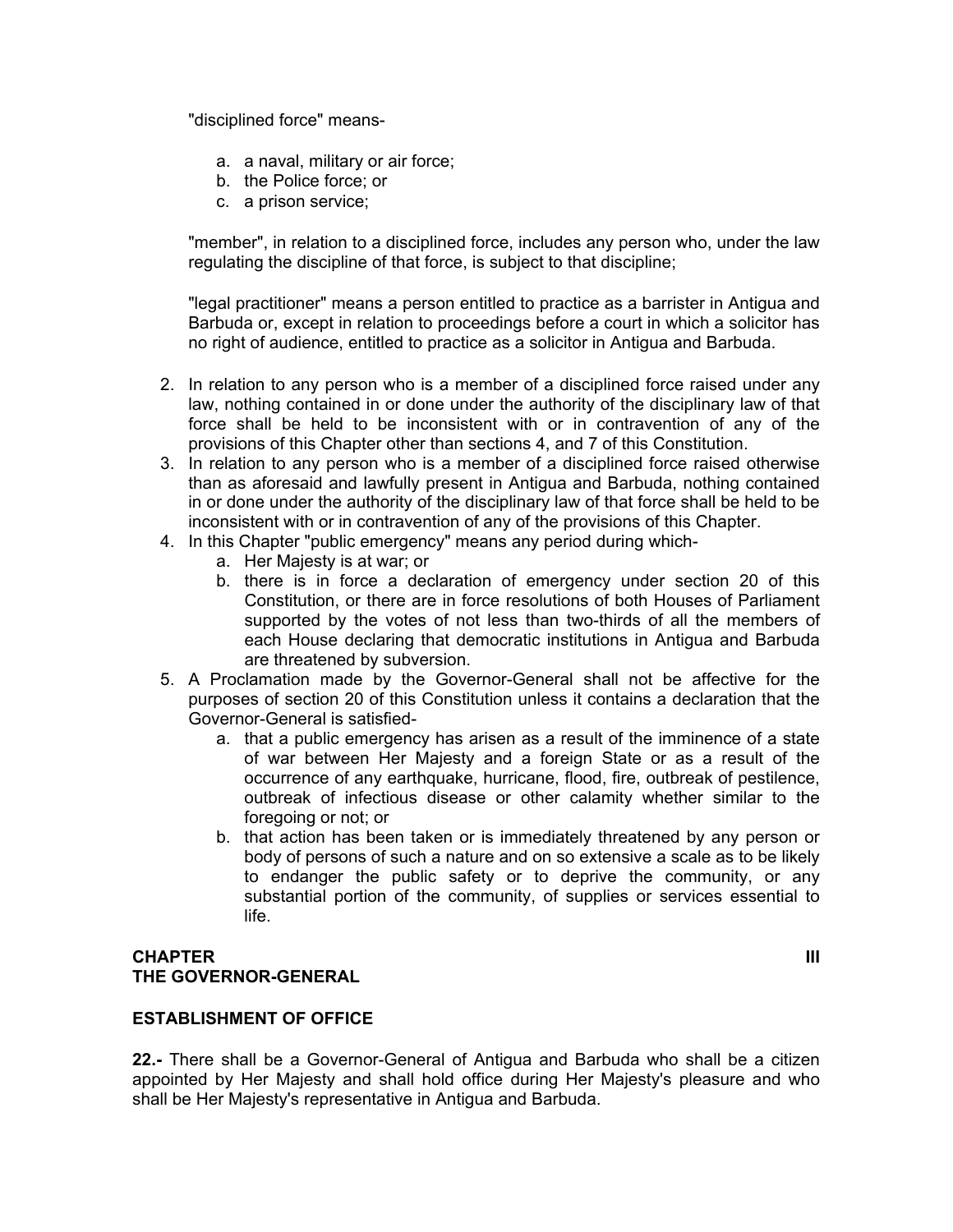"disciplined force" means-

a. a naval, military or air force;
b. the Police force; or
c. a prison service;

"member", in relation to a disciplined force, includes any person who, under the law regulating the discipline of that force, is subject to that discipline;

"legal practitioner" means a person entitled to practice as a barrister in Antigua and Barbuda or, except in relation to proceedings before a court in which a solicitor has no right of audience, entitled to practice as a solicitor in Antigua and Barbuda.

2. In relation to any person who is a member of a disciplined force raised under any law, nothing contained in or done under the authority of the disciplinary law of that force shall be held to be inconsistent with or in contravention of any of the provisions of this Chapter other than sections 4, and 7 of this Constitution.
3. In relation to any person who is a member of a disciplined force raised otherwise than as aforesaid and lawfully present in Antigua and Barbuda, nothing contained in or done under the authority of the disciplinary law of that force shall be held to be inconsistent with or in contravention of any of the provisions of this Chapter.
4. In this Chapter "public emergency" means any period during which-
    a. Her Majesty is at war; or
    b. there is in force a declaration of emergency under section 20 of this Constitution, or there are in force resolutions of both Houses of Parliament supported by the votes of not less than two-thirds of all the members of each House declaring that democratic institutions in Antigua and Barbuda are threatened by subversion.
5. A Proclamation made by the Governor-General shall not be affective for the purposes of section 20 of this Constitution unless it contains a declaration that the Governor-General is satisfied-
    a. that a public emergency has arisen as a result of the imminence of a state of war between Her Majesty and a foreign State or as a result of the occurrence of any earthquake, hurricane, flood, fire, outbreak of pestilence, outbreak of infectious disease or other calamity whether similar to the foregoing or not; or
    b. that action has been taken or is immediately threatened by any person or body of persons of such a nature and on so extensive a scale as to be likely to endanger the public safety or to deprive the community, or any substantial portion of the community, of supplies or services essential to life.

## CHAPTER III
## THE GOVERNOR-GENERAL

### ESTABLISHMENT OF OFFICE

**22.-** There shall be a Governor-General of Antigua and Barbuda who shall be a citizen appointed by Her Majesty and shall hold office during Her Majesty's pleasure and who shall be Her Majesty's representative in Antigua and Barbuda.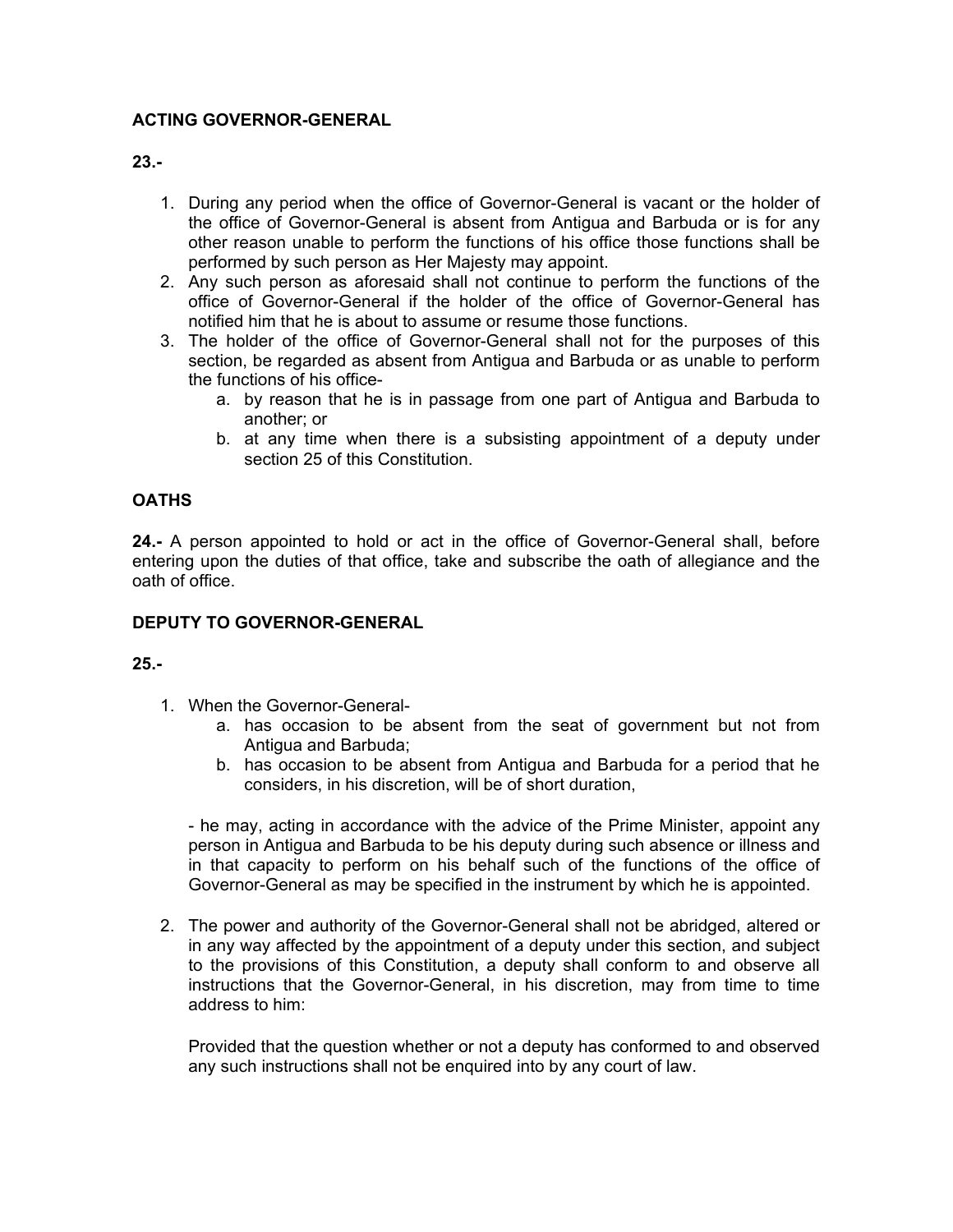**ACTING GOVERNOR-GENERAL**

**23.-**

1. During any period when the office of Governor-General is vacant or the holder of the office of Governor-General is absent from Antigua and Barbuda or is for any other reason unable to perform the functions of his office those functions shall be performed by such person as Her Majesty may appoint.
2. Any such person as aforesaid shall not continue to perform the functions of the office of Governor-General if the holder of the office of Governor-General has notified him that he is about to assume or resume those functions.
3. The holder of the office of Governor-General shall not for the purposes of this section, be regarded as absent from Antigua and Barbuda or as unable to perform the functions of his office-
    a. by reason that he is in passage from one part of Antigua and Barbuda to another; or
    b. at any time when there is a subsisting appointment of a deputy under section 25 of this Constitution.

**OATHS**

**24.-** A person appointed to hold or act in the office of Governor-General shall, before entering upon the duties of that office, take and subscribe the oath of allegiance and the oath of office.

**DEPUTY TO GOVERNOR-GENERAL**

**25.-**

1. When the Governor-General-
    a. has occasion to be absent from the seat of government but not from Antigua and Barbuda;
    b. has occasion to be absent from Antigua and Barbuda for a period that he considers, in his discretion, will be of short duration,

    - he may, acting in accordance with the advice of the Prime Minister, appoint any person in Antigua and Barbuda to be his deputy during such absence or illness and in that capacity to perform on his behalf such of the functions of the office of Governor-General as may be specified in the instrument by which he is appointed.

2. The power and authority of the Governor-General shall not be abridged, altered or in any way affected by the appointment of a deputy under this section, and subject to the provisions of this Constitution, a deputy shall conform to and observe all instructions that the Governor-General, in his discretion, may from time to time address to him:

    Provided that the question whether or not a deputy has conformed to and observed any such instructions shall not be enquired into by any court of law.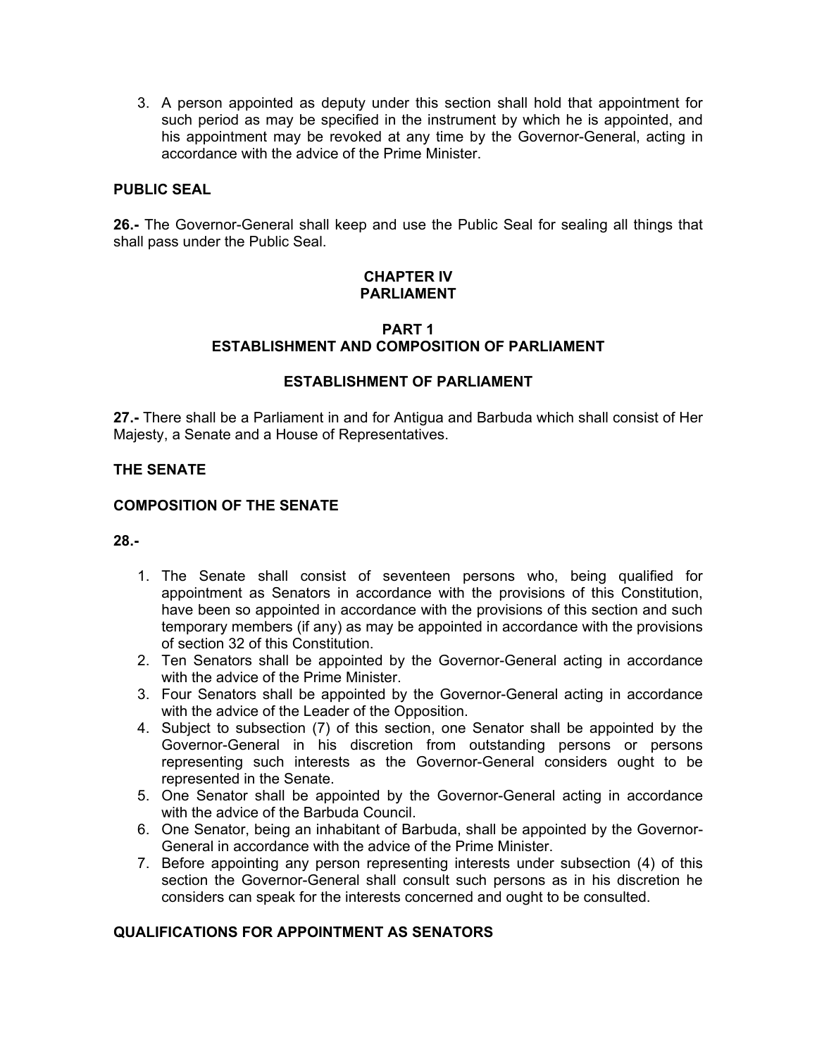3. A person appointed as deputy under this section shall hold that appointment for such period as may be specified in the instrument by which he is appointed, and his appointment may be revoked at any time by the Governor-General, acting in accordance with the advice of the Prime Minister.

**PUBLIC SEAL**

**26.-** The Governor-General shall keep and use the Public Seal for sealing all things that shall pass under the Public Seal.

## CHAPTER IV
## PARLIAMENT

### PART 1
### ESTABLISHMENT AND COMPOSITION OF PARLIAMENT

**ESTABLISHMENT OF PARLIAMENT**

**27.-** There shall be a Parliament in and for Antigua and Barbuda which shall consist of Her Majesty, a Senate and a House of Representatives.

**THE SENATE**

**COMPOSITION OF THE SENATE**

**28.-**

1. The Senate shall consist of seventeen persons who, being qualified for appointment as Senators in accordance with the provisions of this Constitution, have been so appointed in accordance with the provisions of this section and such temporary members (if any) as may be appointed in accordance with the provisions of section 32 of this Constitution.
2. Ten Senators shall be appointed by the Governor-General acting in accordance with the advice of the Prime Minister.
3. Four Senators shall be appointed by the Governor-General acting in accordance with the advice of the Leader of the Opposition.
4. Subject to subsection (7) of this section, one Senator shall be appointed by the Governor-General in his discretion from outstanding persons or persons representing such interests as the Governor-General considers ought to be represented in the Senate.
5. One Senator shall be appointed by the Governor-General acting in accordance with the advice of the Barbuda Council.
6. One Senator, being an inhabitant of Barbuda, shall be appointed by the Governor-General in accordance with the advice of the Prime Minister.
7. Before appointing any person representing interests under subsection (4) of this section the Governor-General shall consult such persons as in his discretion he considers can speak for the interests concerned and ought to be consulted.

**QUALIFICATIONS FOR APPOINTMENT AS SENATORS**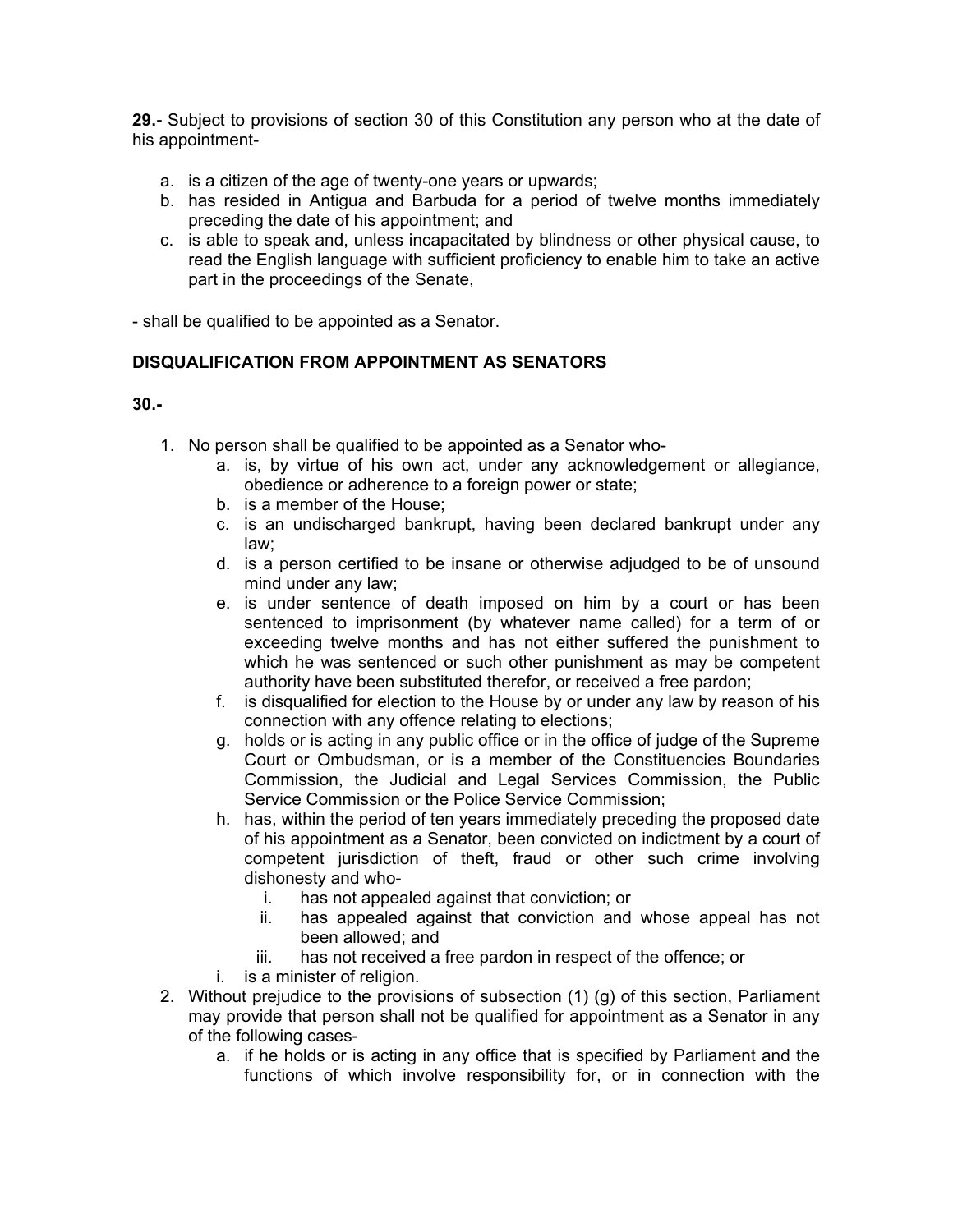**29.-** Subject to provisions of section 30 of this Constitution any person who at the date of his appointment-

a. is a citizen of the age of twenty-one years or upwards;
b. has resided in Antigua and Barbuda for a period of twelve months immediately preceding the date of his appointment; and
c. is able to speak and, unless incapacitated by blindness or other physical cause, to read the English language with sufficient proficiency to enable him to take an active part in the proceedings of the Senate,

- shall be qualified to be appointed as a Senator.

**DISQUALIFICATION FROM APPOINTMENT AS SENATORS**

**30.-**

1. No person shall be qualified to be appointed as a Senator who-
   a. is, by virtue of his own act, under any acknowledgement or allegiance, obedience or adherence to a foreign power or state;
   b. is a member of the House;
   c. is an undischarged bankrupt, having been declared bankrupt under any law;
   d. is a person certified to be insane or otherwise adjudged to be of unsound mind under any law;
   e. is under sentence of death imposed on him by a court or has been sentenced to imprisonment (by whatever name called) for a term of or exceeding twelve months and has not either suffered the punishment to which he was sentenced or such other punishment as may be competent authority have been substituted therefor, or received a free pardon;
   f. is disqualified for election to the House by or under any law by reason of his connection with any offence relating to elections;
   g. holds or is acting in any public office or in the office of judge of the Supreme Court or Ombudsman, or is a member of the Constituencies Boundaries Commission, the Judicial and Legal Services Commission, the Public Service Commission or the Police Service Commission;
   h. has, within the period of ten years immediately preceding the proposed date of his appointment as a Senator, been convicted on indictment by a court of competent jurisdiction of theft, fraud or other such crime involving dishonesty and who-
      i. has not appealed against that conviction; or
      ii. has appealed against that conviction and whose appeal has not been allowed; and
      iii. has not received a free pardon in respect of the offence; or
   i. is a minister of religion.
2. Without prejudice to the provisions of subsection (1) (g) of this section, Parliament may provide that person shall not be qualified for appointment as a Senator in any of the following cases-
   a. if he holds or is acting in any office that is specified by Parliament and the functions of which involve responsibility for, or in connection with the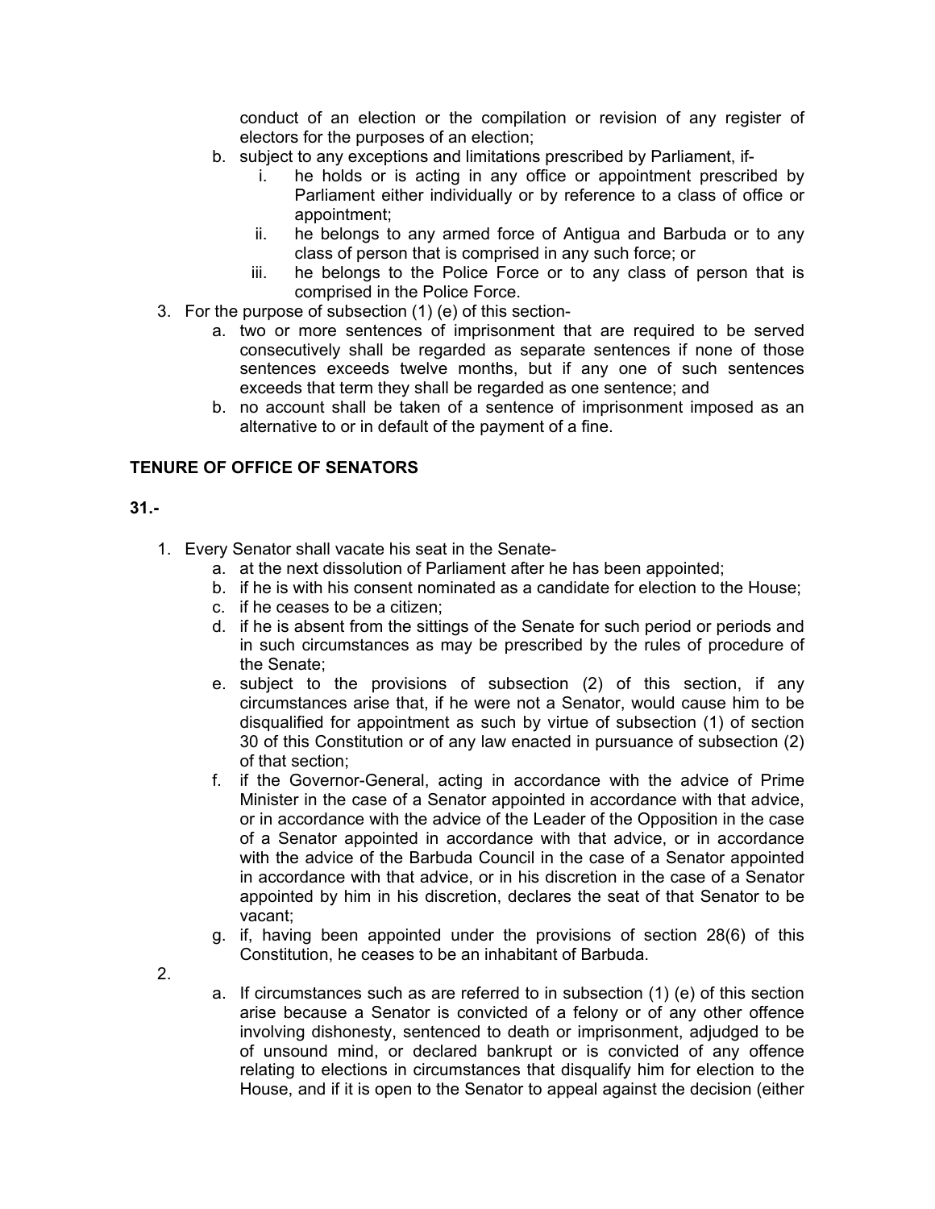conduct of an election or the compilation or revision of any register of electors for the purposes of an election;

b. subject to any exceptions and limitations prescribed by Parliament, if-
    i. he holds or is acting in any office or appointment prescribed by Parliament either individually or by reference to a class of office or appointment;
    ii. he belongs to any armed force of Antigua and Barbuda or to any class of person that is comprised in any such force; or
    iii. he belongs to the Police Force or to any class of person that is comprised in the Police Force.

3. For the purpose of subsection (1) (e) of this section-
    a. two or more sentences of imprisonment that are required to be served consecutively shall be regarded as separate sentences if none of those sentences exceeds twelve months, but if any one of such sentences exceeds that term they shall be regarded as one sentence; and
    b. no account shall be taken of a sentence of imprisonment imposed as an alternative to or in default of the payment of a fine.

**TENURE OF OFFICE OF SENATORS**

**31.-**

1. Every Senator shall vacate his seat in the Senate-
    a. at the next dissolution of Parliament after he has been appointed;
    b. if he is with his consent nominated as a candidate for election to the House;
    c. if he ceases to be a citizen;
    d. if he is absent from the sittings of the Senate for such period or periods and in such circumstances as may be prescribed by the rules of procedure of the Senate;
    e. subject to the provisions of subsection (2) of this section, if any circumstances arise that, if he were not a Senator, would cause him to be disqualified for appointment as such by virtue of subsection (1) of section 30 of this Constitution or of any law enacted in pursuance of subsection (2) of that section;
    f. if the Governor-General, acting in accordance with the advice of Prime Minister in the case of a Senator appointed in accordance with that advice, or in accordance with the advice of the Leader of the Opposition in the case of a Senator appointed in accordance with that advice, or in accordance with the advice of the Barbuda Council in the case of a Senator appointed in accordance with that advice, or in his discretion in the case of a Senator appointed by him in his discretion, declares the seat of that Senator to be vacant;
    g. if, having been appointed under the provisions of section 28(6) of this Constitution, he ceases to be an inhabitant of Barbuda.

2.
    a. If circumstances such as are referred to in subsection (1) (e) of this section arise because a Senator is convicted of a felony or of any other offence involving dishonesty, sentenced to death or imprisonment, adjudged to be of unsound mind, or declared bankrupt or is convicted of any offence relating to elections in circumstances that disqualify him for election to the House, and if it is open to the Senator to appeal against the decision (either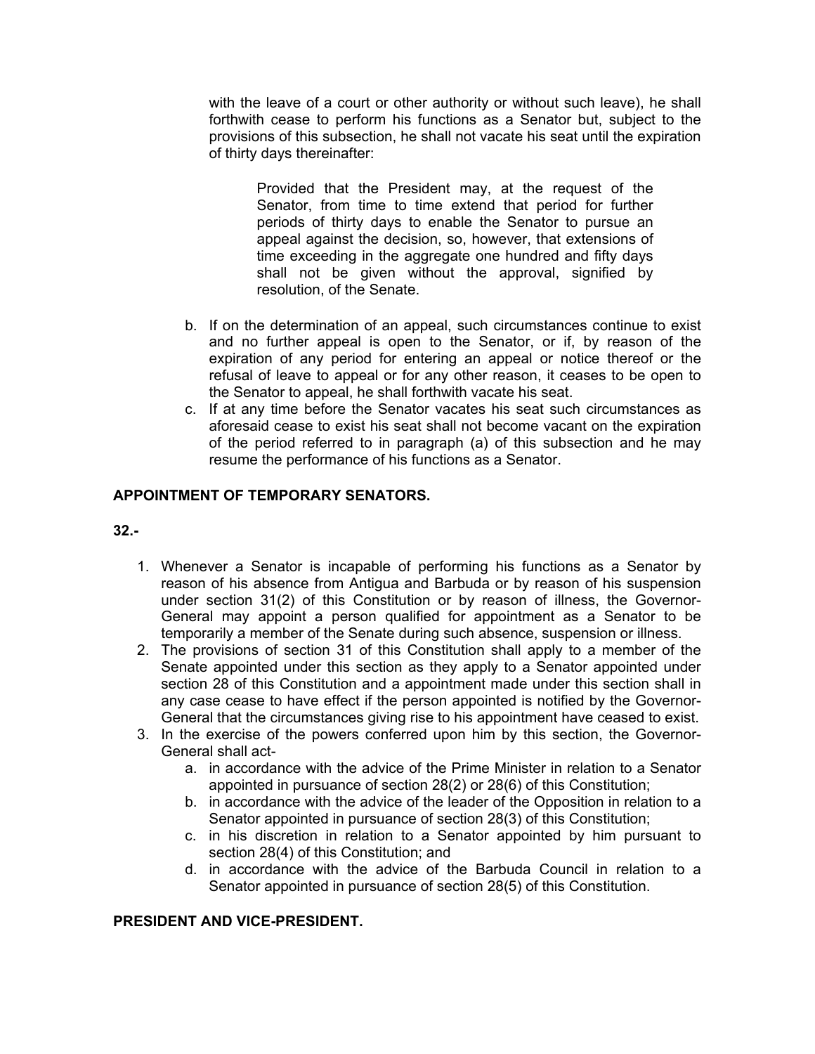with the leave of a court or other authority or without such leave), he shall forthwith cease to perform his functions as a Senator but, subject to the provisions of this subsection, he shall not vacate his seat until the expiration of thirty days thereinafter:

> Provided that the President may, at the request of the Senator, from time to time extend that period for further periods of thirty days to enable the Senator to pursue an appeal against the decision, so, however, that extensions of time exceeding in the aggregate one hundred and fifty days shall not be given without the approval, signified by resolution, of the Senate.

b. If on the determination of an appeal, such circumstances continue to exist and no further appeal is open to the Senator, or if, by reason of the expiration of any period for entering an appeal or notice thereof or the refusal of leave to appeal or for any other reason, it ceases to be open to the Senator to appeal, he shall forthwith vacate his seat.

c. If at any time before the Senator vacates his seat such circumstances as aforesaid cease to exist his seat shall not become vacant on the expiration of the period referred to in paragraph (a) of this subsection and he may resume the performance of his functions as a Senator.

**APPOINTMENT OF TEMPORARY SENATORS.**

**32.-**

1. Whenever a Senator is incapable of performing his functions as a Senator by reason of his absence from Antigua and Barbuda or by reason of his suspension under section 31(2) of this Constitution or by reason of illness, the Governor-General may appoint a person qualified for appointment as a Senator to be temporarily a member of the Senate during such absence, suspension or illness.
2. The provisions of section 31 of this Constitution shall apply to a member of the Senate appointed under this section as they apply to a Senator appointed under section 28 of this Constitution and a appointment made under this section shall in any case cease to have effect if the person appointed is notified by the Governor-General that the circumstances giving rise to his appointment have ceased to exist.
3. In the exercise of the powers conferred upon him by this section, the Governor-General shall act-
   a. in accordance with the advice of the Prime Minister in relation to a Senator appointed in pursuance of section 28(2) or 28(6) of this Constitution;
   b. in accordance with the advice of the leader of the Opposition in relation to a Senator appointed in pursuance of section 28(3) of this Constitution;
   c. in his discretion in relation to a Senator appointed by him pursuant to section 28(4) of this Constitution; and
   d. in accordance with the advice of the Barbuda Council in relation to a Senator appointed in pursuance of section 28(5) of this Constitution.

**PRESIDENT AND VICE-PRESIDENT.**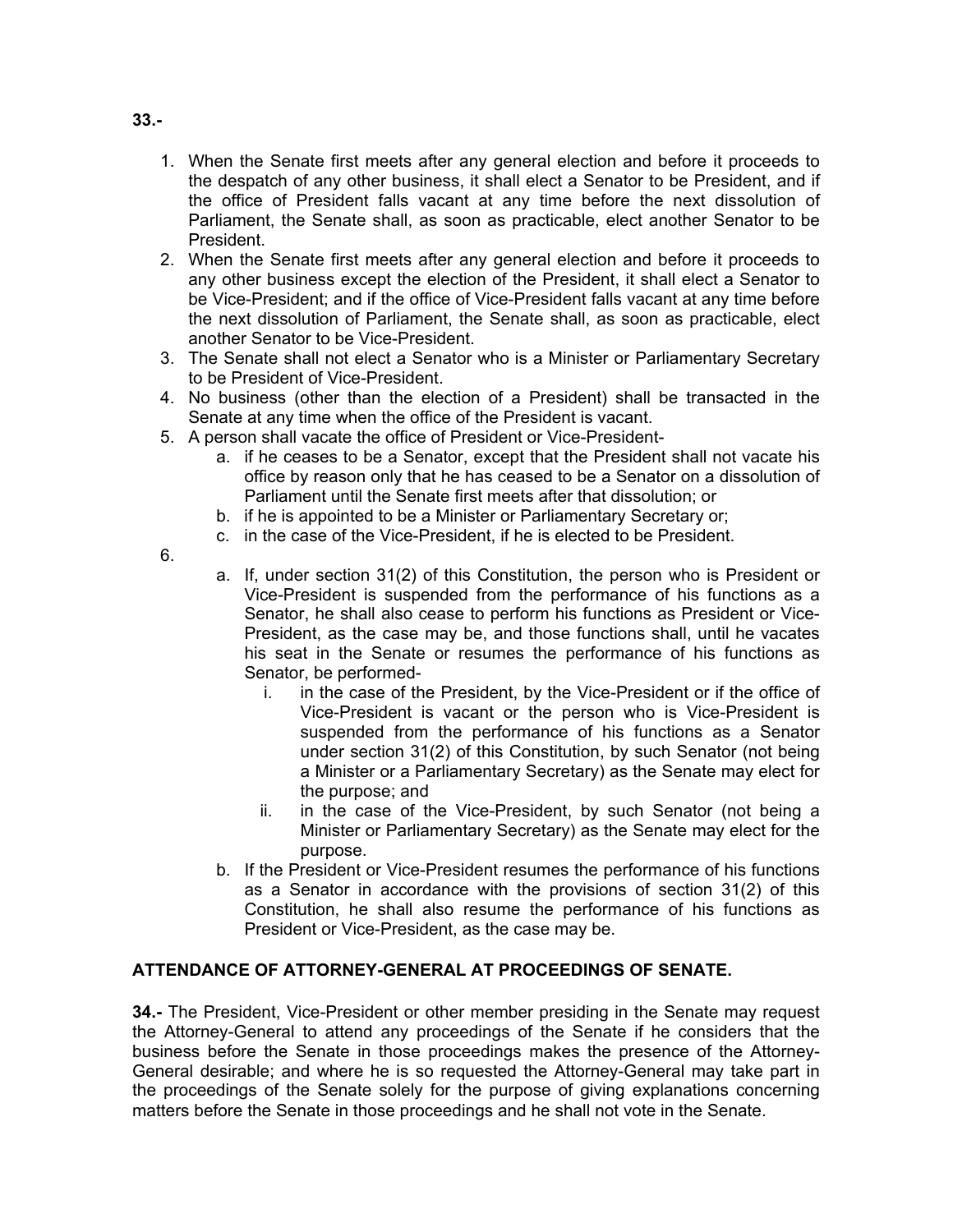**33.-**

1. When the Senate first meets after any general election and before it proceeds to the despatch of any other business, it shall elect a Senator to be President, and if the office of President falls vacant at any time before the next dissolution of Parliament, the Senate shall, as soon as practicable, elect another Senator to be President.
2. When the Senate first meets after any general election and before it proceeds to any other business except the election of the President, it shall elect a Senator to be Vice-President; and if the office of Vice-President falls vacant at any time before the next dissolution of Parliament, the Senate shall, as soon as practicable, elect another Senator to be Vice-President.
3. The Senate shall not elect a Senator who is a Minister or Parliamentary Secretary to be President of Vice-President.
4. No business (other than the election of a President) shall be transacted in the Senate at any time when the office of the President is vacant.
5. A person shall vacate the office of President or Vice-President-
    a. if he ceases to be a Senator, except that the President shall not vacate his office by reason only that he has ceased to be a Senator on a dissolution of Parliament until the Senate first meets after that dissolution; or
    b. if he is appointed to be a Minister or Parliamentary Secretary or;
    c. in the case of the Vice-President, if he is elected to be President.
6.
    a. If, under section 31(2) of this Constitution, the person who is President or Vice-President is suspended from the performance of his functions as a Senator, he shall also cease to perform his functions as President or Vice-President, as the case may be, and those functions shall, until he vacates his seat in the Senate or resumes the performance of his functions as Senator, be performed-
        i. in the case of the President, by the Vice-President or if the office of Vice-President is vacant or the person who is Vice-President is suspended from the performance of his functions as a Senator under section 31(2) of this Constitution, by such Senator (not being a Minister or a Parliamentary Secretary) as the Senate may elect for the purpose; and
        ii. in the case of the Vice-President, by such Senator (not being a Minister or Parliamentary Secretary) as the Senate may elect for the purpose.
    b. If the President or Vice-President resumes the performance of his functions as a Senator in accordance with the provisions of section 31(2) of this Constitution, he shall also resume the performance of his functions as President or Vice-President, as the case may be.

**ATTENDANCE OF ATTORNEY-GENERAL AT PROCEEDINGS OF SENATE.**

**34.-** The President, Vice-President or other member presiding in the Senate may request the Attorney-General to attend any proceedings of the Senate if he considers that the business before the Senate in those proceedings makes the presence of the Attorney-General desirable; and where he is so requested the Attorney-General may take part in the proceedings of the Senate solely for the purpose of giving explanations concerning matters before the Senate in those proceedings and he shall not vote in the Senate.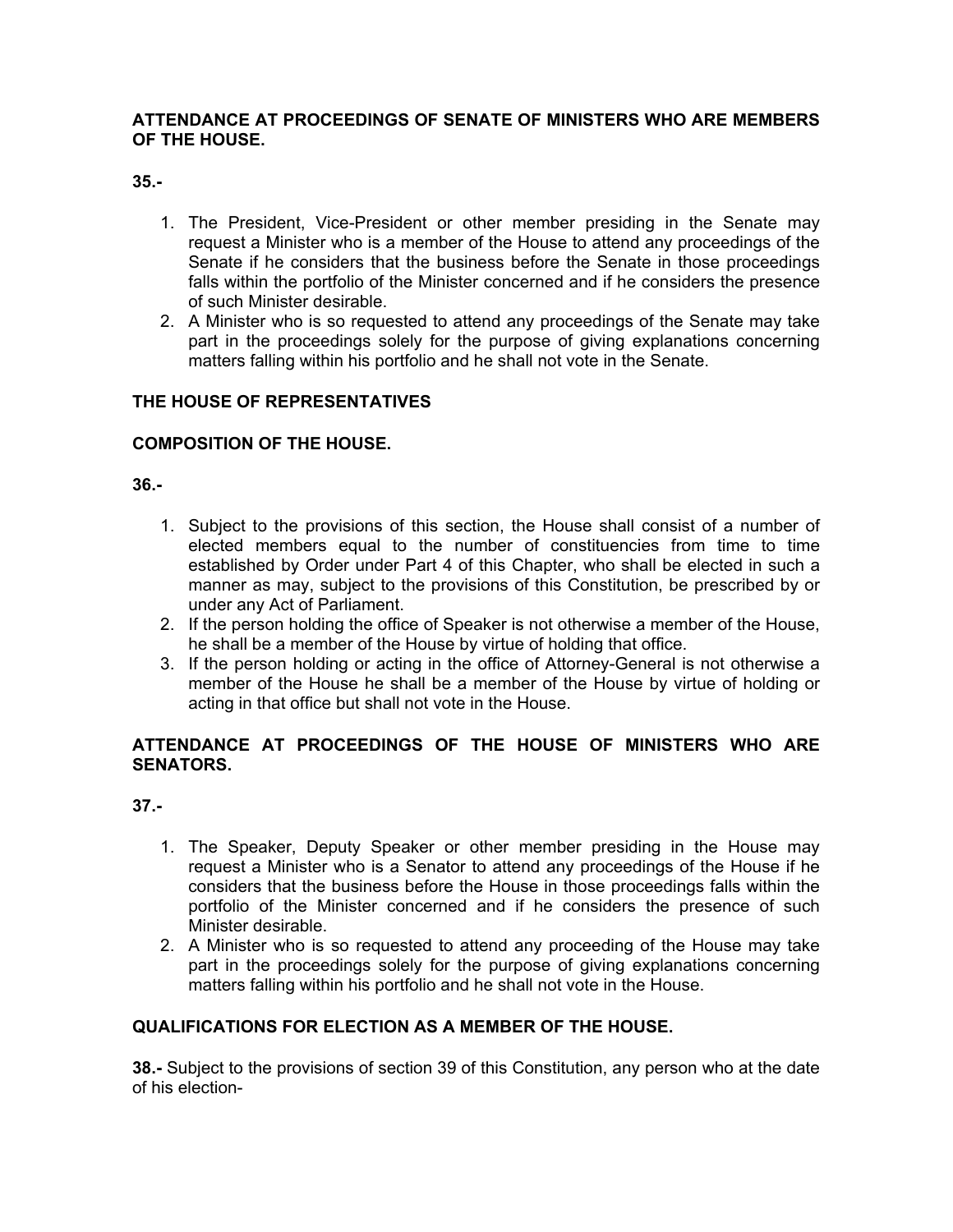**ATTENDANCE AT PROCEEDINGS OF SENATE OF MINISTERS WHO ARE MEMBERS OF THE HOUSE.**

**35.-**

1. The President, Vice-President or other member presiding in the Senate may request a Minister who is a member of the House to attend any proceedings of the Senate if he considers that the business before the Senate in those proceedings falls within the portfolio of the Minister concerned and if he considers the presence of such Minister desirable.
2. A Minister who is so requested to attend any proceedings of the Senate may take part in the proceedings solely for the purpose of giving explanations concerning matters falling within his portfolio and he shall not vote in the Senate.

**THE HOUSE OF REPRESENTATIVES**

**COMPOSITION OF THE HOUSE.**

**36.-**

1. Subject to the provisions of this section, the House shall consist of a number of elected members equal to the number of constituencies from time to time established by Order under Part 4 of this Chapter, who shall be elected in such a manner as may, subject to the provisions of this Constitution, be prescribed by or under any Act of Parliament.
2. If the person holding the office of Speaker is not otherwise a member of the House, he shall be a member of the House by virtue of holding that office.
3. If the person holding or acting in the office of Attorney-General is not otherwise a member of the House he shall be a member of the House by virtue of holding or acting in that office but shall not vote in the House.

**ATTENDANCE AT PROCEEDINGS OF THE HOUSE OF MINISTERS WHO ARE SENATORS.**

**37.-**

1. The Speaker, Deputy Speaker or other member presiding in the House may request a Minister who is a Senator to attend any proceedings of the House if he considers that the business before the House in those proceedings falls within the portfolio of the Minister concerned and if he considers the presence of such Minister desirable.
2. A Minister who is so requested to attend any proceeding of the House may take part in the proceedings solely for the purpose of giving explanations concerning matters falling within his portfolio and he shall not vote in the House.

**QUALIFICATIONS FOR ELECTION AS A MEMBER OF THE HOUSE.**

**38.-** Subject to the provisions of section 39 of this Constitution, any person who at the date of his election-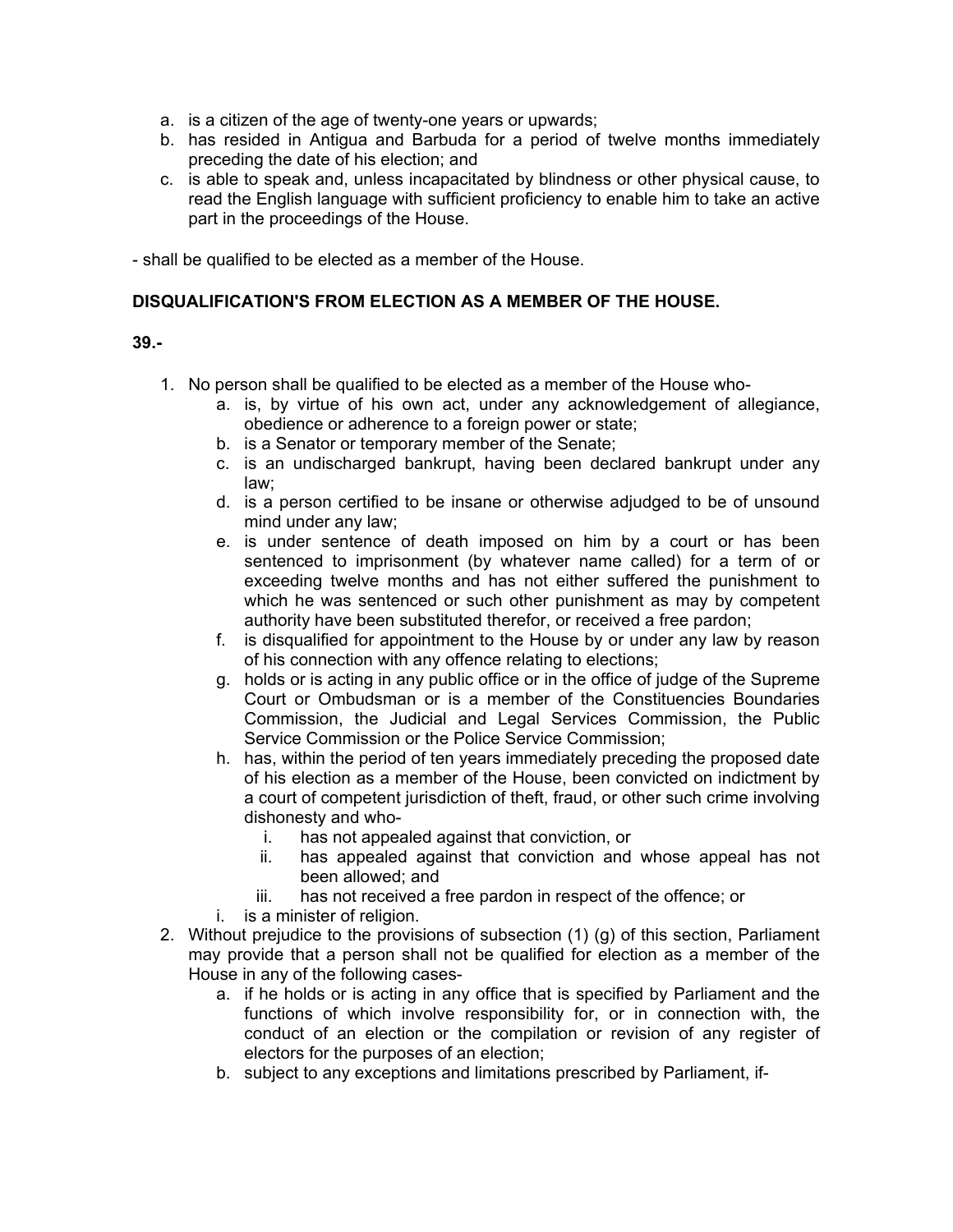a. is a citizen of the age of twenty-one years or upwards;
b. has resided in Antigua and Barbuda for a period of twelve months immediately preceding the date of his election; and
c. is able to speak and, unless incapacitated by blindness or other physical cause, to read the English language with sufficient proficiency to enable him to take an active part in the proceedings of the House.

- shall be qualified to be elected as a member of the House.

**DISQUALIFICATION'S FROM ELECTION AS A MEMBER OF THE HOUSE.**

**39.-**

1. No person shall be qualified to be elected as a member of the House who-
    a. is, by virtue of his own act, under any acknowledgement of allegiance, obedience or adherence to a foreign power or state;
    b. is a Senator or temporary member of the Senate;
    c. is an undischarged bankrupt, having been declared bankrupt under any law;
    d. is a person certified to be insane or otherwise adjudged to be of unsound mind under any law;
    e. is under sentence of death imposed on him by a court or has been sentenced to imprisonment (by whatever name called) for a term of or exceeding twelve months and has not either suffered the punishment to which he was sentenced or such other punishment as may by competent authority have been substituted therefor, or received a free pardon;
    f. is disqualified for appointment to the House by or under any law by reason of his connection with any offence relating to elections;
    g. holds or is acting in any public office or in the office of judge of the Supreme Court or Ombudsman or is a member of the Constituencies Boundaries Commission, the Judicial and Legal Services Commission, the Public Service Commission or the Police Service Commission;
    h. has, within the period of ten years immediately preceding the proposed date of his election as a member of the House, been convicted on indictment by a court of competent jurisdiction of theft, fraud, or other such crime involving dishonesty and who-
        i. has not appealed against that conviction, or
        ii. has appealed against that conviction and whose appeal has not been allowed; and
        iii. has not received a free pardon in respect of the offence; or
    i. is a minister of religion.
2. Without prejudice to the provisions of subsection (1) (g) of this section, Parliament may provide that a person shall not be qualified for election as a member of the House in any of the following cases-
    a. if he holds or is acting in any office that is specified by Parliament and the functions of which involve responsibility for, or in connection with, the conduct of an election or the compilation or revision of any register of electors for the purposes of an election;
    b. subject to any exceptions and limitations prescribed by Parliament, if-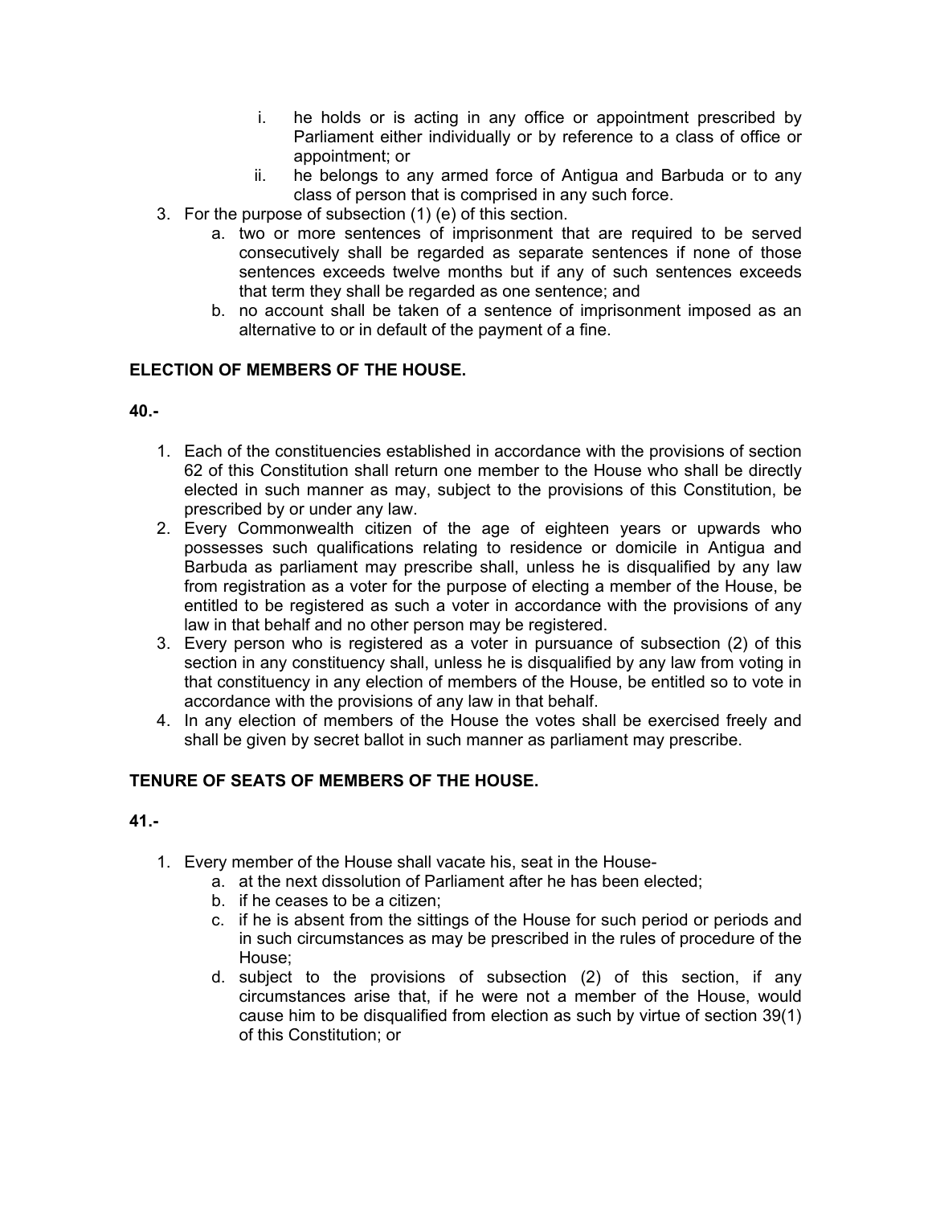i. he holds or is acting in any office or appointment prescribed by Parliament either individually or by reference to a class of office or appointment; or
   ii. he belongs to any armed force of Antigua and Barbuda or to any class of person that is comprised in any such force.

3. For the purpose of subsection (1) (e) of this section.
   a. two or more sentences of imprisonment that are required to be served consecutively shall be regarded as separate sentences if none of those sentences exceeds twelve months but if any of such sentences exceeds that term they shall be regarded as one sentence; and
   b. no account shall be taken of a sentence of imprisonment imposed as an alternative to or in default of the payment of a fine.

**ELECTION OF MEMBERS OF THE HOUSE.**

**40.-**

1. Each of the constituencies established in accordance with the provisions of section 62 of this Constitution shall return one member to the House who shall be directly elected in such manner as may, subject to the provisions of this Constitution, be prescribed by or under any law.
2. Every Commonwealth citizen of the age of eighteen years or upwards who possesses such qualifications relating to residence or domicile in Antigua and Barbuda as parliament may prescribe shall, unless he is disqualified by any law from registration as a voter for the purpose of electing a member of the House, be entitled to be registered as such a voter in accordance with the provisions of any law in that behalf and no other person may be registered.
3. Every person who is registered as a voter in pursuance of subsection (2) of this section in any constituency shall, unless he is disqualified by any law from voting in that constituency in any election of members of the House, be entitled so to vote in accordance with the provisions of any law in that behalf.
4. In any election of members of the House the votes shall be exercised freely and shall be given by secret ballot in such manner as parliament may prescribe.

**TENURE OF SEATS OF MEMBERS OF THE HOUSE.**

**41.-**

1. Every member of the House shall vacate his, seat in the House-
   a. at the next dissolution of Parliament after he has been elected;
   b. if he ceases to be a citizen;
   c. if he is absent from the sittings of the House for such period or periods and in such circumstances as may be prescribed in the rules of procedure of the House;
   d. subject to the provisions of subsection (2) of this section, if any circumstances arise that, if he were not a member of the House, would cause him to be disqualified from election as such by virtue of section 39(1) of this Constitution; or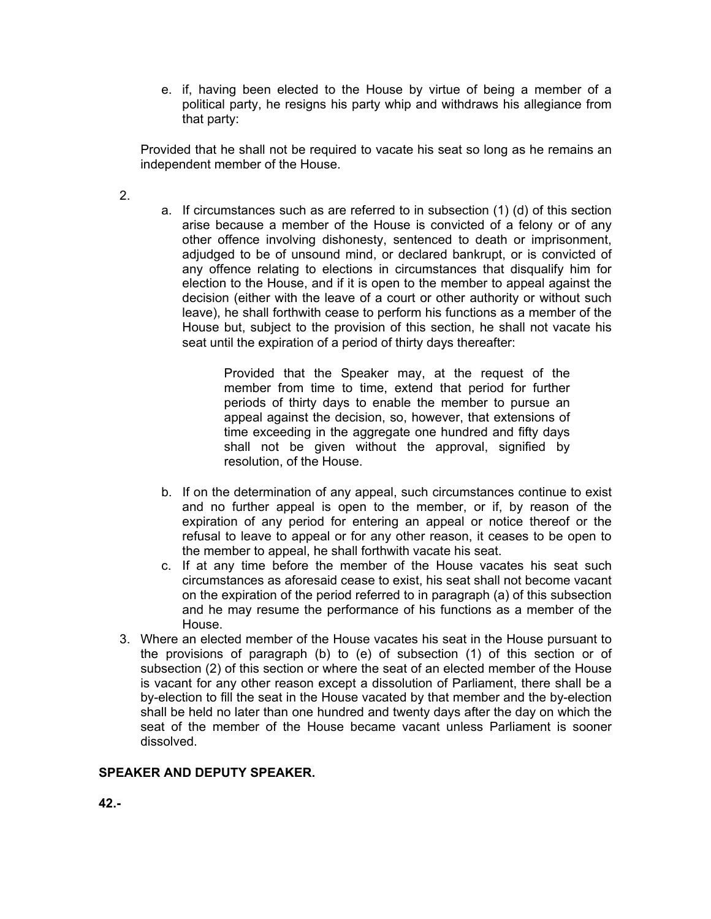e. if, having been elected to the House by virtue of being a member of a political party, he resigns his party whip and withdraws his allegiance from that party:

Provided that he shall not be required to vacate his seat so long as he remains an independent member of the House.

2.
   a. If circumstances such as are referred to in subsection (1) (d) of this section arise because a member of the House is convicted of a felony or of any other offence involving dishonesty, sentenced to death or imprisonment, adjudged to be of unsound mind, or declared bankrupt, or is convicted of any offence relating to elections in circumstances that disqualify him for election to the House, and if it is open to the member to appeal against the decision (either with the leave of a court or other authority or without such leave), he shall forthwith cease to perform his functions as a member of the House but, subject to the provision of this section, he shall not vacate his seat until the expiration of a period of thirty days thereafter:

      Provided that the Speaker may, at the request of the member from time to time, extend that period for further periods of thirty days to enable the member to pursue an appeal against the decision, so, however, that extensions of time exceeding in the aggregate one hundred and fifty days shall not be given without the approval, signified by resolution, of the House.

   b. If on the determination of any appeal, such circumstances continue to exist and no further appeal is open to the member, or if, by reason of the expiration of any period for entering an appeal or notice thereof or the refusal to leave to appeal or for any other reason, it ceases to be open to the member to appeal, he shall forthwith vacate his seat.
   c. If at any time before the member of the House vacates his seat such circumstances as aforesaid cease to exist, his seat shall not become vacant on the expiration of the period referred to in paragraph (a) of this subsection and he may resume the performance of his functions as a member of the House.
3. Where an elected member of the House vacates his seat in the House pursuant to the provisions of paragraph (b) to (e) of subsection (1) of this section or of subsection (2) of this section or where the seat of an elected member of the House is vacant for any other reason except a dissolution of Parliament, there shall be a by-election to fill the seat in the House vacated by that member and the by-election shall be held no later than one hundred and twenty days after the day on which the seat of the member of the House became vacant unless Parliament is sooner dissolved.

**SPEAKER AND DEPUTY SPEAKER.**

**42.-**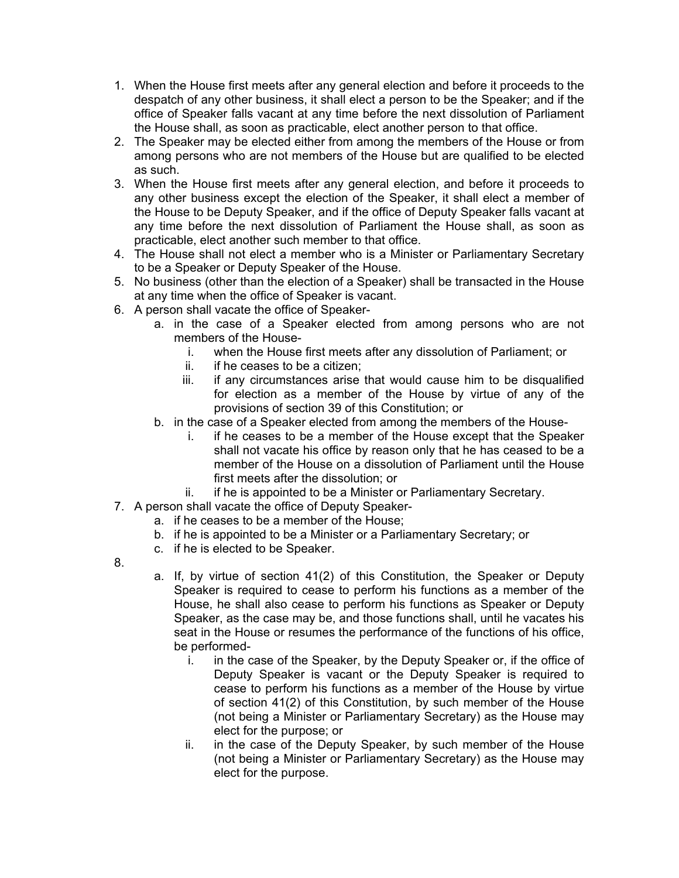1. When the House first meets after any general election and before it proceeds to the despatch of any other business, it shall elect a person to be the Speaker; and if the office of Speaker falls vacant at any time before the next dissolution of Parliament the House shall, as soon as practicable, elect another person to that office.
2. The Speaker may be elected either from among the members of the House or from among persons who are not members of the House but are qualified to be elected as such.
3. When the House first meets after any general election, and before it proceeds to any other business except the election of the Speaker, it shall elect a member of the House to be Deputy Speaker, and if the office of Deputy Speaker falls vacant at any time before the next dissolution of Parliament the House shall, as soon as practicable, elect another such member to that office.
4. The House shall not elect a member who is a Minister or Parliamentary Secretary to be a Speaker or Deputy Speaker of the House.
5. No business (other than the election of a Speaker) shall be transacted in the House at any time when the office of Speaker is vacant.
6. A person shall vacate the office of Speaker-
    a. in the case of a Speaker elected from among persons who are not members of the House-
        i. when the House first meets after any dissolution of Parliament; or
        ii. if he ceases to be a citizen;
        iii. if any circumstances arise that would cause him to be disqualified for election as a member of the House by virtue of any of the provisions of section 39 of this Constitution; or
    b. in the case of a Speaker elected from among the members of the House-
        i. if he ceases to be a member of the House except that the Speaker shall not vacate his office by reason only that he has ceased to be a member of the House on a dissolution of Parliament until the House first meets after the dissolution; or
        ii. if he is appointed to be a Minister or Parliamentary Secretary.
7. A person shall vacate the office of Deputy Speaker-
    a. if he ceases to be a member of the House;
    b. if he is appointed to be a Minister or a Parliamentary Secretary; or
    c. if he is elected to be Speaker.
8. 
    a. If, by virtue of section 41(2) of this Constitution, the Speaker or Deputy Speaker is required to cease to perform his functions as a member of the House, he shall also cease to perform his functions as Speaker or Deputy Speaker, as the case may be, and those functions shall, until he vacates his seat in the House or resumes the performance of the functions of his office, be performed-
        i. in the case of the Speaker, by the Deputy Speaker or, if the office of Deputy Speaker is vacant or the Deputy Speaker is required to cease to perform his functions as a member of the House by virtue of section 41(2) of this Constitution, by such member of the House (not being a Minister or Parliamentary Secretary) as the House may elect for the purpose; or
        ii. in the case of the Deputy Speaker, by such member of the House (not being a Minister or Parliamentary Secretary) as the House may elect for the purpose.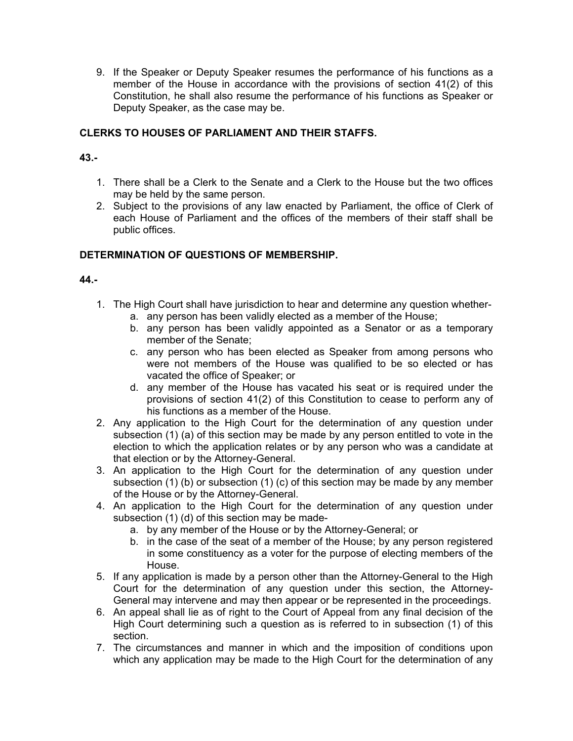9. If the Speaker or Deputy Speaker resumes the performance of his functions as a member of the House in accordance with the provisions of section 41(2) of this Constitution, he shall also resume the performance of his functions as Speaker or Deputy Speaker, as the case may be.

### CLERKS TO HOUSES OF PARLIAMENT AND THEIR STAFFS.

**43.-**

1. There shall be a Clerk to the Senate and a Clerk to the House but the two offices may be held by the same person.
2. Subject to the provisions of any law enacted by Parliament, the office of Clerk of each House of Parliament and the offices of the members of their staff shall be public offices.

### DETERMINATION OF QUESTIONS OF MEMBERSHIP.

**44.-**

1. The High Court shall have jurisdiction to hear and determine any question whether-
   a. any person has been validly elected as a member of the House;
   b. any person has been validly appointed as a Senator or as a temporary member of the Senate;
   c. any person who has been elected as Speaker from among persons who were not members of the House was qualified to be so elected or has vacated the office of Speaker; or
   d. any member of the House has vacated his seat or is required under the provisions of section 41(2) of this Constitution to cease to perform any of his functions as a member of the House.
2. Any application to the High Court for the determination of any question under subsection (1) (a) of this section may be made by any person entitled to vote in the election to which the application relates or by any person who was a candidate at that election or by the Attorney-General.
3. An application to the High Court for the determination of any question under subsection (1) (b) or subsection (1) (c) of this section may be made by any member of the House or by the Attorney-General.
4. An application to the High Court for the determination of any question under subsection (1) (d) of this section may be made-
   a. by any member of the House or by the Attorney-General; or
   b. in the case of the seat of a member of the House; by any person registered in some constituency as a voter for the purpose of electing members of the House.
5. If any application is made by a person other than the Attorney-General to the High Court for the determination of any question under this section, the Attorney-General may intervene and may then appear or be represented in the proceedings.
6. An appeal shall lie as of right to the Court of Appeal from any final decision of the High Court determining such a question as is referred to in subsection (1) of this section.
7. The circumstances and manner in which and the imposition of conditions upon which any application may be made to the High Court for the determination of any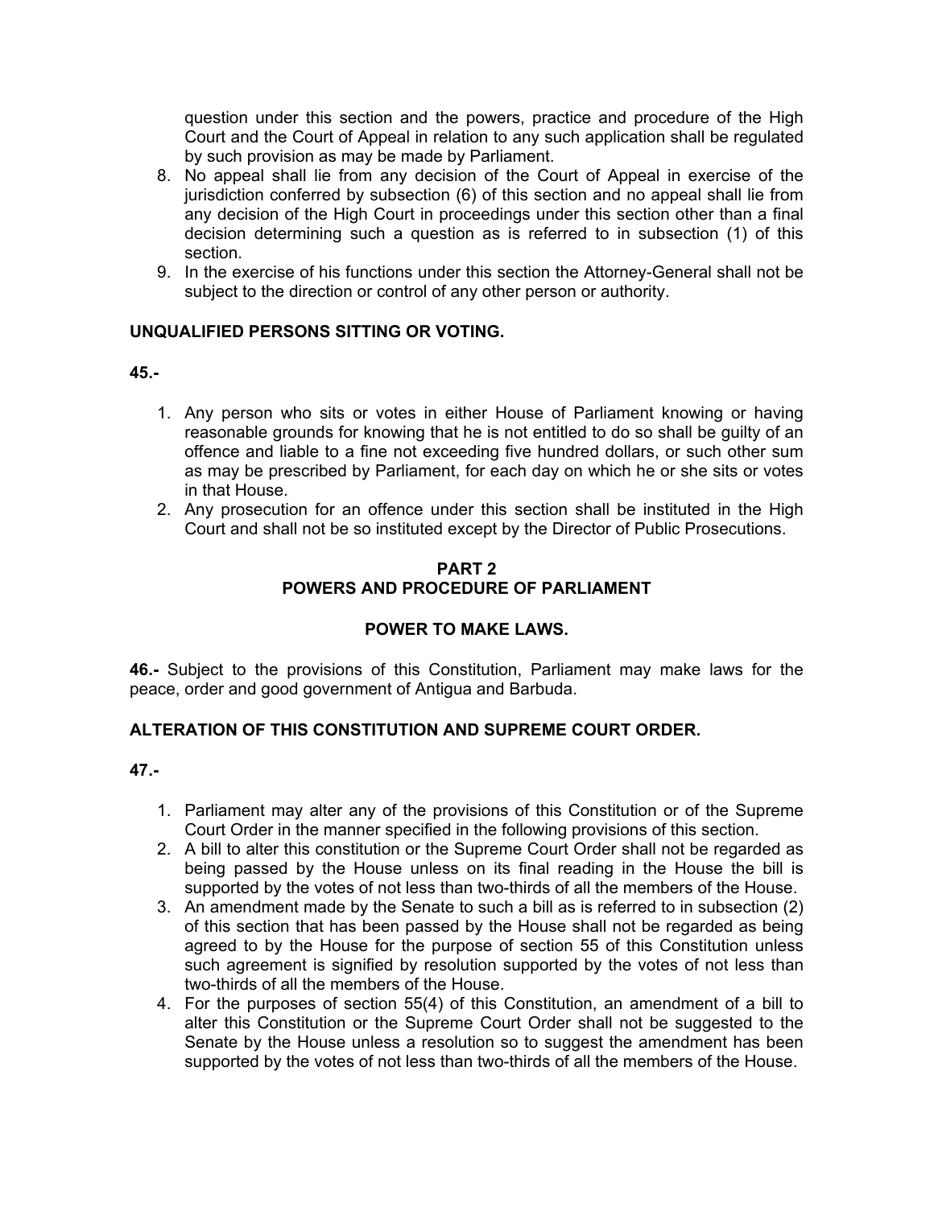question under this section and the powers, practice and procedure of the High Court and the Court of Appeal in relation to any such application shall be regulated by such provision as may be made by Parliament.

8. No appeal shall lie from any decision of the Court of Appeal in exercise of the jurisdiction conferred by subsection (6) of this section and no appeal shall lie from any decision of the High Court in proceedings under this section other than a final decision determining such a question as is referred to in subsection (1) of this section.
9. In the exercise of his functions under this section the Attorney-General shall not be subject to the direction or control of any other person or authority.

**UNQUALIFIED PERSONS SITTING OR VOTING.**

**45.-**

1. Any person who sits or votes in either House of Parliament knowing or having reasonable grounds for knowing that he is not entitled to do so shall be guilty of an offence and liable to a fine not exceeding five hundred dollars, or such other sum as may be prescribed by Parliament, for each day on which he or she sits or votes in that House.
2. Any prosecution for an offence under this section shall be instituted in the High Court and shall not be so instituted except by the Director of Public Prosecutions.

## PART 2
## POWERS AND PROCEDURE OF PARLIAMENT

### POWER TO MAKE LAWS.

**46.-** Subject to the provisions of this Constitution, Parliament may make laws for the peace, order and good government of Antigua and Barbuda.

**ALTERATION OF THIS CONSTITUTION AND SUPREME COURT ORDER.**

**47.-**

1. Parliament may alter any of the provisions of this Constitution or of the Supreme Court Order in the manner specified in the following provisions of this section.
2. A bill to alter this constitution or the Supreme Court Order shall not be regarded as being passed by the House unless on its final reading in the House the bill is supported by the votes of not less than two-thirds of all the members of the House.
3. An amendment made by the Senate to such a bill as is referred to in subsection (2) of this section that has been passed by the House shall not be regarded as being agreed to by the House for the purpose of section 55 of this Constitution unless such agreement is signified by resolution supported by the votes of not less than two-thirds of all the members of the House.
4. For the purposes of section 55(4) of this Constitution, an amendment of a bill to alter this Constitution or the Supreme Court Order shall not be suggested to the Senate by the House unless a resolution so to suggest the amendment has been supported by the votes of not less than two-thirds of all the members of the House.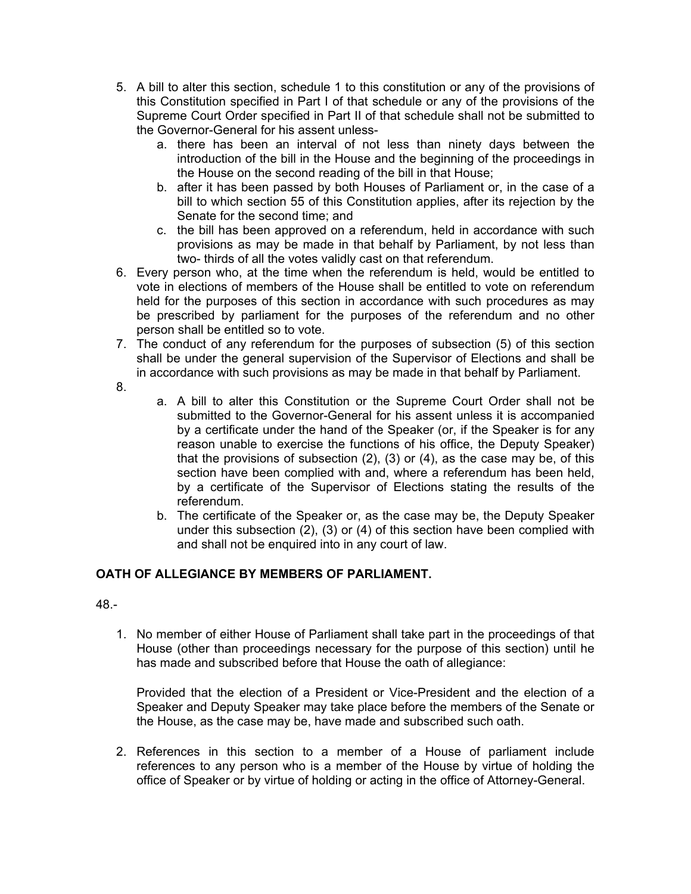5. A bill to alter this section, schedule 1 to this constitution or any of the provisions of this Constitution specified in Part I of that schedule or any of the provisions of the Supreme Court Order specified in Part II of that schedule shall not be submitted to the Governor-General for his assent unless-
    a. there has been an interval of not less than ninety days between the introduction of the bill in the House and the beginning of the proceedings in the House on the second reading of the bill in that House;
    b. after it has been passed by both Houses of Parliament or, in the case of a bill to which section 55 of this Constitution applies, after its rejection by the Senate for the second time; and
    c. the bill has been approved on a referendum, held in accordance with such provisions as may be made in that behalf by Parliament, by not less than two- thirds of all the votes validly cast on that referendum.
6. Every person who, at the time when the referendum is held, would be entitled to vote in elections of members of the House shall be entitled to vote on referendum held for the purposes of this section in accordance with such procedures as may be prescribed by parliament for the purposes of the referendum and no other person shall be entitled so to vote.
7. The conduct of any referendum for the purposes of subsection (5) of this section shall be under the general supervision of the Supervisor of Elections and shall be in accordance with such provisions as may be made in that behalf by Parliament.
8.
    a. A bill to alter this Constitution or the Supreme Court Order shall not be submitted to the Governor-General for his assent unless it is accompanied by a certificate under the hand of the Speaker (or, if the Speaker is for any reason unable to exercise the functions of his office, the Deputy Speaker) that the provisions of subsection (2), (3) or (4), as the case may be, of this section have been complied with and, where a referendum has been held, by a certificate of the Supervisor of Elections stating the results of the referendum.
    b. The certificate of the Speaker or, as the case may be, the Deputy Speaker under this subsection (2), (3) or (4) of this section have been complied with and shall not be enquired into in any court of law.

**OATH OF ALLEGIANCE BY MEMBERS OF PARLIAMENT.**

48.-

1. No member of either House of Parliament shall take part in the proceedings of that House (other than proceedings necessary for the purpose of this section) until he has made and subscribed before that House the oath of allegiance:

   Provided that the election of a President or Vice-President and the election of a Speaker and Deputy Speaker may take place before the members of the Senate or the House, as the case may be, have made and subscribed such oath.

2. References in this section to a member of a House of parliament include references to any person who is a member of the House by virtue of holding the office of Speaker or by virtue of holding or acting in the office of Attorney-General.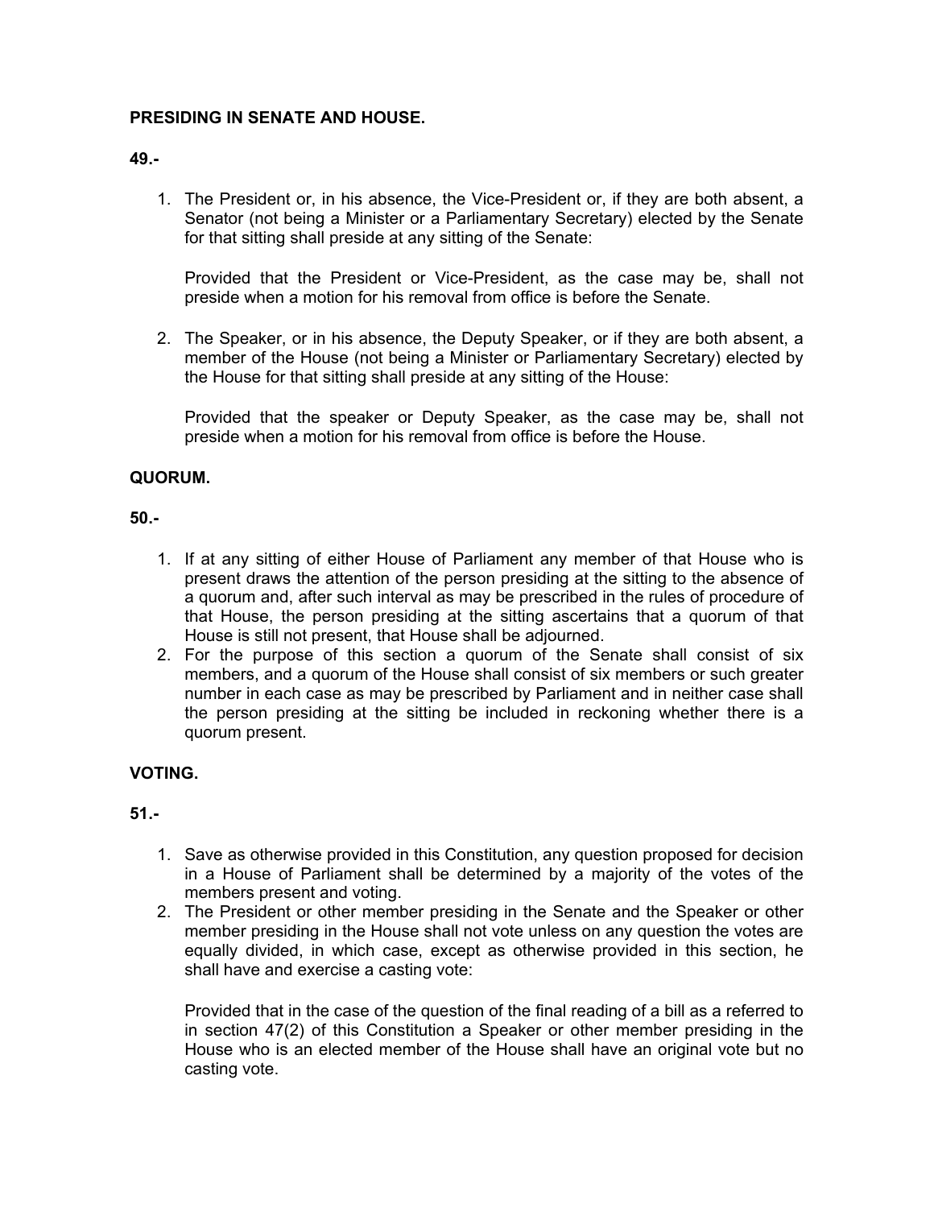**PRESIDING IN SENATE AND HOUSE.**

**49.-**

1. The President or, in his absence, the Vice-President or, if they are both absent, a Senator (not being a Minister or a Parliamentary Secretary) elected by the Senate for that sitting shall preside at any sitting of the Senate:

   Provided that the President or Vice-President, as the case may be, shall not preside when a motion for his removal from office is before the Senate.

2. The Speaker, or in his absence, the Deputy Speaker, or if they are both absent, a member of the House (not being a Minister or Parliamentary Secretary) elected by the House for that sitting shall preside at any sitting of the House:

   Provided that the speaker or Deputy Speaker, as the case may be, shall not preside when a motion for his removal from office is before the House.

**QUORUM.**

**50.-**

1. If at any sitting of either House of Parliament any member of that House who is present draws the attention of the person presiding at the sitting to the absence of a quorum and, after such interval as may be prescribed in the rules of procedure of that House, the person presiding at the sitting ascertains that a quorum of that House is still not present, that House shall be adjourned.
2. For the purpose of this section a quorum of the Senate shall consist of six members, and a quorum of the House shall consist of six members or such greater number in each case as may be prescribed by Parliament and in neither case shall the person presiding at the sitting be included in reckoning whether there is a quorum present.

**VOTING.**

**51.-**

1. Save as otherwise provided in this Constitution, any question proposed for decision in a House of Parliament shall be determined by a majority of the votes of the members present and voting.
2. The President or other member presiding in the Senate and the Speaker or other member presiding in the House shall not vote unless on any question the votes are equally divided, in which case, except as otherwise provided in this section, he shall have and exercise a casting vote:

   Provided that in the case of the question of the final reading of a bill as a referred to in section 47(2) of this Constitution a Speaker or other member presiding in the House who is an elected member of the House shall have an original vote but no casting vote.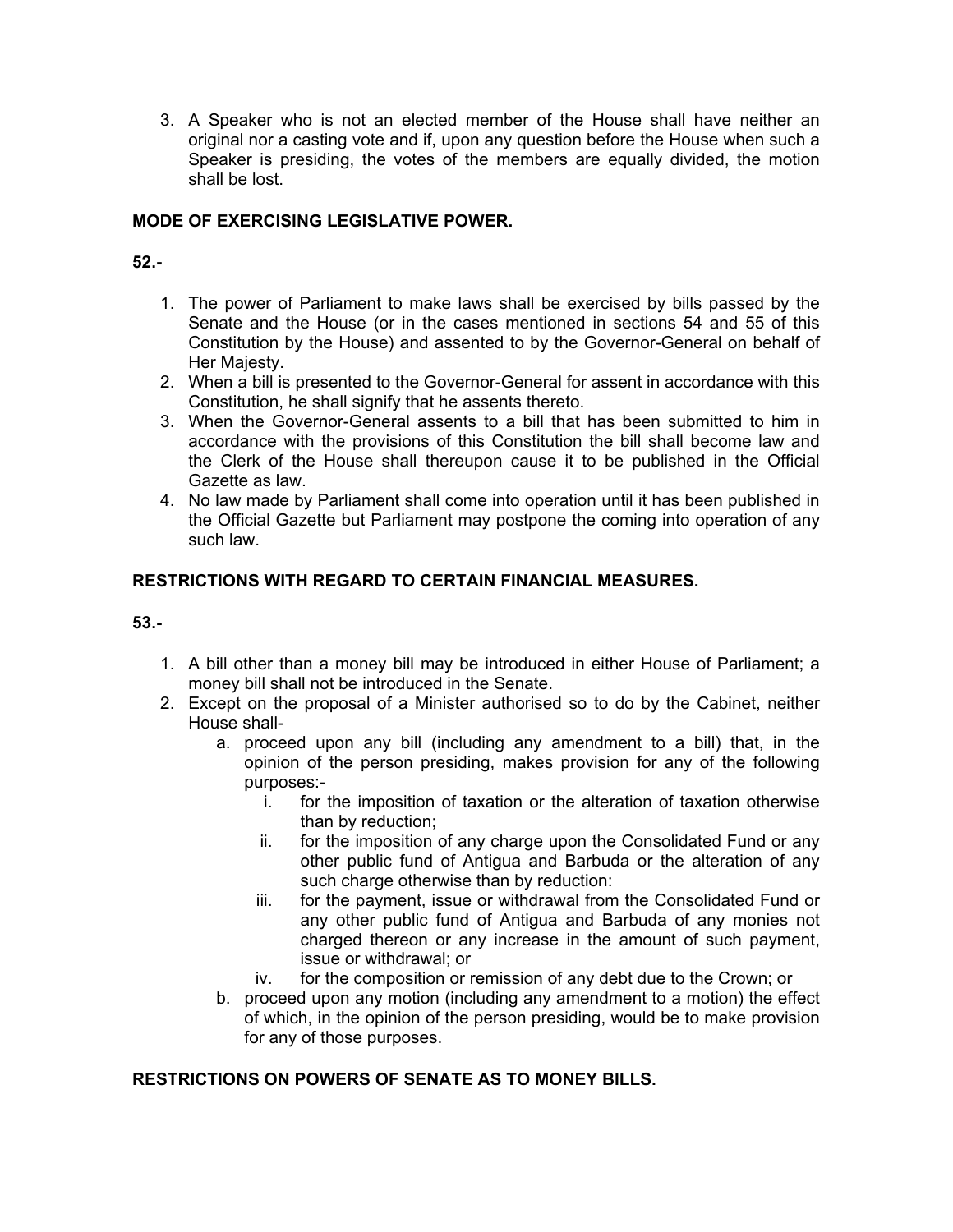3. A Speaker who is not an elected member of the House shall have neither an original nor a casting vote and if, upon any question before the House when such a Speaker is presiding, the votes of the members are equally divided, the motion shall be lost.

**MODE OF EXERCISING LEGISLATIVE POWER.**

**52.-**

1. The power of Parliament to make laws shall be exercised by bills passed by the Senate and the House (or in the cases mentioned in sections 54 and 55 of this Constitution by the House) and assented to by the Governor-General on behalf of Her Majesty.
2. When a bill is presented to the Governor-General for assent in accordance with this Constitution, he shall signify that he assents thereto.
3. When the Governor-General assents to a bill that has been submitted to him in accordance with the provisions of this Constitution the bill shall become law and the Clerk of the House shall thereupon cause it to be published in the Official Gazette as law.
4. No law made by Parliament shall come into operation until it has been published in the Official Gazette but Parliament may postpone the coming into operation of any such law.

**RESTRICTIONS WITH REGARD TO CERTAIN FINANCIAL MEASURES.**

**53.-**

1. A bill other than a money bill may be introduced in either House of Parliament; a money bill shall not be introduced in the Senate.
2. Except on the proposal of a Minister authorised so to do by the Cabinet, neither House shall-
   a. proceed upon any bill (including any amendment to a bill) that, in the opinion of the person presiding, makes provision for any of the following purposes:-
      i. for the imposition of taxation or the alteration of taxation otherwise than by reduction;
      ii. for the imposition of any charge upon the Consolidated Fund or any other public fund of Antigua and Barbuda or the alteration of any such charge otherwise than by reduction:
      iii. for the payment, issue or withdrawal from the Consolidated Fund or any other public fund of Antigua and Barbuda of any monies not charged thereon or any increase in the amount of such payment, issue or withdrawal; or
      iv. for the composition or remission of any debt due to the Crown; or
   b. proceed upon any motion (including any amendment to a motion) the effect of which, in the opinion of the person presiding, would be to make provision for any of those purposes.

**RESTRICTIONS ON POWERS OF SENATE AS TO MONEY BILLS.**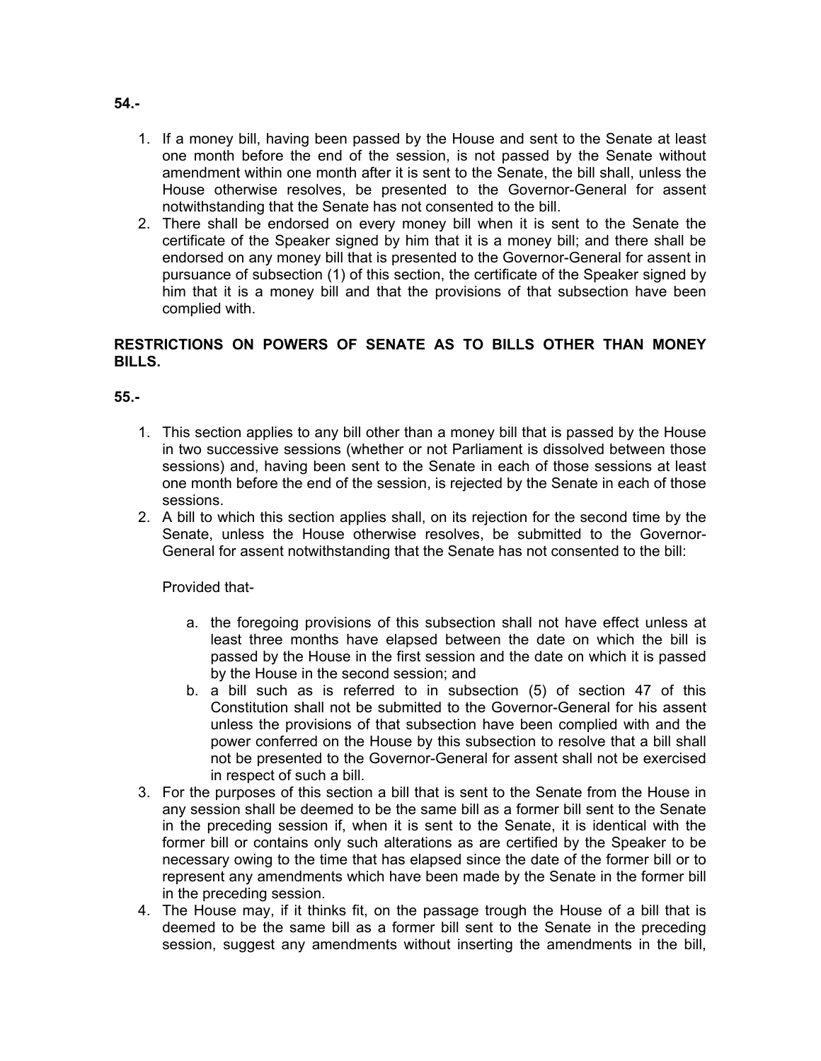**54.-**

1. If a money bill, having been passed by the House and sent to the Senate at least one month before the end of the session, is not passed by the Senate without amendment within one month after it is sent to the Senate, the bill shall, unless the House otherwise resolves, be presented to the Governor-General for assent notwithstanding that the Senate has not consented to the bill.
2. There shall be endorsed on every money bill when it is sent to the Senate the certificate of the Speaker signed by him that it is a money bill; and there shall be endorsed on any money bill that is presented to the Governor-General for assent in pursuance of subsection (1) of this section, the certificate of the Speaker signed by him that it is a money bill and that the provisions of that subsection have been complied with.

**RESTRICTIONS ON POWERS OF SENATE AS TO BILLS OTHER THAN MONEY BILLS.**

**55.-**

1. This section applies to any bill other than a money bill that is passed by the House in two successive sessions (whether or not Parliament is dissolved between those sessions) and, having been sent to the Senate in each of those sessions at least one month before the end of the session, is rejected by the Senate in each of those sessions.
2. A bill to which this section applies shall, on its rejection for the second time by the Senate, unless the House otherwise resolves, be submitted to the Governor-General for assent notwithstanding that the Senate has not consented to the bill:

   Provided that-

   a. the foregoing provisions of this subsection shall not have effect unless at least three months have elapsed between the date on which the bill is passed by the House in the first session and the date on which it is passed by the House in the second session; and
   b. a bill such as is referred to in subsection (5) of section 47 of this Constitution shall not be submitted to the Governor-General for his assent unless the provisions of that subsection have been complied with and the power conferred on the House by this subsection to resolve that a bill shall not be presented to the Governor-General for assent shall not be exercised in respect of such a bill.
3. For the purposes of this section a bill that is sent to the Senate from the House in any session shall be deemed to be the same bill as a former bill sent to the Senate in the preceding session if, when it is sent to the Senate, it is identical with the former bill or contains only such alterations as are certified by the Speaker to be necessary owing to the time that has elapsed since the date of the former bill or to represent any amendments which have been made by the Senate in the former bill in the preceding session.
4. The House may, if it thinks fit, on the passage trough the House of a bill that is deemed to be the same bill as a former bill sent to the Senate in the preceding session, suggest any amendments without inserting the amendments in the bill,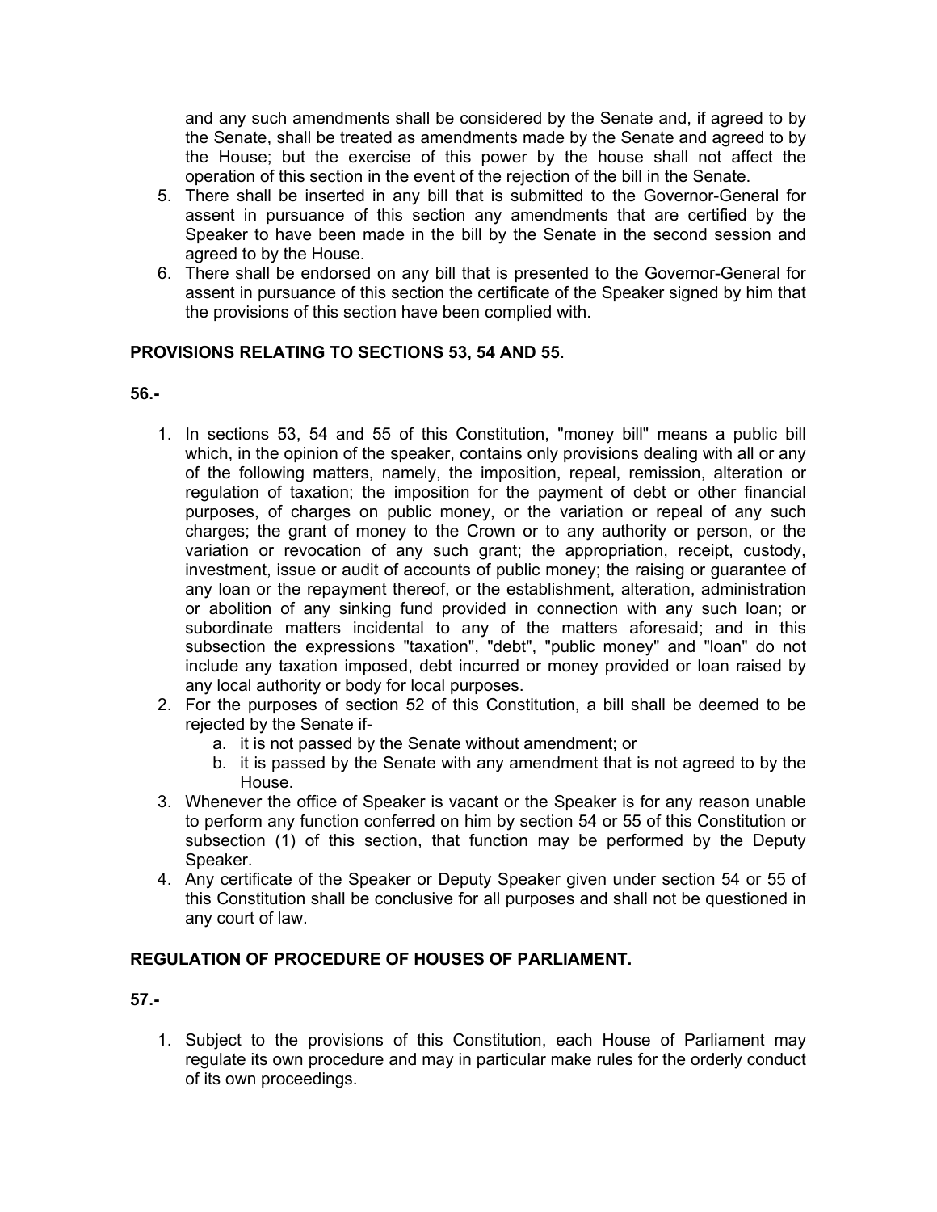and any such amendments shall be considered by the Senate and, if agreed to by the Senate, shall be treated as amendments made by the Senate and agreed to by the House; but the exercise of this power by the house shall not affect the operation of this section in the event of the rejection of the bill in the Senate.

5. There shall be inserted in any bill that is submitted to the Governor-General for assent in pursuance of this section any amendments that are certified by the Speaker to have been made in the bill by the Senate in the second session and agreed to by the House.
6. There shall be endorsed on any bill that is presented to the Governor-General for assent in pursuance of this section the certificate of the Speaker signed by him that the provisions of this section have been complied with.

**PROVISIONS RELATING TO SECTIONS 53, 54 AND 55.**

**56.-**

1. In sections 53, 54 and 55 of this Constitution, "money bill" means a public bill which, in the opinion of the speaker, contains only provisions dealing with all or any of the following matters, namely, the imposition, repeal, remission, alteration or regulation of taxation; the imposition for the payment of debt or other financial purposes, of charges on public money, or the variation or repeal of any such charges; the grant of money to the Crown or to any authority or person, or the variation or revocation of any such grant; the appropriation, receipt, custody, investment, issue or audit of accounts of public money; the raising or guarantee of any loan or the repayment thereof, or the establishment, alteration, administration or abolition of any sinking fund provided in connection with any such loan; or subordinate matters incidental to any of the matters aforesaid; and in this subsection the expressions "taxation", "debt", "public money" and "loan" do not include any taxation imposed, debt incurred or money provided or loan raised by any local authority or body for local purposes.
2. For the purposes of section 52 of this Constitution, a bill shall be deemed to be rejected by the Senate if-
   a. it is not passed by the Senate without amendment; or
   b. it is passed by the Senate with any amendment that is not agreed to by the House.
3. Whenever the office of Speaker is vacant or the Speaker is for any reason unable to perform any function conferred on him by section 54 or 55 of this Constitution or subsection (1) of this section, that function may be performed by the Deputy Speaker.
4. Any certificate of the Speaker or Deputy Speaker given under section 54 or 55 of this Constitution shall be conclusive for all purposes and shall not be questioned in any court of law.

**REGULATION OF PROCEDURE OF HOUSES OF PARLIAMENT.**

**57.-**

1. Subject to the provisions of this Constitution, each House of Parliament may regulate its own procedure and may in particular make rules for the orderly conduct of its own proceedings.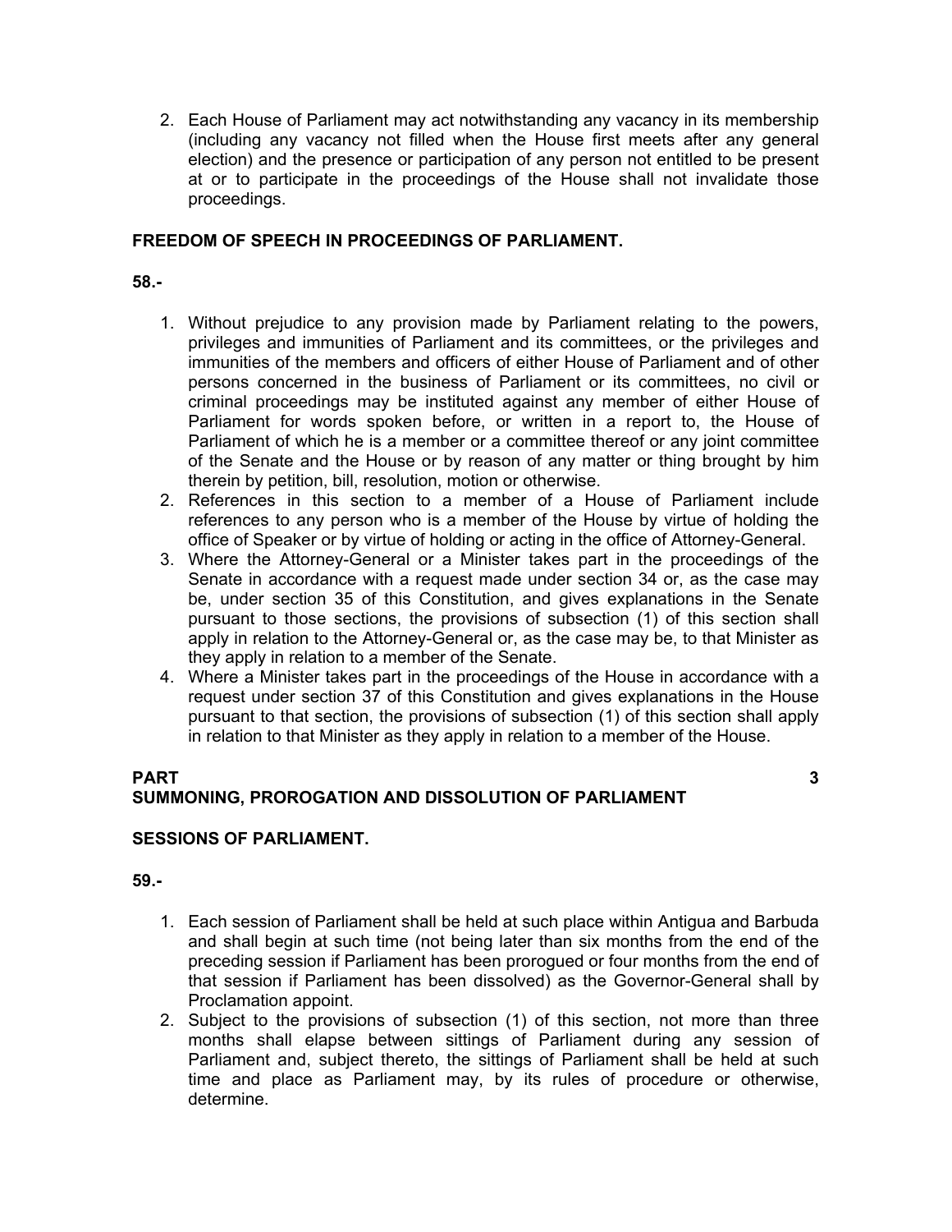2. Each House of Parliament may act notwithstanding any vacancy in its membership (including any vacancy not filled when the House first meets after any general election) and the presence or participation of any person not entitled to be present at or to participate in the proceedings of the House shall not invalidate those proceedings.

**FREEDOM OF SPEECH IN PROCEEDINGS OF PARLIAMENT.**

**58.-**

1. Without prejudice to any provision made by Parliament relating to the powers, privileges and immunities of Parliament and its committees, or the privileges and immunities of the members and officers of either House of Parliament and of other persons concerned in the business of Parliament or its committees, no civil or criminal proceedings may be instituted against any member of either House of Parliament for words spoken before, or written in a report to, the House of Parliament of which he is a member or a committee thereof or any joint committee of the Senate and the House or by reason of any matter or thing brought by him therein by petition, bill, resolution, motion or otherwise.
2. References in this section to a member of a House of Parliament include references to any person who is a member of the House by virtue of holding the office of Speaker or by virtue of holding or acting in the office of Attorney-General.
3. Where the Attorney-General or a Minister takes part in the proceedings of the Senate in accordance with a request made under section 34 or, as the case may be, under section 35 of this Constitution, and gives explanations in the Senate pursuant to those sections, the provisions of subsection (1) of this section shall apply in relation to the Attorney-General or, as the case may be, to that Minister as they apply in relation to a member of the Senate.
4. Where a Minister takes part in the proceedings of the House in accordance with a request under section 37 of this Constitution and gives explanations in the House pursuant to that section, the provisions of subsection (1) of this section shall apply in relation to that Minister as they apply in relation to a member of the House.

## PART 3
## SUMMONING, PROROGATION AND DISSOLUTION OF PARLIAMENT

**SESSIONS OF PARLIAMENT.**

**59.-**

1. Each session of Parliament shall be held at such place within Antigua and Barbuda and shall begin at such time (not being later than six months from the end of the preceding session if Parliament has been prorogued or four months from the end of that session if Parliament has been dissolved) as the Governor-General shall by Proclamation appoint.
2. Subject to the provisions of subsection (1) of this section, not more than three months shall elapse between sittings of Parliament during any session of Parliament and, subject thereto, the sittings of Parliament shall be held at such time and place as Parliament may, by its rules of procedure or otherwise, determine.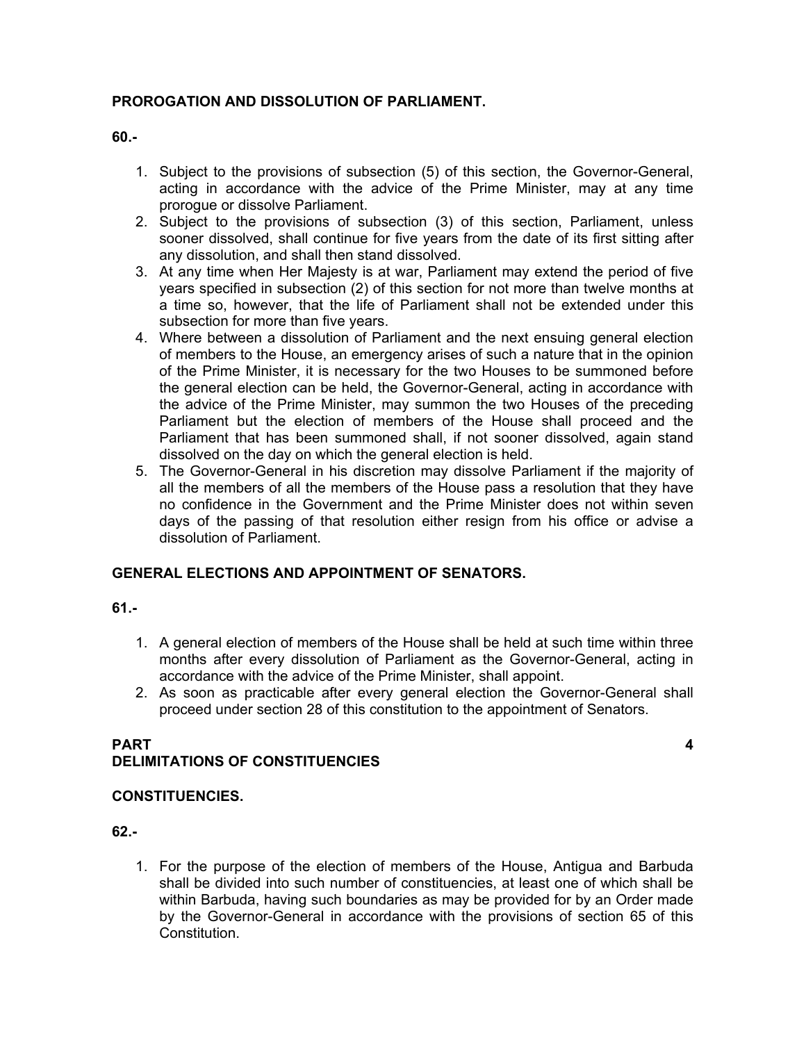**PROROGATION AND DISSOLUTION OF PARLIAMENT.**

**60.-**

1. Subject to the provisions of subsection (5) of this section, the Governor-General, acting in accordance with the advice of the Prime Minister, may at any time prorogue or dissolve Parliament.
2. Subject to the provisions of subsection (3) of this section, Parliament, unless sooner dissolved, shall continue for five years from the date of its first sitting after any dissolution, and shall then stand dissolved.
3. At any time when Her Majesty is at war, Parliament may extend the period of five years specified in subsection (2) of this section for not more than twelve months at a time so, however, that the life of Parliament shall not be extended under this subsection for more than five years.
4. Where between a dissolution of Parliament and the next ensuing general election of members to the House, an emergency arises of such a nature that in the opinion of the Prime Minister, it is necessary for the two Houses to be summoned before the general election can be held, the Governor-General, acting in accordance with the advice of the Prime Minister, may summon the two Houses of the preceding Parliament but the election of members of the House shall proceed and the Parliament that has been summoned shall, if not sooner dissolved, again stand dissolved on the day on which the general election is held.
5. The Governor-General in his discretion may dissolve Parliament if the majority of all the members of all the members of the House pass a resolution that they have no confidence in the Government and the Prime Minister does not within seven days of the passing of that resolution either resign from his office or advise a dissolution of Parliament.

**GENERAL ELECTIONS AND APPOINTMENT OF SENATORS.**

**61.-**

1. A general election of members of the House shall be held at such time within three months after every dissolution of Parliament as the Governor-General, acting in accordance with the advice of the Prime Minister, shall appoint.
2. As soon as practicable after every general election the Governor-General shall proceed under section 28 of this constitution to the appointment of Senators.

## PART 4
## DELIMITATIONS OF CONSTITUENCIES

**CONSTITUENCIES.**

**62.-**

1. For the purpose of the election of members of the House, Antigua and Barbuda shall be divided into such number of constituencies, at least one of which shall be within Barbuda, having such boundaries as may be provided for by an Order made by the Governor-General in accordance with the provisions of section 65 of this Constitution.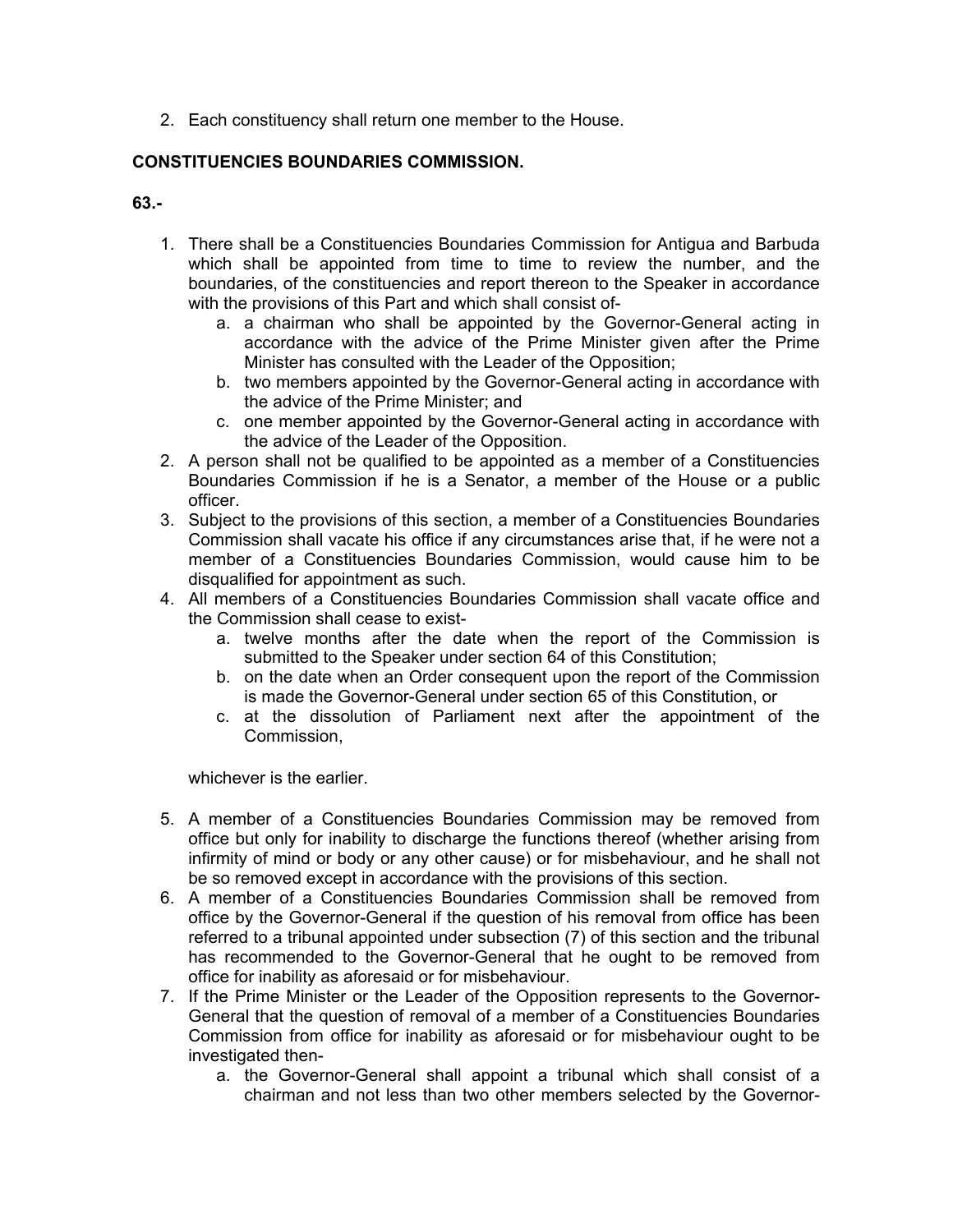2. Each constituency shall return one member to the House.

**CONSTITUENCIES BOUNDARIES COMMISSION.**

**63.-**

1. There shall be a Constituencies Boundaries Commission for Antigua and Barbuda which shall be appointed from time to time to review the number, and the boundaries, of the constituencies and report thereon to the Speaker in accordance with the provisions of this Part and which shall consist of-
   a. a chairman who shall be appointed by the Governor-General acting in accordance with the advice of the Prime Minister given after the Prime Minister has consulted with the Leader of the Opposition;
   b. two members appointed by the Governor-General acting in accordance with the advice of the Prime Minister; and
   c. one member appointed by the Governor-General acting in accordance with the advice of the Leader of the Opposition.
2. A person shall not be qualified to be appointed as a member of a Constituencies Boundaries Commission if he is a Senator, a member of the House or a public officer.
3. Subject to the provisions of this section, a member of a Constituencies Boundaries Commission shall vacate his office if any circumstances arise that, if he were not a member of a Constituencies Boundaries Commission, would cause him to be disqualified for appointment as such.
4. All members of a Constituencies Boundaries Commission shall vacate office and the Commission shall cease to exist-
   a. twelve months after the date when the report of the Commission is submitted to the Speaker under section 64 of this Constitution;
   b. on the date when an Order consequent upon the report of the Commission is made the Governor-General under section 65 of this Constitution, or
   c. at the dissolution of Parliament next after the appointment of the Commission,

   whichever is the earlier.

5. A member of a Constituencies Boundaries Commission may be removed from office but only for inability to discharge the functions thereof (whether arising from infirmity of mind or body or any other cause) or for misbehaviour, and he shall not be so removed except in accordance with the provisions of this section.
6. A member of a Constituencies Boundaries Commission shall be removed from office by the Governor-General if the question of his removal from office has been referred to a tribunal appointed under subsection (7) of this section and the tribunal has recommended to the Governor-General that he ought to be removed from office for inability as aforesaid or for misbehaviour.
7. If the Prime Minister or the Leader of the Opposition represents to the Governor-General that the question of removal of a member of a Constituencies Boundaries Commission from office for inability as aforesaid or for misbehaviour ought to be investigated then-
   a. the Governor-General shall appoint a tribunal which shall consist of a chairman and not less than two other members selected by the Governor-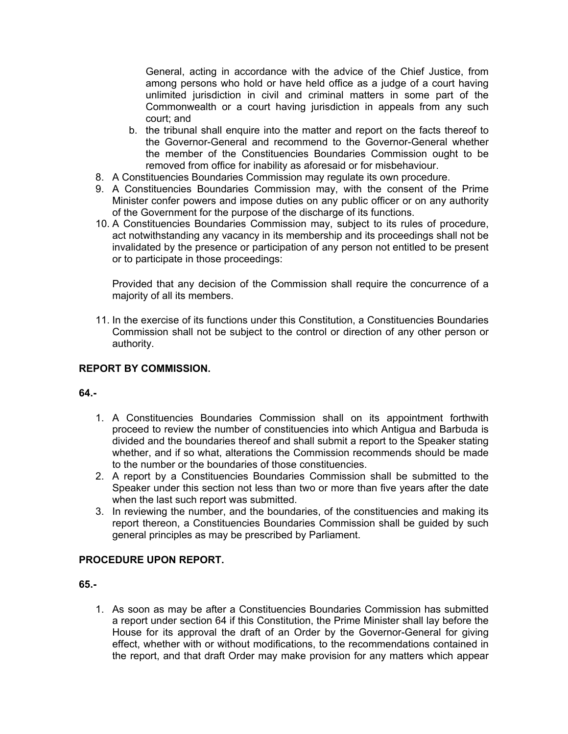General, acting in accordance with the advice of the Chief Justice, from among persons who hold or have held office as a judge of a court having unlimited jurisdiction in civil and criminal matters in some part of the Commonwealth or a court having jurisdiction in appeals from any such court; and

   b. the tribunal shall enquire into the matter and report on the facts thereof to the Governor-General and recommend to the Governor-General whether the member of the Constituencies Boundaries Commission ought to be removed from office for inability as aforesaid or for misbehaviour.

8. A Constituencies Boundaries Commission may regulate its own procedure.
9. A Constituencies Boundaries Commission may, with the consent of the Prime Minister confer powers and impose duties on any public officer or on any authority of the Government for the purpose of the discharge of its functions.
10. A Constituencies Boundaries Commission may, subject to its rules of procedure, act notwithstanding any vacancy in its membership and its proceedings shall not be invalidated by the presence or participation of any person not entitled to be present or to participate in those proceedings:

    Provided that any decision of the Commission shall require the concurrence of a majority of all its members.

11. In the exercise of its functions under this Constitution, a Constituencies Boundaries Commission shall not be subject to the control or direction of any other person or authority.

**REPORT BY COMMISSION.**

**64.-**

1. A Constituencies Boundaries Commission shall on its appointment forthwith proceed to review the number of constituencies into which Antigua and Barbuda is divided and the boundaries thereof and shall submit a report to the Speaker stating whether, and if so what, alterations the Commission recommends should be made to the number or the boundaries of those constituencies.
2. A report by a Constituencies Boundaries Commission shall be submitted to the Speaker under this section not less than two or more than five years after the date when the last such report was submitted.
3. In reviewing the number, and the boundaries, of the constituencies and making its report thereon, a Constituencies Boundaries Commission shall be guided by such general principles as may be prescribed by Parliament.

**PROCEDURE UPON REPORT.**

**65.-**

1. As soon as may be after a Constituencies Boundaries Commission has submitted a report under section 64 if this Constitution, the Prime Minister shall lay before the House for its approval the draft of an Order by the Governor-General for giving effect, whether with or without modifications, to the recommendations contained in the report, and that draft Order may make provision for any matters which appear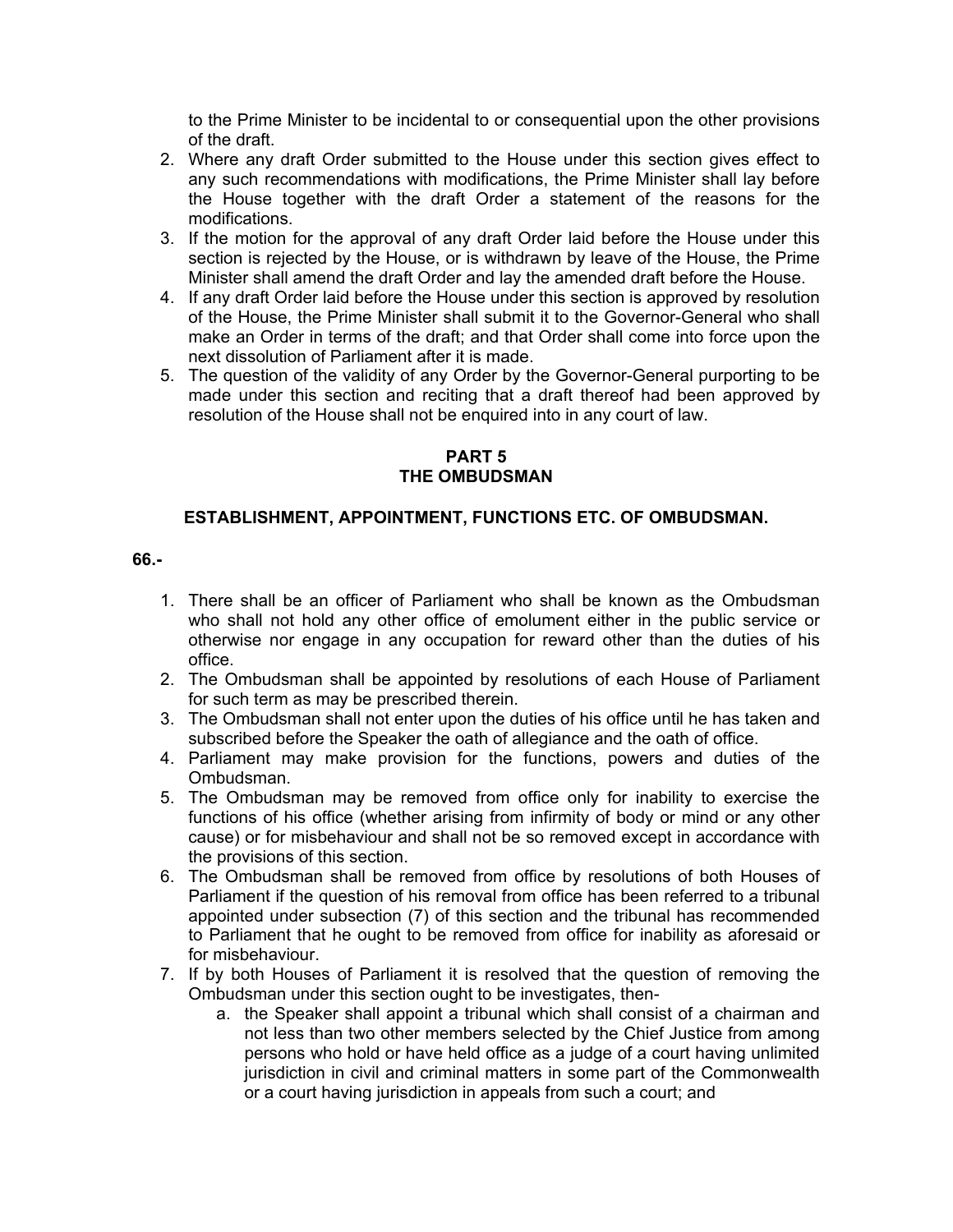to the Prime Minister to be incidental to or consequential upon the other provisions of the draft.

2. Where any draft Order submitted to the House under this section gives effect to any such recommendations with modifications, the Prime Minister shall lay before the House together with the draft Order a statement of the reasons for the modifications.
3. If the motion for the approval of any draft Order laid before the House under this section is rejected by the House, or is withdrawn by leave of the House, the Prime Minister shall amend the draft Order and lay the amended draft before the House.
4. If any draft Order laid before the House under this section is approved by resolution of the House, the Prime Minister shall submit it to the Governor-General who shall make an Order in terms of the draft; and that Order shall come into force upon the next dissolution of Parliament after it is made.
5. The question of the validity of any Order by the Governor-General purporting to be made under this section and reciting that a draft thereof had been approved by resolution of the House shall not be enquired into in any court of law.

## PART 5
## THE OMBUDSMAN

### ESTABLISHMENT, APPOINTMENT, FUNCTIONS ETC. OF OMBUDSMAN.

**66.-**

1. There shall be an officer of Parliament who shall be known as the Ombudsman who shall not hold any other office of emolument either in the public service or otherwise nor engage in any occupation for reward other than the duties of his office.
2. The Ombudsman shall be appointed by resolutions of each House of Parliament for such term as may be prescribed therein.
3. The Ombudsman shall not enter upon the duties of his office until he has taken and subscribed before the Speaker the oath of allegiance and the oath of office.
4. Parliament may make provision for the functions, powers and duties of the Ombudsman.
5. The Ombudsman may be removed from office only for inability to exercise the functions of his office (whether arising from infirmity of body or mind or any other cause) or for misbehaviour and shall not be so removed except in accordance with the provisions of this section.
6. The Ombudsman shall be removed from office by resolutions of both Houses of Parliament if the question of his removal from office has been referred to a tribunal appointed under subsection (7) of this section and the tribunal has recommended to Parliament that he ought to be removed from office for inability as aforesaid or for misbehaviour.
7. If by both Houses of Parliament it is resolved that the question of removing the Ombudsman under this section ought to be investigates, then-
    a. the Speaker shall appoint a tribunal which shall consist of a chairman and not less than two other members selected by the Chief Justice from among persons who hold or have held office as a judge of a court having unlimited jurisdiction in civil and criminal matters in some part of the Commonwealth or a court having jurisdiction in appeals from such a court; and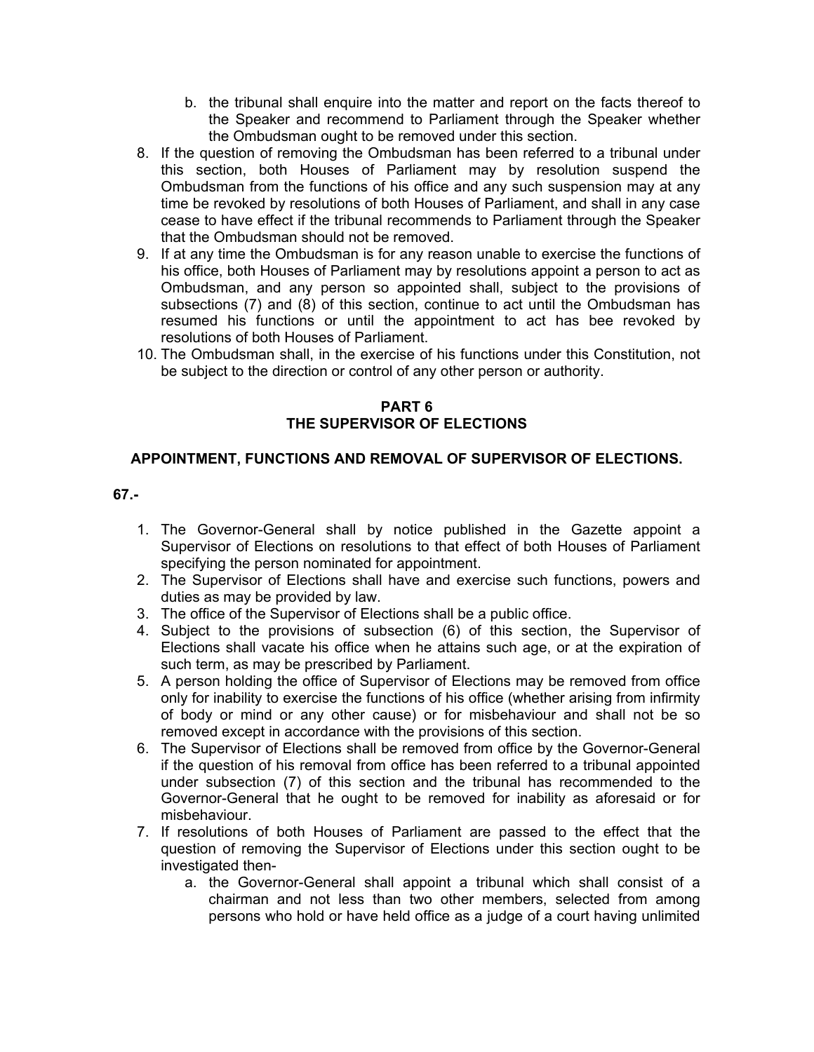b. the tribunal shall enquire into the matter and report on the facts thereof to the Speaker and recommend to Parliament through the Speaker whether the Ombudsman ought to be removed under this section.

8. If the question of removing the Ombudsman has been referred to a tribunal under this section, both Houses of Parliament may by resolution suspend the Ombudsman from the functions of his office and any such suspension may at any time be revoked by resolutions of both Houses of Parliament, and shall in any case cease to have effect if the tribunal recommends to Parliament through the Speaker that the Ombudsman should not be removed.
9. If at any time the Ombudsman is for any reason unable to exercise the functions of his office, both Houses of Parliament may by resolutions appoint a person to act as Ombudsman, and any person so appointed shall, subject to the provisions of subsections (7) and (8) of this section, continue to act until the Ombudsman has resumed his functions or until the appointment to act has bee revoked by resolutions of both Houses of Parliament.
10. The Ombudsman shall, in the exercise of his functions under this Constitution, not be subject to the direction or control of any other person or authority.

## PART 6
## THE SUPERVISOR OF ELECTIONS

### APPOINTMENT, FUNCTIONS AND REMOVAL OF SUPERVISOR OF ELECTIONS.

**67.-**

1. The Governor-General shall by notice published in the Gazette appoint a Supervisor of Elections on resolutions to that effect of both Houses of Parliament specifying the person nominated for appointment.
2. The Supervisor of Elections shall have and exercise such functions, powers and duties as may be provided by law.
3. The office of the Supervisor of Elections shall be a public office.
4. Subject to the provisions of subsection (6) of this section, the Supervisor of Elections shall vacate his office when he attains such age, or at the expiration of such term, as may be prescribed by Parliament.
5. A person holding the office of Supervisor of Elections may be removed from office only for inability to exercise the functions of his office (whether arising from infirmity of body or mind or any other cause) or for misbehaviour and shall not be so removed except in accordance with the provisions of this section.
6. The Supervisor of Elections shall be removed from office by the Governor-General if the question of his removal from office has been referred to a tribunal appointed under subsection (7) of this section and the tribunal has recommended to the Governor-General that he ought to be removed for inability as aforesaid or for misbehaviour.
7. If resolutions of both Houses of Parliament are passed to the effect that the question of removing the Supervisor of Elections under this section ought to be investigated then-
   a. the Governor-General shall appoint a tribunal which shall consist of a chairman and not less than two other members, selected from among persons who hold or have held office as a judge of a court having unlimited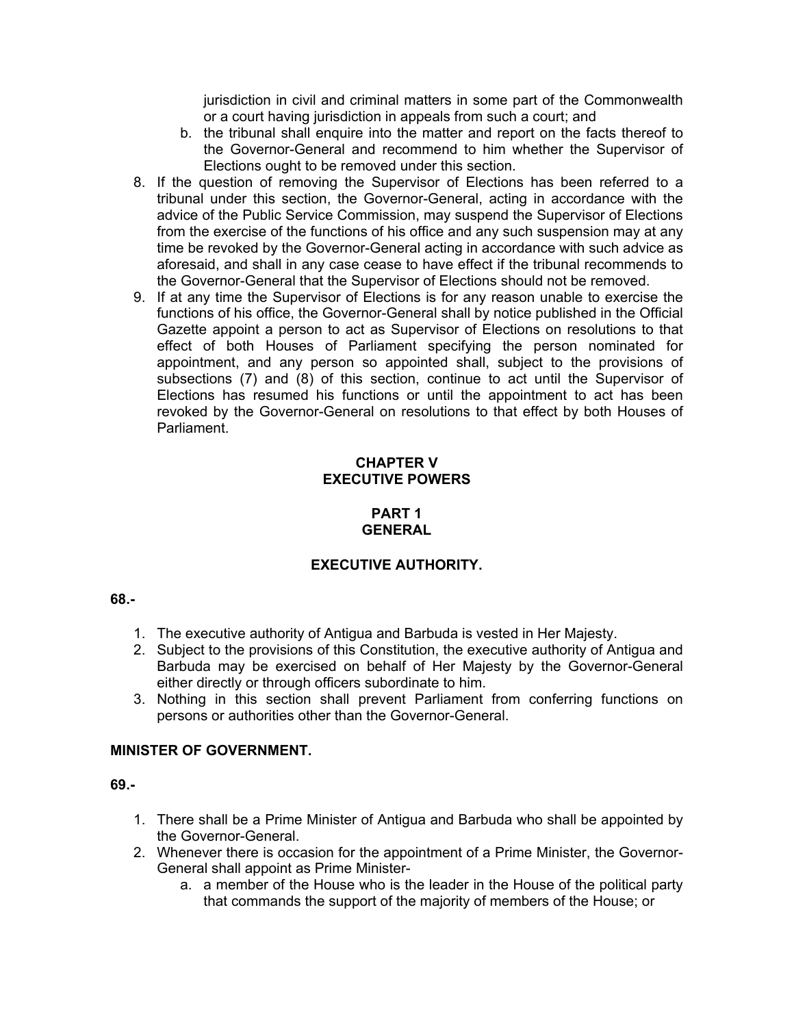jurisdiction in civil and criminal matters in some part of the Commonwealth or a court having jurisdiction in appeals from such a court; and

   b. the tribunal shall enquire into the matter and report on the facts thereof to the Governor-General and recommend to him whether the Supervisor of Elections ought to be removed under this section.

8. If the question of removing the Supervisor of Elections has been referred to a tribunal under this section, the Governor-General, acting in accordance with the advice of the Public Service Commission, may suspend the Supervisor of Elections from the exercise of the functions of his office and any such suspension may at any time be revoked by the Governor-General acting in accordance with such advice as aforesaid, and shall in any case cease to have effect if the tribunal recommends to the Governor-General that the Supervisor of Elections should not be removed.
9. If at any time the Supervisor of Elections is for any reason unable to exercise the functions of his office, the Governor-General shall by notice published in the Official Gazette appoint a person to act as Supervisor of Elections on resolutions to that effect of both Houses of Parliament specifying the person nominated for appointment, and any person so appointed shall, subject to the provisions of subsections (7) and (8) of this section, continue to act until the Supervisor of Elections has resumed his functions or until the appointment to act has been revoked by the Governor-General on resolutions to that effect by both Houses of Parliament.

## CHAPTER V
## EXECUTIVE POWERS

### PART 1
### GENERAL

#### EXECUTIVE AUTHORITY.

**68.-**

1. The executive authority of Antigua and Barbuda is vested in Her Majesty.
2. Subject to the provisions of this Constitution, the executive authority of Antigua and Barbuda may be exercised on behalf of Her Majesty by the Governor-General either directly or through officers subordinate to him.
3. Nothing in this section shall prevent Parliament from conferring functions on persons or authorities other than the Governor-General.

#### MINISTER OF GOVERNMENT.

**69.-**

1. There shall be a Prime Minister of Antigua and Barbuda who shall be appointed by the Governor-General.
2. Whenever there is occasion for the appointment of a Prime Minister, the Governor-General shall appoint as Prime Minister-
   a. a member of the House who is the leader in the House of the political party that commands the support of the majority of members of the House; or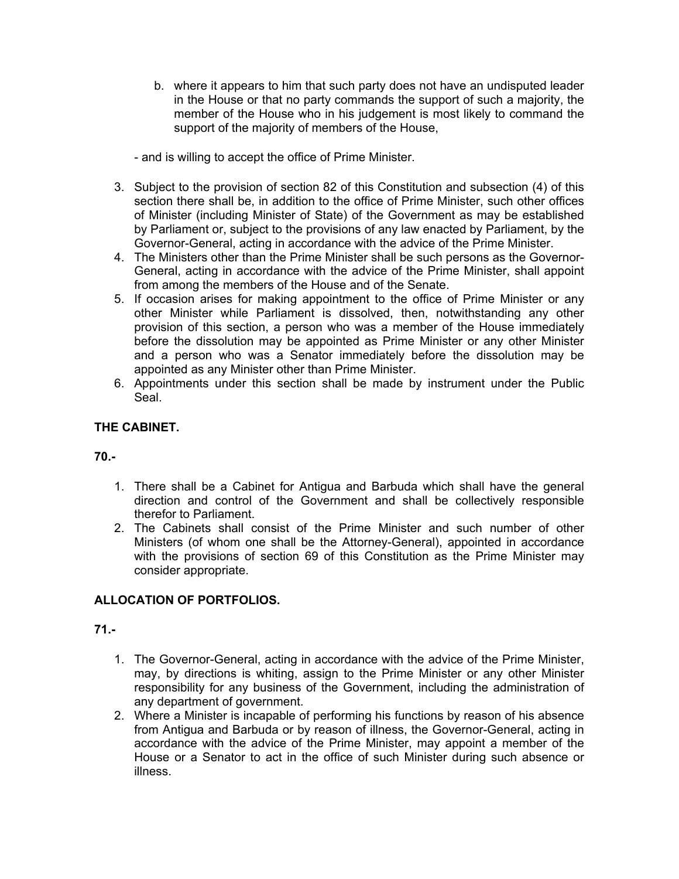b. where it appears to him that such party does not have an undisputed leader in the House or that no party commands the support of such a majority, the member of the House who in his judgement is most likely to command the support of the majority of members of the House,

- and is willing to accept the office of Prime Minister.

3. Subject to the provision of section 82 of this Constitution and subsection (4) of this section there shall be, in addition to the office of Prime Minister, such other offices of Minister (including Minister of State) of the Government as may be established by Parliament or, subject to the provisions of any law enacted by Parliament, by the Governor-General, acting in accordance with the advice of the Prime Minister.
4. The Ministers other than the Prime Minister shall be such persons as the Governor-General, acting in accordance with the advice of the Prime Minister, shall appoint from among the members of the House and of the Senate.
5. If occasion arises for making appointment to the office of Prime Minister or any other Minister while Parliament is dissolved, then, notwithstanding any other provision of this section, a person who was a member of the House immediately before the dissolution may be appointed as Prime Minister or any other Minister and a person who was a Senator immediately before the dissolution may be appointed as any Minister other than Prime Minister.
6. Appointments under this section shall be made by instrument under the Public Seal.

**THE CABINET.**

**70.-**

1. There shall be a Cabinet for Antigua and Barbuda which shall have the general direction and control of the Government and shall be collectively responsible therefor to Parliament.
2. The Cabinets shall consist of the Prime Minister and such number of other Ministers (of whom one shall be the Attorney-General), appointed in accordance with the provisions of section 69 of this Constitution as the Prime Minister may consider appropriate.

**ALLOCATION OF PORTFOLIOS.**

**71.-**

1. The Governor-General, acting in accordance with the advice of the Prime Minister, may, by directions is whiting, assign to the Prime Minister or any other Minister responsibility for any business of the Government, including the administration of any department of government.
2. Where a Minister is incapable of performing his functions by reason of his absence from Antigua and Barbuda or by reason of illness, the Governor-General, acting in accordance with the advice of the Prime Minister, may appoint a member of the House or a Senator to act in the office of such Minister during such absence or illness.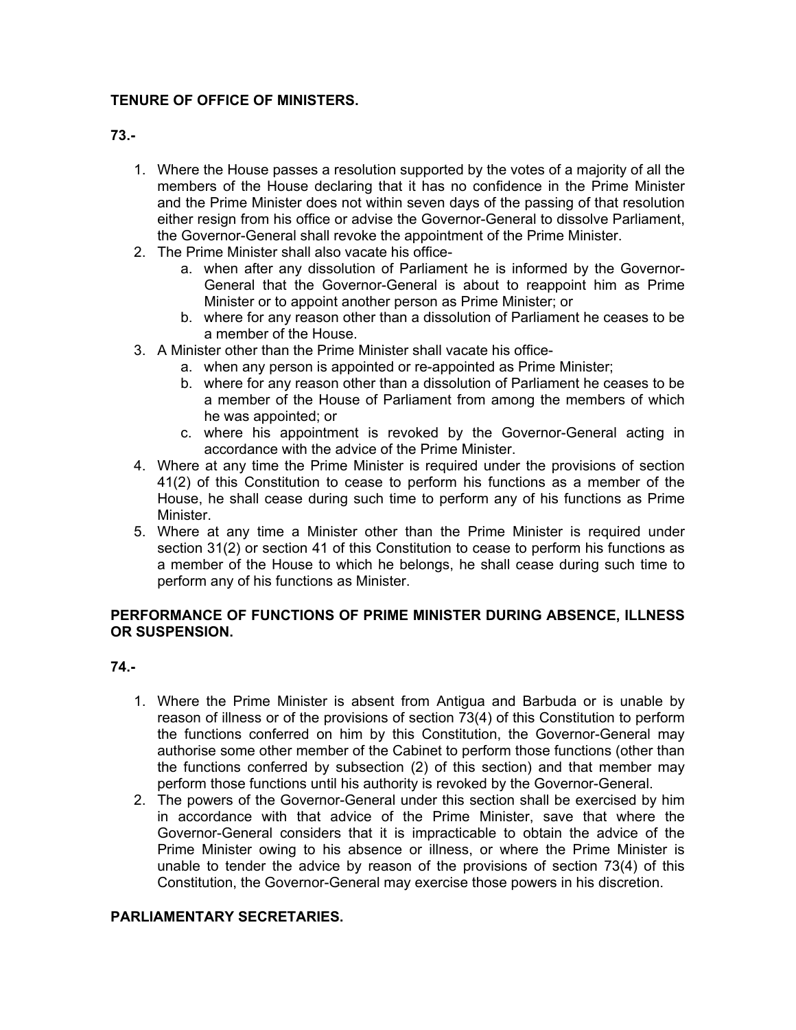**TENURE OF OFFICE OF MINISTERS.**

**73.-**

1. Where the House passes a resolution supported by the votes of a majority of all the members of the House declaring that it has no confidence in the Prime Minister and the Prime Minister does not within seven days of the passing of that resolution either resign from his office or advise the Governor-General to dissolve Parliament, the Governor-General shall revoke the appointment of the Prime Minister.
2. The Prime Minister shall also vacate his office-
   a. when after any dissolution of Parliament he is informed by the Governor-General that the Governor-General is about to reappoint him as Prime Minister or to appoint another person as Prime Minister; or
   b. where for any reason other than a dissolution of Parliament he ceases to be a member of the House.
3. A Minister other than the Prime Minister shall vacate his office-
   a. when any person is appointed or re-appointed as Prime Minister;
   b. where for any reason other than a dissolution of Parliament he ceases to be a member of the House of Parliament from among the members of which he was appointed; or
   c. where his appointment is revoked by the Governor-General acting in accordance with the advice of the Prime Minister.
4. Where at any time the Prime Minister is required under the provisions of section 41(2) of this Constitution to cease to perform his functions as a member of the House, he shall cease during such time to perform any of his functions as Prime Minister.
5. Where at any time a Minister other than the Prime Minister is required under section 31(2) or section 41 of this Constitution to cease to perform his functions as a member of the House to which he belongs, he shall cease during such time to perform any of his functions as Minister.

**PERFORMANCE OF FUNCTIONS OF PRIME MINISTER DURING ABSENCE, ILLNESS OR SUSPENSION.**

**74.-**

1. Where the Prime Minister is absent from Antigua and Barbuda or is unable by reason of illness or of the provisions of section 73(4) of this Constitution to perform the functions conferred on him by this Constitution, the Governor-General may authorise some other member of the Cabinet to perform those functions (other than the functions conferred by subsection (2) of this section) and that member may perform those functions until his authority is revoked by the Governor-General.
2. The powers of the Governor-General under this section shall be exercised by him in accordance with that advice of the Prime Minister, save that where the Governor-General considers that it is impracticable to obtain the advice of the Prime Minister owing to his absence or illness, or where the Prime Minister is unable to tender the advice by reason of the provisions of section 73(4) of this Constitution, the Governor-General may exercise those powers in his discretion.

**PARLIAMENTARY SECRETARIES.**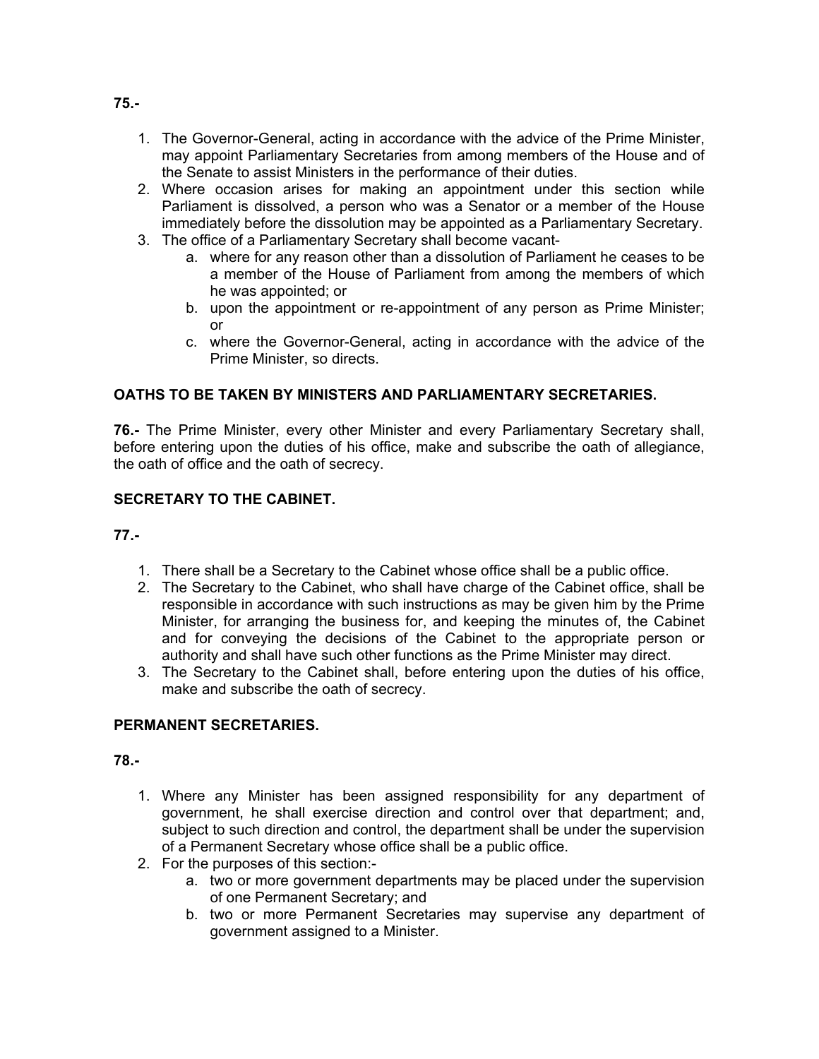**75.-**

1. The Governor-General, acting in accordance with the advice of the Prime Minister, may appoint Parliamentary Secretaries from among members of the House and of the Senate to assist Ministers in the performance of their duties.
2. Where occasion arises for making an appointment under this section while Parliament is dissolved, a person who was a Senator or a member of the House immediately before the dissolution may be appointed as a Parliamentary Secretary.
3. The office of a Parliamentary Secretary shall become vacant-
   a. where for any reason other than a dissolution of Parliament he ceases to be a member of the House of Parliament from among the members of which he was appointed; or
   b. upon the appointment or re-appointment of any person as Prime Minister; or
   c. where the Governor-General, acting in accordance with the advice of the Prime Minister, so directs.

**OATHS TO BE TAKEN BY MINISTERS AND PARLIAMENTARY SECRETARIES.**

**76.-** The Prime Minister, every other Minister and every Parliamentary Secretary shall, before entering upon the duties of his office, make and subscribe the oath of allegiance, the oath of office and the oath of secrecy.

**SECRETARY TO THE CABINET.**

**77.-**

1. There shall be a Secretary to the Cabinet whose office shall be a public office.
2. The Secretary to the Cabinet, who shall have charge of the Cabinet office, shall be responsible in accordance with such instructions as may be given him by the Prime Minister, for arranging the business for, and keeping the minutes of, the Cabinet and for conveying the decisions of the Cabinet to the appropriate person or authority and shall have such other functions as the Prime Minister may direct.
3. The Secretary to the Cabinet shall, before entering upon the duties of his office, make and subscribe the oath of secrecy.

**PERMANENT SECRETARIES.**

**78.-**

1. Where any Minister has been assigned responsibility for any department of government, he shall exercise direction and control over that department; and, subject to such direction and control, the department shall be under the supervision of a Permanent Secretary whose office shall be a public office.
2. For the purposes of this section:-
   a. two or more government departments may be placed under the supervision of one Permanent Secretary; and
   b. two or more Permanent Secretaries may supervise any department of government assigned to a Minister.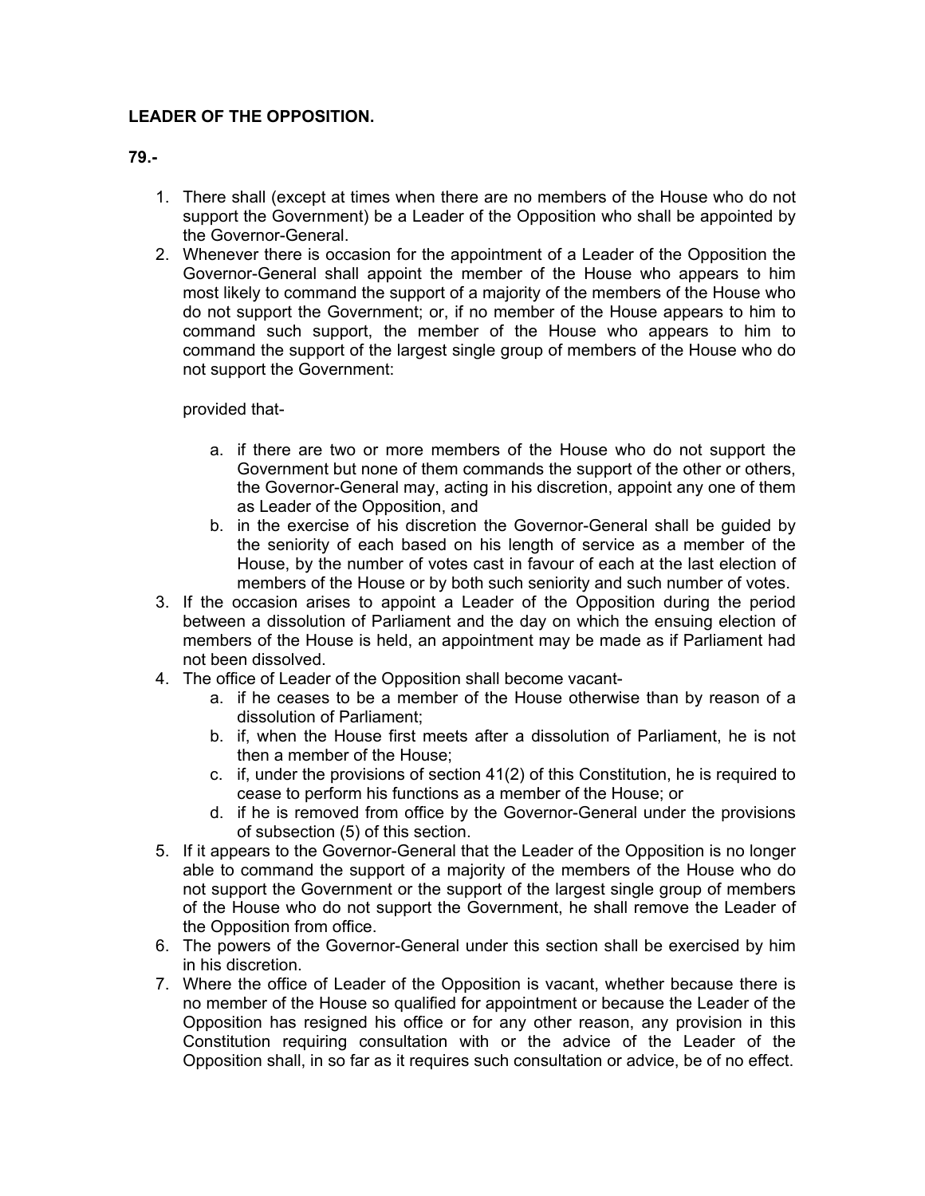**LEADER OF THE OPPOSITION.**

**79.-**

1. There shall (except at times when there are no members of the House who do not support the Government) be a Leader of the Opposition who shall be appointed by the Governor-General.
2. Whenever there is occasion for the appointment of a Leader of the Opposition the Governor-General shall appoint the member of the House who appears to him most likely to command the support of a majority of the members of the House who do not support the Government; or, if no member of the House appears to him to command such support, the member of the House who appears to him to command the support of the largest single group of members of the House who do not support the Government:

   provided that-

   a. if there are two or more members of the House who do not support the Government but none of them commands the support of the other or others, the Governor-General may, acting in his discretion, appoint any one of them as Leader of the Opposition, and
   b. in the exercise of his discretion the Governor-General shall be guided by the seniority of each based on his length of service as a member of the House, by the number of votes cast in favour of each at the last election of members of the House or by both such seniority and such number of votes.
3. If the occasion arises to appoint a Leader of the Opposition during the period between a dissolution of Parliament and the day on which the ensuing election of members of the House is held, an appointment may be made as if Parliament had not been dissolved.
4. The office of Leader of the Opposition shall become vacant-
   a. if he ceases to be a member of the House otherwise than by reason of a dissolution of Parliament;
   b. if, when the House first meets after a dissolution of Parliament, he is not then a member of the House;
   c. if, under the provisions of section 41(2) of this Constitution, he is required to cease to perform his functions as a member of the House; or
   d. if he is removed from office by the Governor-General under the provisions of subsection (5) of this section.
5. If it appears to the Governor-General that the Leader of the Opposition is no longer able to command the support of a majority of the members of the House who do not support the Government or the support of the largest single group of members of the House who do not support the Government, he shall remove the Leader of the Opposition from office.
6. The powers of the Governor-General under this section shall be exercised by him in his discretion.
7. Where the office of Leader of the Opposition is vacant, whether because there is no member of the House so qualified for appointment or because the Leader of the Opposition has resigned his office or for any other reason, any provision in this Constitution requiring consultation with or the advice of the Leader of the Opposition shall, in so far as it requires such consultation or advice, be of no effect.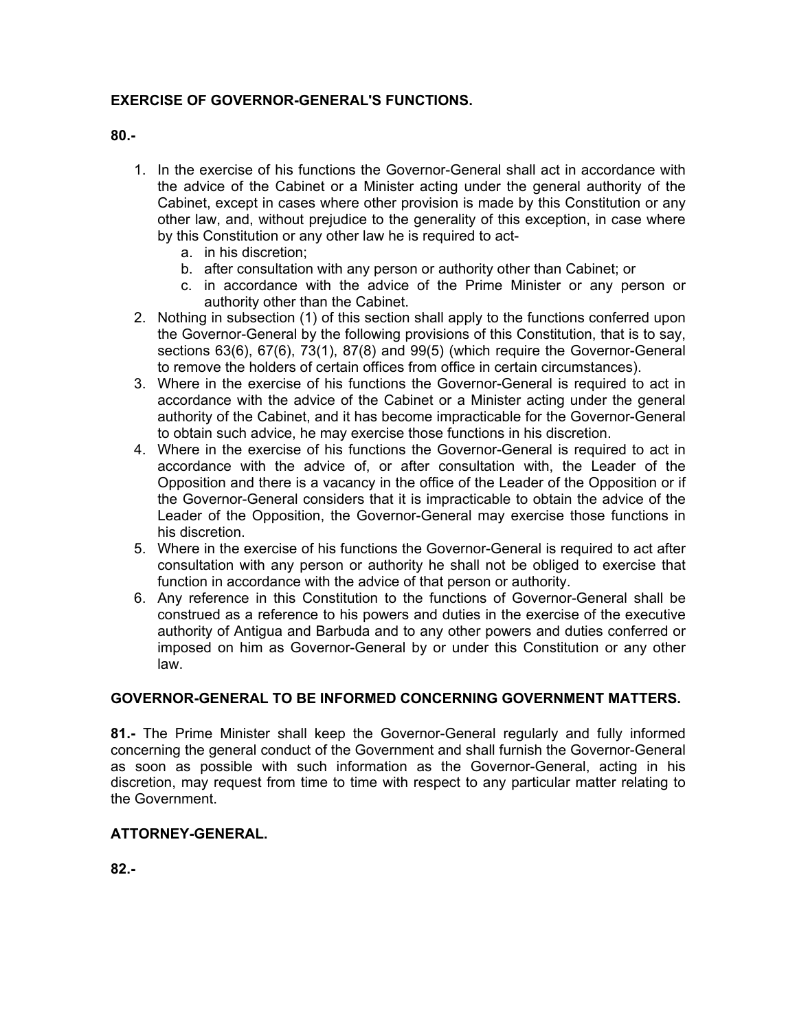**EXERCISE OF GOVERNOR-GENERAL'S FUNCTIONS.**

**80.-**

1. In the exercise of his functions the Governor-General shall act in accordance with the advice of the Cabinet or a Minister acting under the general authority of the Cabinet, except in cases where other provision is made by this Constitution or any other law, and, without prejudice to the generality of this exception, in case where by this Constitution or any other law he is required to act-
   a. in his discretion;
   b. after consultation with any person or authority other than Cabinet; or
   c. in accordance with the advice of the Prime Minister or any person or authority other than the Cabinet.
2. Nothing in subsection (1) of this section shall apply to the functions conferred upon the Governor-General by the following provisions of this Constitution, that is to say, sections 63(6), 67(6), 73(1), 87(8) and 99(5) (which require the Governor-General to remove the holders of certain offices from office in certain circumstances).
3. Where in the exercise of his functions the Governor-General is required to act in accordance with the advice of the Cabinet or a Minister acting under the general authority of the Cabinet, and it has become impracticable for the Governor-General to obtain such advice, he may exercise those functions in his discretion.
4. Where in the exercise of his functions the Governor-General is required to act in accordance with the advice of, or after consultation with, the Leader of the Opposition and there is a vacancy in the office of the Leader of the Opposition or if the Governor-General considers that it is impracticable to obtain the advice of the Leader of the Opposition, the Governor-General may exercise those functions in his discretion.
5. Where in the exercise of his functions the Governor-General is required to act after consultation with any person or authority he shall not be obliged to exercise that function in accordance with the advice of that person or authority.
6. Any reference in this Constitution to the functions of Governor-General shall be construed as a reference to his powers and duties in the exercise of the executive authority of Antigua and Barbuda and to any other powers and duties conferred or imposed on him as Governor-General by or under this Constitution or any other law.

**GOVERNOR-GENERAL TO BE INFORMED CONCERNING GOVERNMENT MATTERS.**

**81.-** The Prime Minister shall keep the Governor-General regularly and fully informed concerning the general conduct of the Government and shall furnish the Governor-General as soon as possible with such information as the Governor-General, acting in his discretion, may request from time to time with respect to any particular matter relating to the Government.

**ATTORNEY-GENERAL.**

**82.-**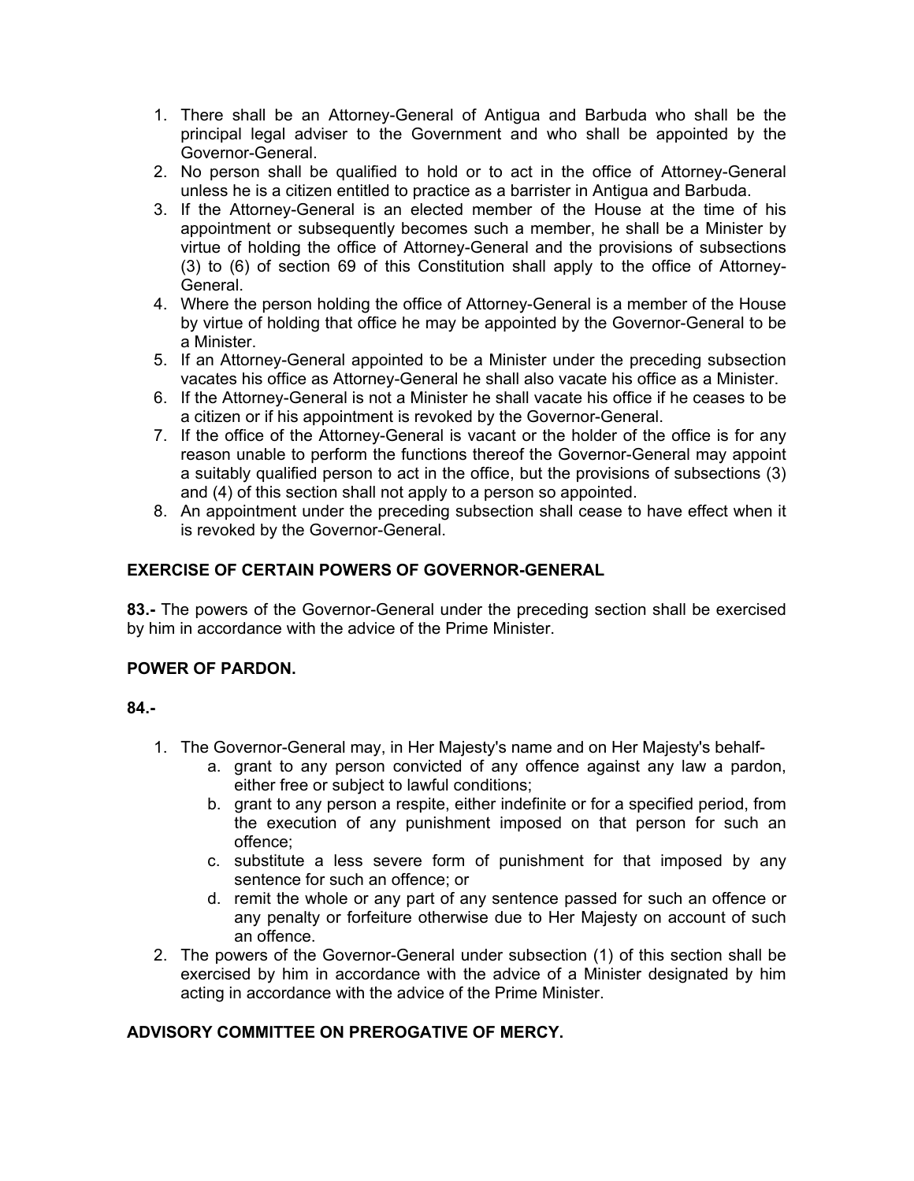1. There shall be an Attorney-General of Antigua and Barbuda who shall be the principal legal adviser to the Government and who shall be appointed by the Governor-General.
2. No person shall be qualified to hold or to act in the office of Attorney-General unless he is a citizen entitled to practice as a barrister in Antigua and Barbuda.
3. If the Attorney-General is an elected member of the House at the time of his appointment or subsequently becomes such a member, he shall be a Minister by virtue of holding the office of Attorney-General and the provisions of subsections (3) to (6) of section 69 of this Constitution shall apply to the office of Attorney-General.
4. Where the person holding the office of Attorney-General is a member of the House by virtue of holding that office he may be appointed by the Governor-General to be a Minister.
5. If an Attorney-General appointed to be a Minister under the preceding subsection vacates his office as Attorney-General he shall also vacate his office as a Minister.
6. If the Attorney-General is not a Minister he shall vacate his office if he ceases to be a citizen or if his appointment is revoked by the Governor-General.
7. If the office of the Attorney-General is vacant or the holder of the office is for any reason unable to perform the functions thereof the Governor-General may appoint a suitably qualified person to act in the office, but the provisions of subsections (3) and (4) of this section shall not apply to a person so appointed.
8. An appointment under the preceding subsection shall cease to have effect when it is revoked by the Governor-General.

**EXERCISE OF CERTAIN POWERS OF GOVERNOR-GENERAL**

**83.-** The powers of the Governor-General under the preceding section shall be exercised by him in accordance with the advice of the Prime Minister.

**POWER OF PARDON.**

**84.-**

1. The Governor-General may, in Her Majesty's name and on Her Majesty's behalf-
    a. grant to any person convicted of any offence against any law a pardon, either free or subject to lawful conditions;
    b. grant to any person a respite, either indefinite or for a specified period, from the execution of any punishment imposed on that person for such an offence;
    c. substitute a less severe form of punishment for that imposed by any sentence for such an offence; or
    d. remit the whole or any part of any sentence passed for such an offence or any penalty or forfeiture otherwise due to Her Majesty on account of such an offence.
2. The powers of the Governor-General under subsection (1) of this section shall be exercised by him in accordance with the advice of a Minister designated by him acting in accordance with the advice of the Prime Minister.

**ADVISORY COMMITTEE ON PREROGATIVE OF MERCY.**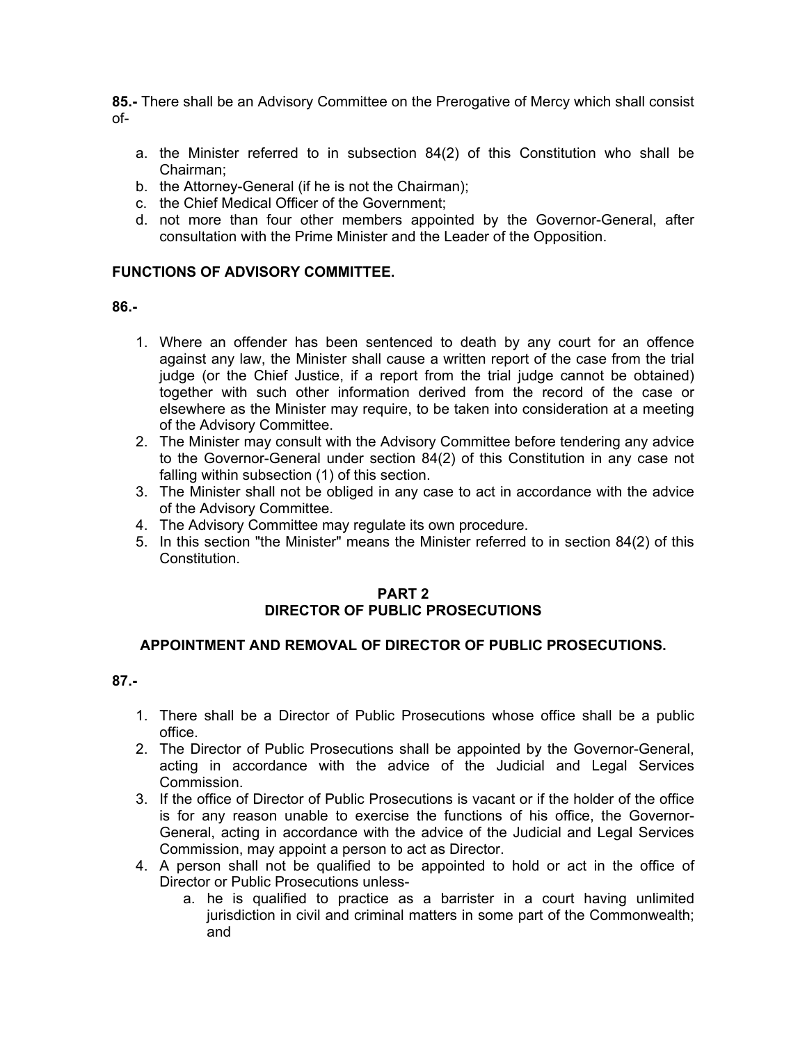**85.-** There shall be an Advisory Committee on the Prerogative of Mercy which shall consist of-

a. the Minister referred to in subsection 84(2) of this Constitution who shall be Chairman;
b. the Attorney-General (if he is not the Chairman);
c. the Chief Medical Officer of the Government;
d. not more than four other members appointed by the Governor-General, after consultation with the Prime Minister and the Leader of the Opposition.

**FUNCTIONS OF ADVISORY COMMITTEE.**

**86.-**

1. Where an offender has been sentenced to death by any court for an offence against any law, the Minister shall cause a written report of the case from the trial judge (or the Chief Justice, if a report from the trial judge cannot be obtained) together with such other information derived from the record of the case or elsewhere as the Minister may require, to be taken into consideration at a meeting of the Advisory Committee.
2. The Minister may consult with the Advisory Committee before tendering any advice to the Governor-General under section 84(2) of this Constitution in any case not falling within subsection (1) of this section.
3. The Minister shall not be obliged in any case to act in accordance with the advice of the Advisory Committee.
4. The Advisory Committee may regulate its own procedure.
5. In this section "the Minister" means the Minister referred to in section 84(2) of this Constitution.

## PART 2
## DIRECTOR OF PUBLIC PROSECUTIONS

### APPOINTMENT AND REMOVAL OF DIRECTOR OF PUBLIC PROSECUTIONS.

**87.-**

1. There shall be a Director of Public Prosecutions whose office shall be a public office.
2. The Director of Public Prosecutions shall be appointed by the Governor-General, acting in accordance with the advice of the Judicial and Legal Services Commission.
3. If the office of Director of Public Prosecutions is vacant or if the holder of the office is for any reason unable to exercise the functions of his office, the Governor-General, acting in accordance with the advice of the Judicial and Legal Services Commission, may appoint a person to act as Director.
4. A person shall not be qualified to be appointed to hold or act in the office of Director or Public Prosecutions unless-
   a. he is qualified to practice as a barrister in a court having unlimited jurisdiction in civil and criminal matters in some part of the Commonwealth; and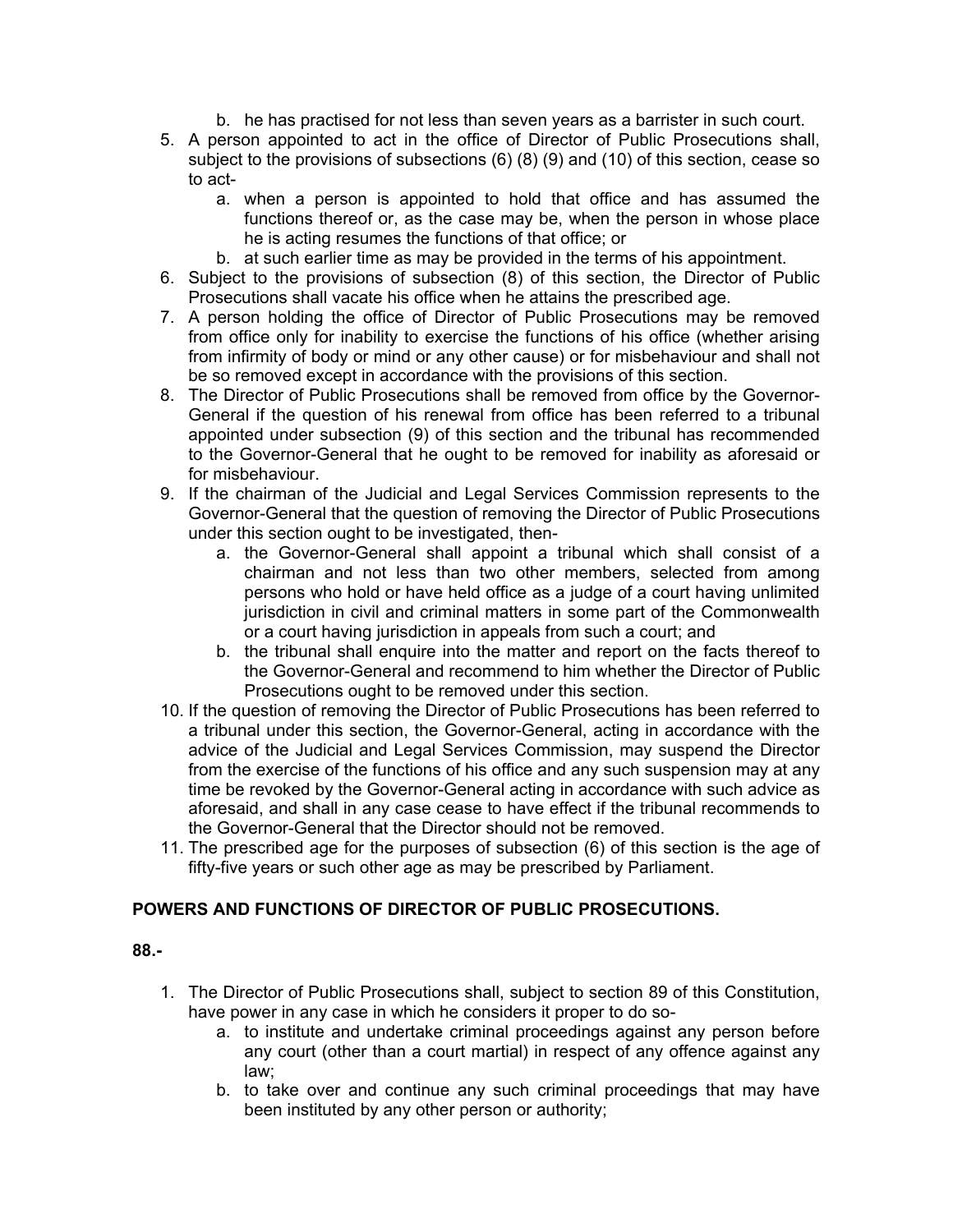b. he has practised for not less than seven years as a barrister in such court.

5. A person appointed to act in the office of Director of Public Prosecutions shall, subject to the provisions of subsections (6) (8) (9) and (10) of this section, cease so to act-
   a. when a person is appointed to hold that office and has assumed the functions thereof or, as the case may be, when the person in whose place he is acting resumes the functions of that office; or
   b. at such earlier time as may be provided in the terms of his appointment.
6. Subject to the provisions of subsection (8) of this section, the Director of Public Prosecutions shall vacate his office when he attains the prescribed age.
7. A person holding the office of Director of Public Prosecutions may be removed from office only for inability to exercise the functions of his office (whether arising from infirmity of body or mind or any other cause) or for misbehaviour and shall not be so removed except in accordance with the provisions of this section.
8. The Director of Public Prosecutions shall be removed from office by the Governor-General if the question of his renewal from office has been referred to a tribunal appointed under subsection (9) of this section and the tribunal has recommended to the Governor-General that he ought to be removed for inability as aforesaid or for misbehaviour.
9. If the chairman of the Judicial and Legal Services Commission represents to the Governor-General that the question of removing the Director of Public Prosecutions under this section ought to be investigated, then-
   a. the Governor-General shall appoint a tribunal which shall consist of a chairman and not less than two other members, selected from among persons who hold or have held office as a judge of a court having unlimited jurisdiction in civil and criminal matters in some part of the Commonwealth or a court having jurisdiction in appeals from such a court; and
   b. the tribunal shall enquire into the matter and report on the facts thereof to the Governor-General and recommend to him whether the Director of Public Prosecutions ought to be removed under this section.
10. If the question of removing the Director of Public Prosecutions has been referred to a tribunal under this section, the Governor-General, acting in accordance with the advice of the Judicial and Legal Services Commission, may suspend the Director from the exercise of the functions of his office and any such suspension may at any time be revoked by the Governor-General acting in accordance with such advice as aforesaid, and shall in any case cease to have effect if the tribunal recommends to the Governor-General that the Director should not be removed.
11. The prescribed age for the purposes of subsection (6) of this section is the age of fifty-five years or such other age as may be prescribed by Parliament.

**POWERS AND FUNCTIONS OF DIRECTOR OF PUBLIC PROSECUTIONS.**

**88.-**

1. The Director of Public Prosecutions shall, subject to section 89 of this Constitution, have power in any case in which he considers it proper to do so-
   a. to institute and undertake criminal proceedings against any person before any court (other than a court martial) in respect of any offence against any law;
   b. to take over and continue any such criminal proceedings that may have been instituted by any other person or authority;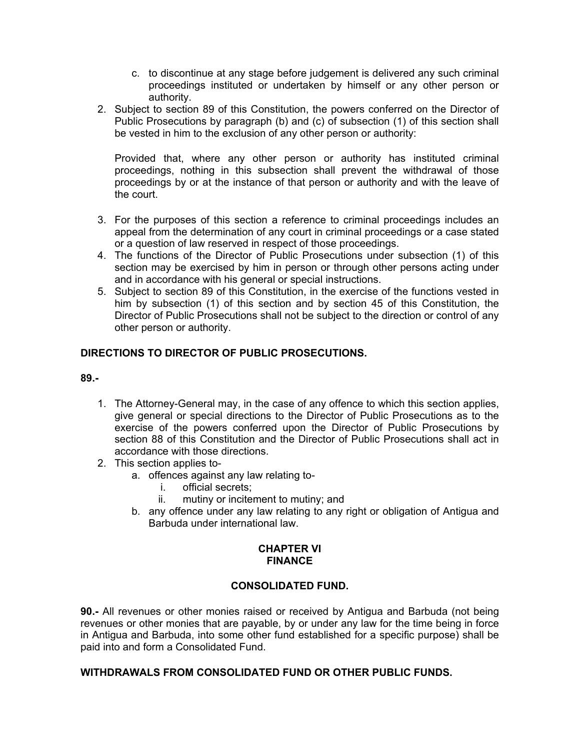c. to discontinue at any stage before judgement is delivered any such criminal proceedings instituted or undertaken by himself or any other person or authority.

2. Subject to section 89 of this Constitution, the powers conferred on the Director of Public Prosecutions by paragraph (b) and (c) of subsection (1) of this section shall be vested in him to the exclusion of any other person or authority:

   Provided that, where any other person or authority has instituted criminal proceedings, nothing in this subsection shall prevent the withdrawal of those proceedings by or at the instance of that person or authority and with the leave of the court.

3. For the purposes of this section a reference to criminal proceedings includes an appeal from the determination of any court in criminal proceedings or a case stated or a question of law reserved in respect of those proceedings.
4. The functions of the Director of Public Prosecutions under subsection (1) of this section may be exercised by him in person or through other persons acting under and in accordance with his general or special instructions.
5. Subject to section 89 of this Constitution, in the exercise of the functions vested in him by subsection (1) of this section and by section 45 of this Constitution, the Director of Public Prosecutions shall not be subject to the direction or control of any other person or authority.

**DIRECTIONS TO DIRECTOR OF PUBLIC PROSECUTIONS.**

**89.-**

1. The Attorney-General may, in the case of any offence to which this section applies, give general or special directions to the Director of Public Prosecutions as to the exercise of the powers conferred upon the Director of Public Prosecutions by section 88 of this Constitution and the Director of Public Prosecutions shall act in accordance with those directions.
2. This section applies to-
   a. offences against any law relating to-
      i. official secrets;
      ii. mutiny or incitement to mutiny; and
   b. any offence under any law relating to any right or obligation of Antigua and Barbuda under international law.

## CHAPTER VI
## FINANCE

**CONSOLIDATED FUND.**

**90.-** All revenues or other monies raised or received by Antigua and Barbuda (not being revenues or other monies that are payable, by or under any law for the time being in force in Antigua and Barbuda, into some other fund established for a specific purpose) shall be paid into and form a Consolidated Fund.

**WITHDRAWALS FROM CONSOLIDATED FUND OR OTHER PUBLIC FUNDS.**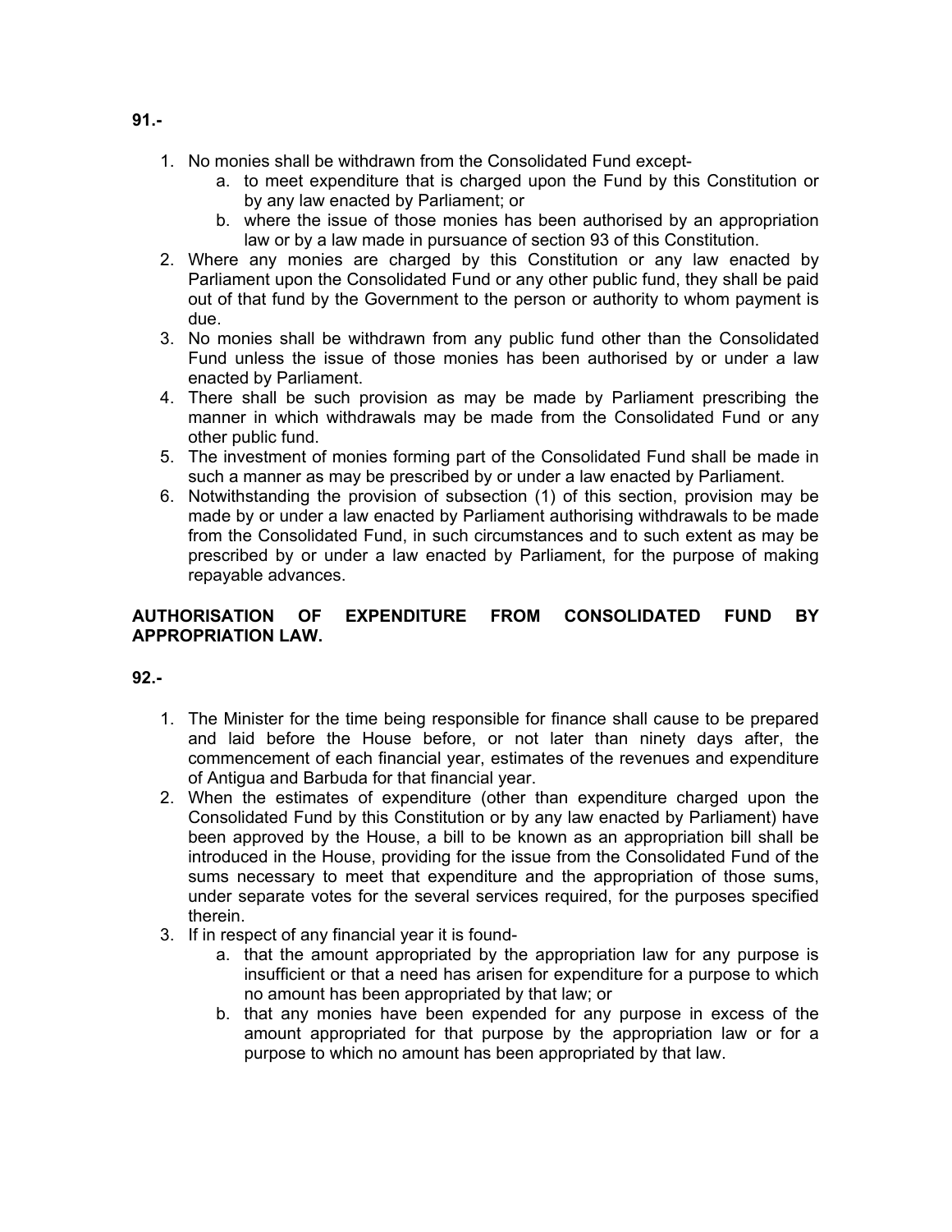**91.-**

1. No monies shall be withdrawn from the Consolidated Fund except-
   a. to meet expenditure that is charged upon the Fund by this Constitution or by any law enacted by Parliament; or
   b. where the issue of those monies has been authorised by an appropriation law or by a law made in pursuance of section 93 of this Constitution.
2. Where any monies are charged by this Constitution or any law enacted by Parliament upon the Consolidated Fund or any other public fund, they shall be paid out of that fund by the Government to the person or authority to whom payment is due.
3. No monies shall be withdrawn from any public fund other than the Consolidated Fund unless the issue of those monies has been authorised by or under a law enacted by Parliament.
4. There shall be such provision as may be made by Parliament prescribing the manner in which withdrawals may be made from the Consolidated Fund or any other public fund.
5. The investment of monies forming part of the Consolidated Fund shall be made in such a manner as may be prescribed by or under a law enacted by Parliament.
6. Notwithstanding the provision of subsection (1) of this section, provision may be made by or under a law enacted by Parliament authorising withdrawals to be made from the Consolidated Fund, in such circumstances and to such extent as may be prescribed by or under a law enacted by Parliament, for the purpose of making repayable advances.

**AUTHORISATION OF EXPENDITURE FROM CONSOLIDATED FUND BY APPROPRIATION LAW.**

**92.-**

1. The Minister for the time being responsible for finance shall cause to be prepared and laid before the House before, or not later than ninety days after, the commencement of each financial year, estimates of the revenues and expenditure of Antigua and Barbuda for that financial year.
2. When the estimates of expenditure (other than expenditure charged upon the Consolidated Fund by this Constitution or by any law enacted by Parliament) have been approved by the House, a bill to be known as an appropriation bill shall be introduced in the House, providing for the issue from the Consolidated Fund of the sums necessary to meet that expenditure and the appropriation of those sums, under separate votes for the several services required, for the purposes specified therein.
3. If in respect of any financial year it is found-
   a. that the amount appropriated by the appropriation law for any purpose is insufficient or that a need has arisen for expenditure for a purpose to which no amount has been appropriated by that law; or
   b. that any monies have been expended for any purpose in excess of the amount appropriated for that purpose by the appropriation law or for a purpose to which no amount has been appropriated by that law.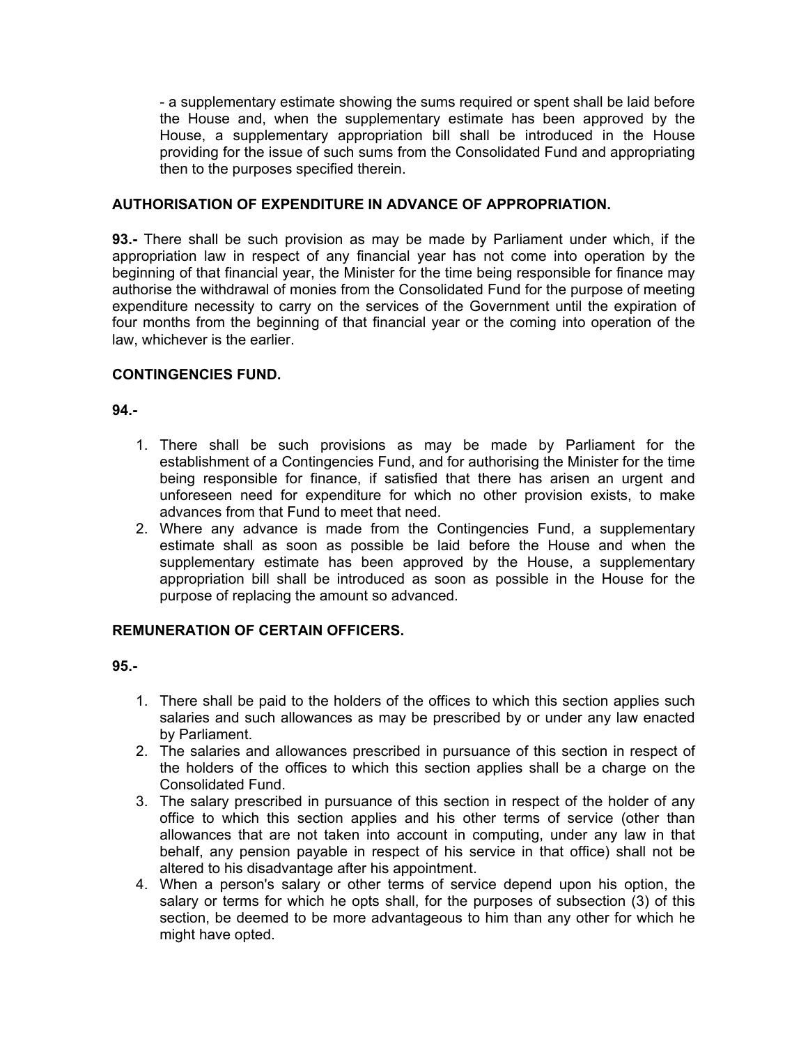- a supplementary estimate showing the sums required or spent shall be laid before the House and, when the supplementary estimate has been approved by the House, a supplementary appropriation bill shall be introduced in the House providing for the issue of such sums from the Consolidated Fund and appropriating then to the purposes specified therein.

**AUTHORISATION OF EXPENDITURE IN ADVANCE OF APPROPRIATION.**

**93.-** There shall be such provision as may be made by Parliament under which, if the appropriation law in respect of any financial year has not come into operation by the beginning of that financial year, the Minister for the time being responsible for finance may authorise the withdrawal of monies from the Consolidated Fund for the purpose of meeting expenditure necessity to carry on the services of the Government until the expiration of four months from the beginning of that financial year or the coming into operation of the law, whichever is the earlier.

**CONTINGENCIES FUND.**

**94.-**

1. There shall be such provisions as may be made by Parliament for the establishment of a Contingencies Fund, and for authorising the Minister for the time being responsible for finance, if satisfied that there has arisen an urgent and unforeseen need for expenditure for which no other provision exists, to make advances from that Fund to meet that need.
2. Where any advance is made from the Contingencies Fund, a supplementary estimate shall as soon as possible be laid before the House and when the supplementary estimate has been approved by the House, a supplementary appropriation bill shall be introduced as soon as possible in the House for the purpose of replacing the amount so advanced.

**REMUNERATION OF CERTAIN OFFICERS.**

**95.-**

1. There shall be paid to the holders of the offices to which this section applies such salaries and such allowances as may be prescribed by or under any law enacted by Parliament.
2. The salaries and allowances prescribed in pursuance of this section in respect of the holders of the offices to which this section applies shall be a charge on the Consolidated Fund.
3. The salary prescribed in pursuance of this section in respect of the holder of any office to which this section applies and his other terms of service (other than allowances that are not taken into account in computing, under any law in that behalf, any pension payable in respect of his service in that office) shall not be altered to his disadvantage after his appointment.
4. When a person's salary or other terms of service depend upon his option, the salary or terms for which he opts shall, for the purposes of subsection (3) of this section, be deemed to be more advantageous to him than any other for which he might have opted.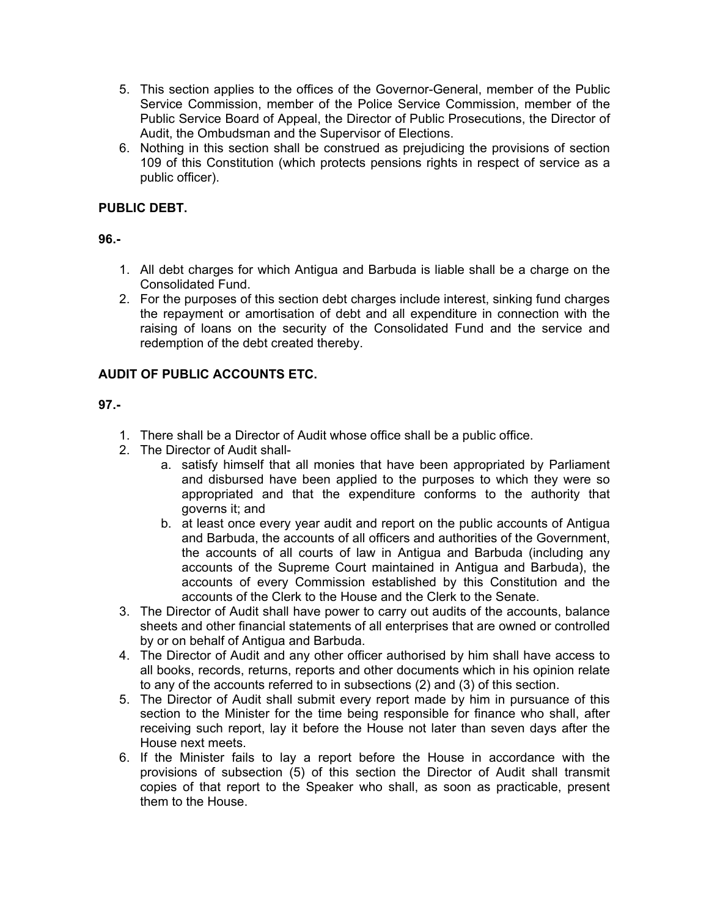5. This section applies to the offices of the Governor-General, member of the Public Service Commission, member of the Police Service Commission, member of the Public Service Board of Appeal, the Director of Public Prosecutions, the Director of Audit, the Ombudsman and the Supervisor of Elections.
6. Nothing in this section shall be construed as prejudicing the provisions of section 109 of this Constitution (which protects pensions rights in respect of service as a public officer).

**PUBLIC DEBT.**

**96.-**

1. All debt charges for which Antigua and Barbuda is liable shall be a charge on the Consolidated Fund.
2. For the purposes of this section debt charges include interest, sinking fund charges the repayment or amortisation of debt and all expenditure in connection with the raising of loans on the security of the Consolidated Fund and the service and redemption of the debt created thereby.

**AUDIT OF PUBLIC ACCOUNTS ETC.**

**97.-**

1. There shall be a Director of Audit whose office shall be a public office.
2. The Director of Audit shall-
    a. satisfy himself that all monies that have been appropriated by Parliament and disbursed have been applied to the purposes to which they were so appropriated and that the expenditure conforms to the authority that governs it; and
    b. at least once every year audit and report on the public accounts of Antigua and Barbuda, the accounts of all officers and authorities of the Government, the accounts of all courts of law in Antigua and Barbuda (including any accounts of the Supreme Court maintained in Antigua and Barbuda), the accounts of every Commission established by this Constitution and the accounts of the Clerk to the House and the Clerk to the Senate.
3. The Director of Audit shall have power to carry out audits of the accounts, balance sheets and other financial statements of all enterprises that are owned or controlled by or on behalf of Antigua and Barbuda.
4. The Director of Audit and any other officer authorised by him shall have access to all books, records, returns, reports and other documents which in his opinion relate to any of the accounts referred to in subsections (2) and (3) of this section.
5. The Director of Audit shall submit every report made by him in pursuance of this section to the Minister for the time being responsible for finance who shall, after receiving such report, lay it before the House not later than seven days after the House next meets.
6. If the Minister fails to lay a report before the House in accordance with the provisions of subsection (5) of this section the Director of Audit shall transmit copies of that report to the Speaker who shall, as soon as practicable, present them to the House.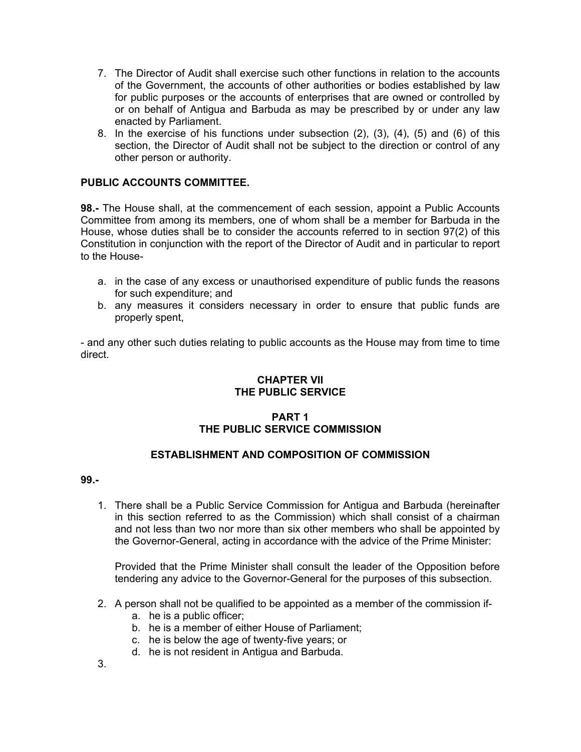7. The Director of Audit shall exercise such other functions in relation to the accounts of the Government, the accounts of other authorities or bodies established by law for public purposes or the accounts of enterprises that are owned or controlled by or on behalf of Antigua and Barbuda as may be prescribed by or under any law enacted by Parliament.
8. In the exercise of his functions under subsection (2), (3), (4), (5) and (6) of this section, the Director of Audit shall not be subject to the direction or control of any other person or authority.

**PUBLIC ACCOUNTS COMMITTEE.**

**98.-** The House shall, at the commencement of each session, appoint a Public Accounts Committee from among its members, one of whom shall be a member for Barbuda in the House, whose duties shall be to consider the accounts referred to in section 97(2) of this Constitution in conjunction with the report of the Director of Audit and in particular to report to the House-

a. in the case of any excess or unauthorised expenditure of public funds the reasons for such expenditure; and
b. any measures it considers necessary in order to ensure that public funds are properly spent,

- and any other such duties relating to public accounts as the House may from time to time direct.

## CHAPTER VII
## THE PUBLIC SERVICE

### PART 1
### THE PUBLIC SERVICE COMMISSION

### ESTABLISHMENT AND COMPOSITION OF COMMISSION

**99.-**

1. There shall be a Public Service Commission for Antigua and Barbuda (hereinafter in this section referred to as the Commission) which shall consist of a chairman and not less than two nor more than six other members who shall be appointed by the Governor-General, acting in accordance with the advice of the Prime Minister:

   Provided that the Prime Minister shall consult the leader of the Opposition before tendering any advice to the Governor-General for the purposes of this subsection.

2. A person shall not be qualified to be appointed as a member of the commission if-
   a. he is a public officer;
   b. he is a member of either House of Parliament;
   c. he is below the age of twenty-five years; or
   d. he is not resident in Antigua and Barbuda.
3.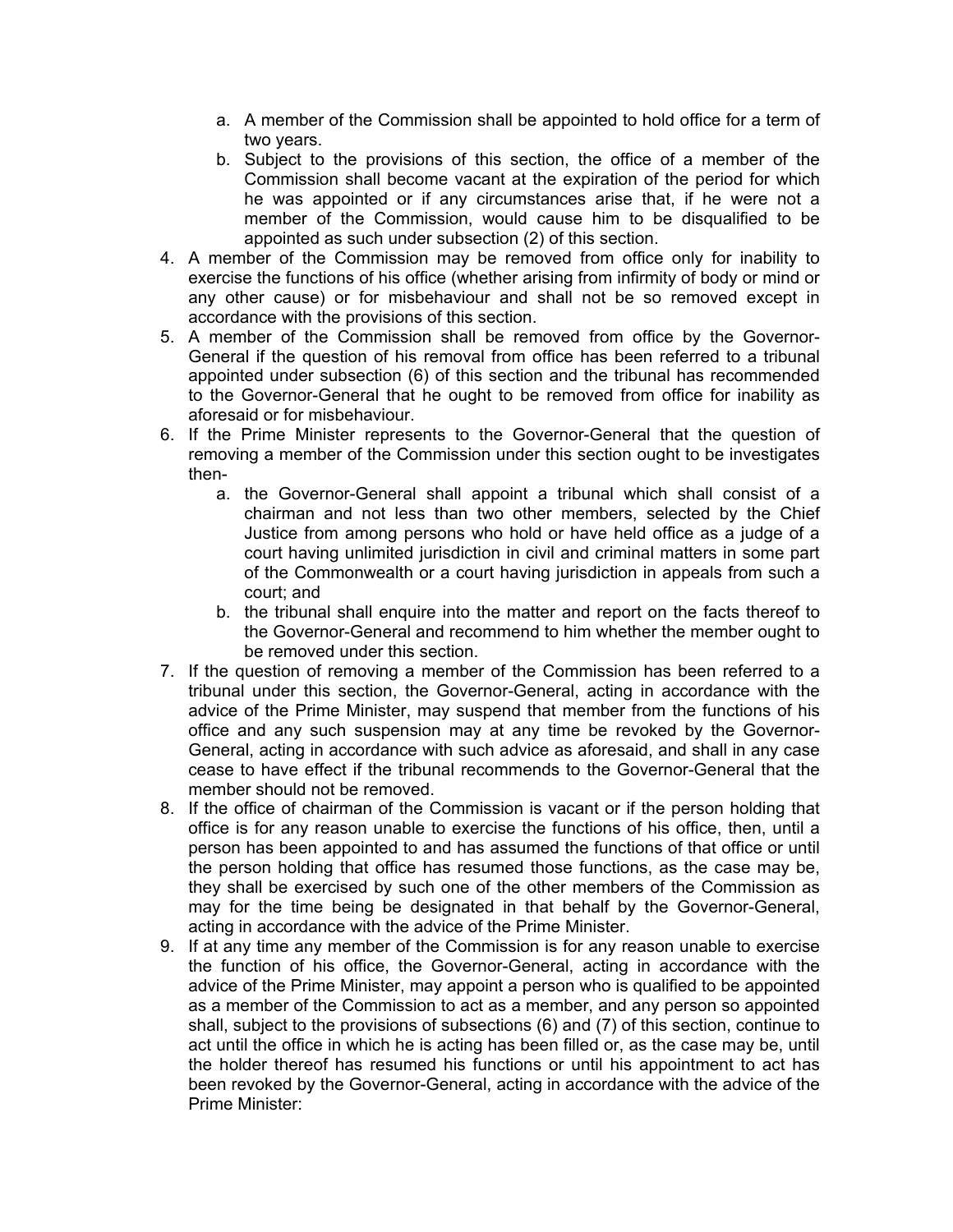a. A member of the Commission shall be appointed to hold office for a term of two years.
   b. Subject to the provisions of this section, the office of a member of the Commission shall become vacant at the expiration of the period for which he was appointed or if any circumstances arise that, if he were not a member of the Commission, would cause him to be disqualified to be appointed as such under subsection (2) of this section.
4. A member of the Commission may be removed from office only for inability to exercise the functions of his office (whether arising from infirmity of body or mind or any other cause) or for misbehaviour and shall not be so removed except in accordance with the provisions of this section.
5. A member of the Commission shall be removed from office by the Governor-General if the question of his removal from office has been referred to a tribunal appointed under subsection (6) of this section and the tribunal has recommended to the Governor-General that he ought to be removed from office for inability as aforesaid or for misbehaviour.
6. If the Prime Minister represents to the Governor-General that the question of removing a member of the Commission under this section ought to be investigates then-
   a. the Governor-General shall appoint a tribunal which shall consist of a chairman and not less than two other members, selected by the Chief Justice from among persons who hold or have held office as a judge of a court having unlimited jurisdiction in civil and criminal matters in some part of the Commonwealth or a court having jurisdiction in appeals from such a court; and
   b. the tribunal shall enquire into the matter and report on the facts thereof to the Governor-General and recommend to him whether the member ought to be removed under this section.
7. If the question of removing a member of the Commission has been referred to a tribunal under this section, the Governor-General, acting in accordance with the advice of the Prime Minister, may suspend that member from the functions of his office and any such suspension may at any time be revoked by the Governor-General, acting in accordance with such advice as aforesaid, and shall in any case cease to have effect if the tribunal recommends to the Governor-General that the member should not be removed.
8. If the office of chairman of the Commission is vacant or if the person holding that office is for any reason unable to exercise the functions of his office, then, until a person has been appointed to and has assumed the functions of that office or until the person holding that office has resumed those functions, as the case may be, they shall be exercised by such one of the other members of the Commission as may for the time being be designated in that behalf by the Governor-General, acting in accordance with the advice of the Prime Minister.
9. If at any time any member of the Commission is for any reason unable to exercise the function of his office, the Governor-General, acting in accordance with the advice of the Prime Minister, may appoint a person who is qualified to be appointed as a member of the Commission to act as a member, and any person so appointed shall, subject to the provisions of subsections (6) and (7) of this section, continue to act until the office in which he is acting has been filled or, as the case may be, until the holder thereof has resumed his functions or until his appointment to act has been revoked by the Governor-General, acting in accordance with the advice of the Prime Minister: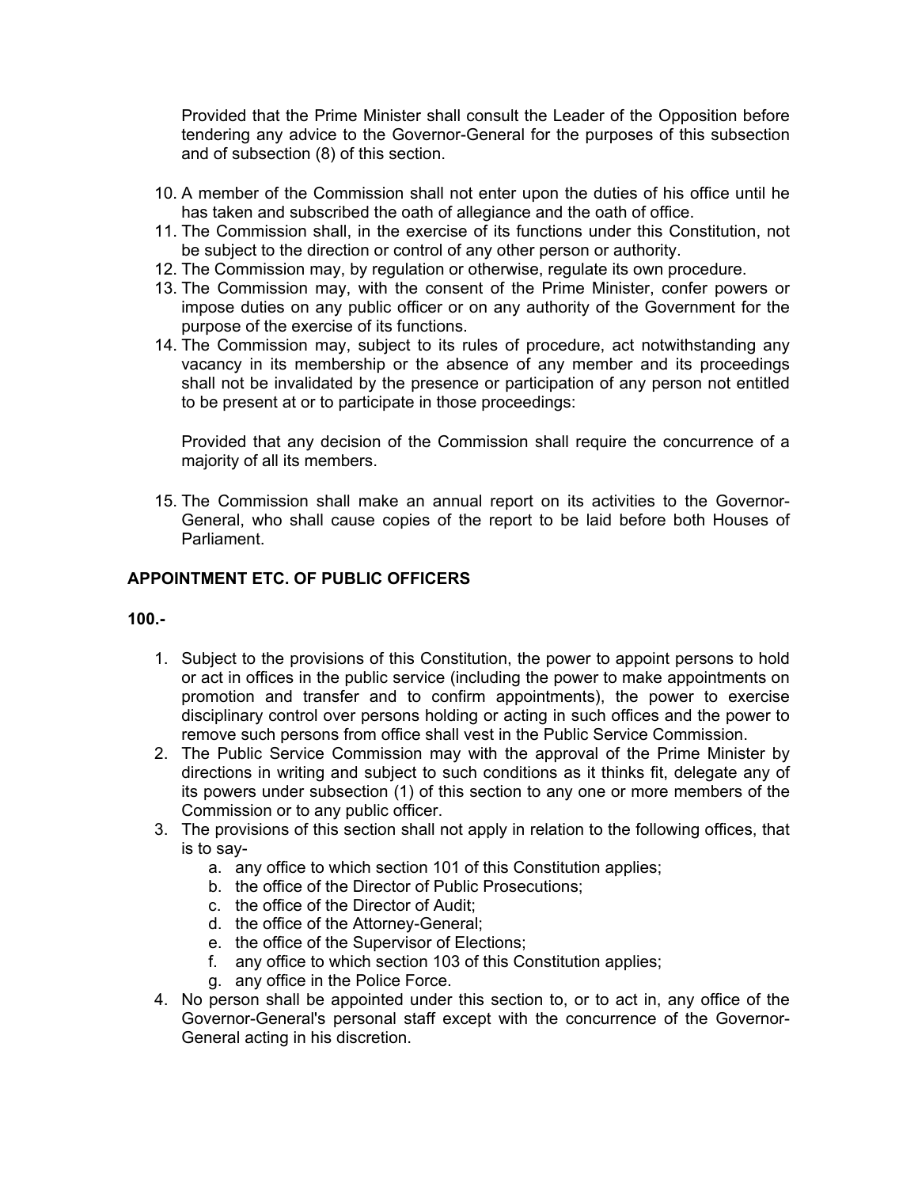Provided that the Prime Minister shall consult the Leader of the Opposition before tendering any advice to the Governor-General for the purposes of this subsection and of subsection (8) of this section.

10. A member of the Commission shall not enter upon the duties of his office until he has taken and subscribed the oath of allegiance and the oath of office.
11. The Commission shall, in the exercise of its functions under this Constitution, not be subject to the direction or control of any other person or authority.
12. The Commission may, by regulation or otherwise, regulate its own procedure.
13. The Commission may, with the consent of the Prime Minister, confer powers or impose duties on any public officer or on any authority of the Government for the purpose of the exercise of its functions.
14. The Commission may, subject to its rules of procedure, act notwithstanding any vacancy in its membership or the absence of any member and its proceedings shall not be invalidated by the presence or participation of any person not entitled to be present at or to participate in those proceedings:

    Provided that any decision of the Commission shall require the concurrence of a majority of all its members.

15. The Commission shall make an annual report on its activities to the Governor-General, who shall cause copies of the report to be laid before both Houses of Parliament.

## APPOINTMENT ETC. OF PUBLIC OFFICERS

**100.-**

1. Subject to the provisions of this Constitution, the power to appoint persons to hold or act in offices in the public service (including the power to make appointments on promotion and transfer and to confirm appointments), the power to exercise disciplinary control over persons holding or acting in such offices and the power to remove such persons from office shall vest in the Public Service Commission.
2. The Public Service Commission may with the approval of the Prime Minister by directions in writing and subject to such conditions as it thinks fit, delegate any of its powers under subsection (1) of this section to any one or more members of the Commission or to any public officer.
3. The provisions of this section shall not apply in relation to the following offices, that is to say-
    a. any office to which section 101 of this Constitution applies;
    b. the office of the Director of Public Prosecutions;
    c. the office of the Director of Audit;
    d. the office of the Attorney-General;
    e. the office of the Supervisor of Elections;
    f. any office to which section 103 of this Constitution applies;
    g. any office in the Police Force.
4. No person shall be appointed under this section to, or to act in, any office of the Governor-General's personal staff except with the concurrence of the Governor-General acting in his discretion.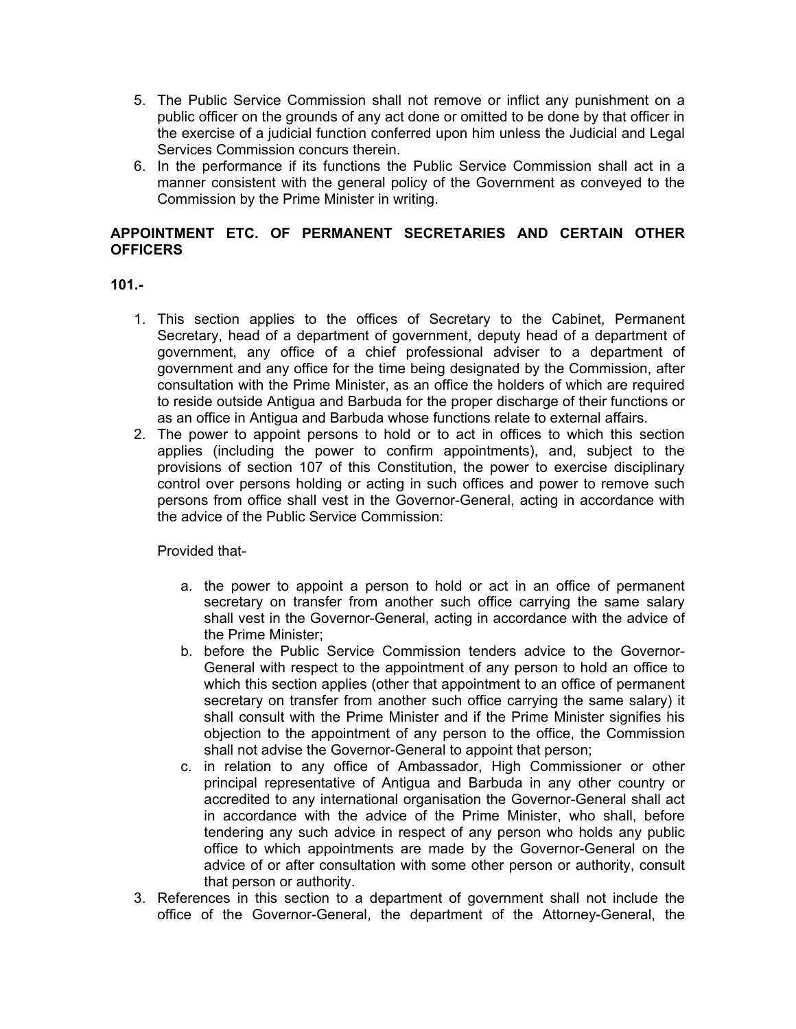5. The Public Service Commission shall not remove or inflict any punishment on a public officer on the grounds of any act done or omitted to be done by that officer in the exercise of a judicial function conferred upon him unless the Judicial and Legal Services Commission concurs therein.
6. In the performance if its functions the Public Service Commission shall act in a manner consistent with the general policy of the Government as conveyed to the Commission by the Prime Minister in writing.

**APPOINTMENT ETC. OF PERMANENT SECRETARIES AND CERTAIN OTHER OFFICERS**

**101.-**

1. This section applies to the offices of Secretary to the Cabinet, Permanent Secretary, head of a department of government, deputy head of a department of government, any office of a chief professional adviser to a department of government and any office for the time being designated by the Commission, after consultation with the Prime Minister, as an office the holders of which are required to reside outside Antigua and Barbuda for the proper discharge of their functions or as an office in Antigua and Barbuda whose functions relate to external affairs.
2. The power to appoint persons to hold or to act in offices to which this section applies (including the power to confirm appointments), and, subject to the provisions of section 107 of this Constitution, the power to exercise disciplinary control over persons holding or acting in such offices and power to remove such persons from office shall vest in the Governor-General, acting in accordance with the advice of the Public Service Commission:

   Provided that-

   a. the power to appoint a person to hold or act in an office of permanent secretary on transfer from another such office carrying the same salary shall vest in the Governor-General, acting in accordance with the advice of the Prime Minister;
   b. before the Public Service Commission tenders advice to the Governor-General with respect to the appointment of any person to hold an office to which this section applies (other that appointment to an office of permanent secretary on transfer from another such office carrying the same salary) it shall consult with the Prime Minister and if the Prime Minister signifies his objection to the appointment of any person to the office, the Commission shall not advise the Governor-General to appoint that person;
   c. in relation to any office of Ambassador, High Commissioner or other principal representative of Antigua and Barbuda in any other country or accredited to any international organisation the Governor-General shall act in accordance with the advice of the Prime Minister, who shall, before tendering any such advice in respect of any person who holds any public office to which appointments are made by the Governor-General on the advice of or after consultation with some other person or authority, consult that person or authority.
3. References in this section to a department of government shall not include the office of the Governor-General, the department of the Attorney-General, the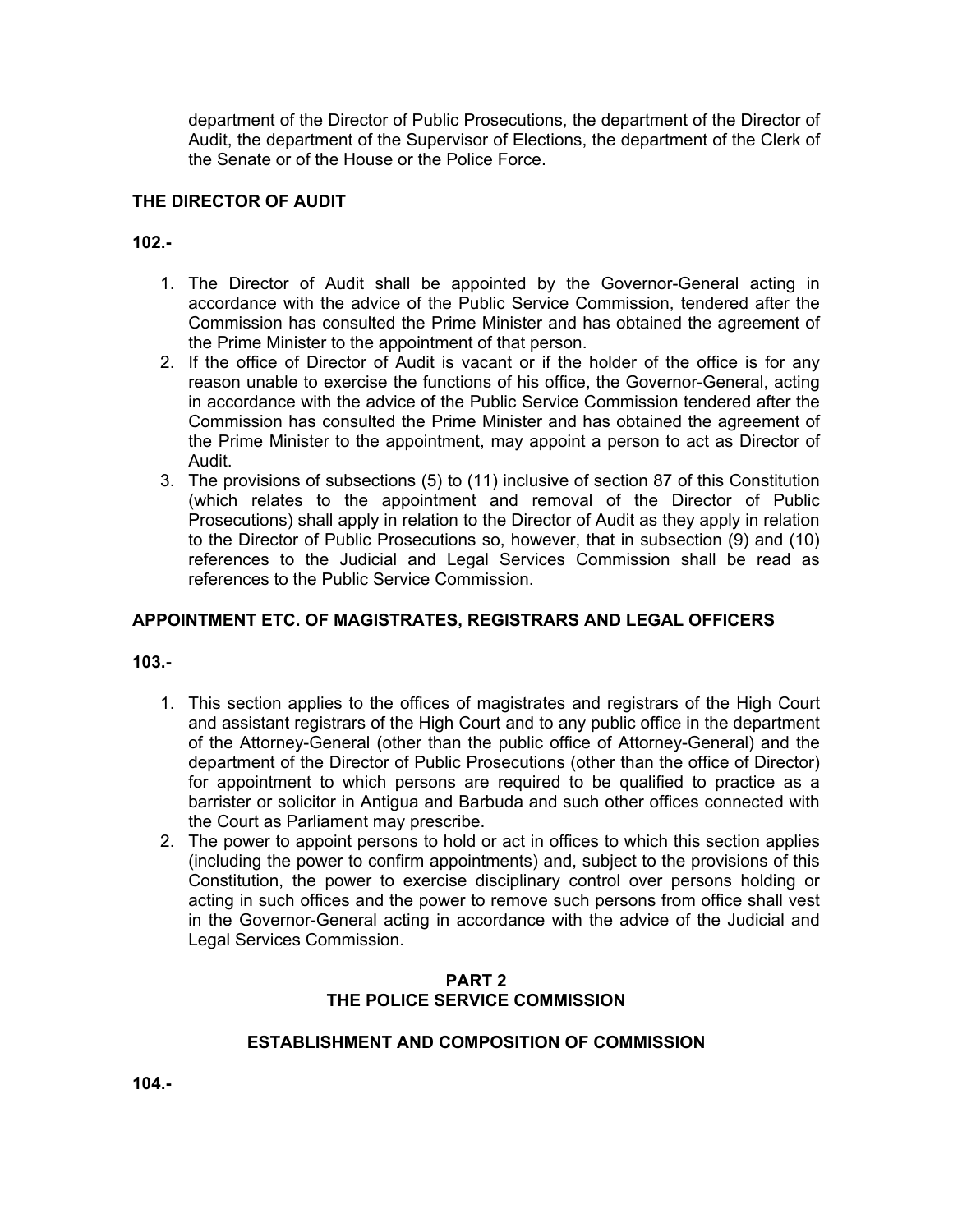department of the Director of Public Prosecutions, the department of the Director of Audit, the department of the Supervisor of Elections, the department of the Clerk of the Senate or of the House or the Police Force.

**THE DIRECTOR OF AUDIT**

**102.-**

1. The Director of Audit shall be appointed by the Governor-General acting in accordance with the advice of the Public Service Commission, tendered after the Commission has consulted the Prime Minister and has obtained the agreement of the Prime Minister to the appointment of that person.
2. If the office of Director of Audit is vacant or if the holder of the office is for any reason unable to exercise the functions of his office, the Governor-General, acting in accordance with the advice of the Public Service Commission tendered after the Commission has consulted the Prime Minister and has obtained the agreement of the Prime Minister to the appointment, may appoint a person to act as Director of Audit.
3. The provisions of subsections (5) to (11) inclusive of section 87 of this Constitution (which relates to the appointment and removal of the Director of Public Prosecutions) shall apply in relation to the Director of Audit as they apply in relation to the Director of Public Prosecutions so, however, that in subsection (9) and (10) references to the Judicial and Legal Services Commission shall be read as references to the Public Service Commission.

**APPOINTMENT ETC. OF MAGISTRATES, REGISTRARS AND LEGAL OFFICERS**

**103.-**

1. This section applies to the offices of magistrates and registrars of the High Court and assistant registrars of the High Court and to any public office in the department of the Attorney-General (other than the public office of Attorney-General) and the department of the Director of Public Prosecutions (other than the office of Director) for appointment to which persons are required to be qualified to practice as a barrister or solicitor in Antigua and Barbuda and such other offices connected with the Court as Parliament may prescribe.
2. The power to appoint persons to hold or act in offices to which this section applies (including the power to confirm appointments) and, subject to the provisions of this Constitution, the power to exercise disciplinary control over persons holding or acting in such offices and the power to remove such persons from office shall vest in the Governor-General acting in accordance with the advice of the Judicial and Legal Services Commission.

## PART 2
## THE POLICE SERVICE COMMISSION

### ESTABLISHMENT AND COMPOSITION OF COMMISSION

**104.-**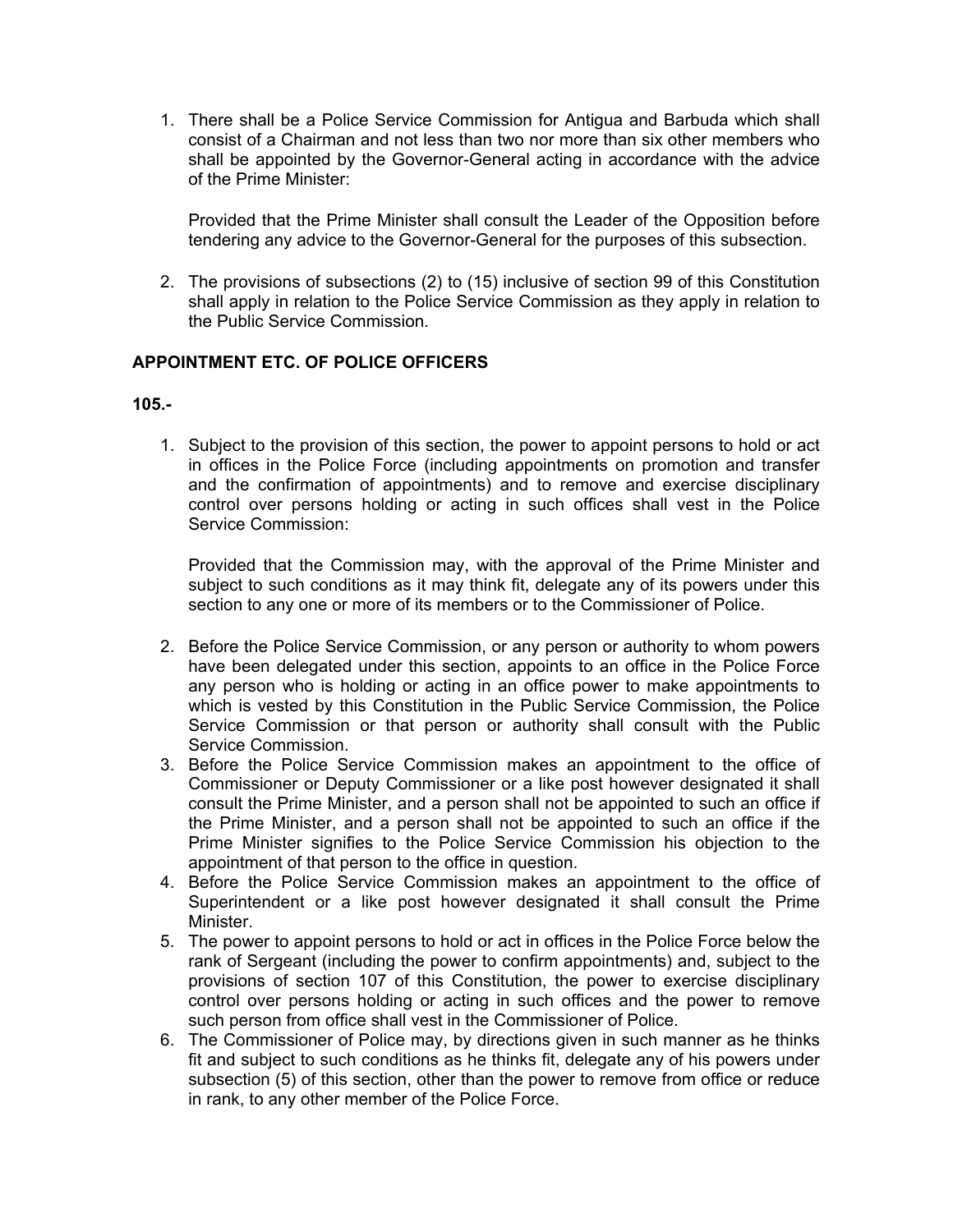1. There shall be a Police Service Commission for Antigua and Barbuda which shall consist of a Chairman and not less than two nor more than six other members who shall be appointed by the Governor-General acting in accordance with the advice of the Prime Minister:

   Provided that the Prime Minister shall consult the Leader of the Opposition before tendering any advice to the Governor-General for the purposes of this subsection.

2. The provisions of subsections (2) to (15) inclusive of section 99 of this Constitution shall apply in relation to the Police Service Commission as they apply in relation to the Public Service Commission.

**APPOINTMENT ETC. OF POLICE OFFICERS**

**105.-**

1. Subject to the provision of this section, the power to appoint persons to hold or act in offices in the Police Force (including appointments on promotion and transfer and the confirmation of appointments) and to remove and exercise disciplinary control over persons holding or acting in such offices shall vest in the Police Service Commission:

   Provided that the Commission may, with the approval of the Prime Minister and subject to such conditions as it may think fit, delegate any of its powers under this section to any one or more of its members or to the Commissioner of Police.

2. Before the Police Service Commission, or any person or authority to whom powers have been delegated under this section, appoints to an office in the Police Force any person who is holding or acting in an office power to make appointments to which is vested by this Constitution in the Public Service Commission, the Police Service Commission or that person or authority shall consult with the Public Service Commission.
3. Before the Police Service Commission makes an appointment to the office of Commissioner or Deputy Commissioner or a like post however designated it shall consult the Prime Minister, and a person shall not be appointed to such an office if the Prime Minister, and a person shall not be appointed to such an office if the Prime Minister signifies to the Police Service Commission his objection to the appointment of that person to the office in question.
4. Before the Police Service Commission makes an appointment to the office of Superintendent or a like post however designated it shall consult the Prime Minister.
5. The power to appoint persons to hold or act in offices in the Police Force below the rank of Sergeant (including the power to confirm appointments) and, subject to the provisions of section 107 of this Constitution, the power to exercise disciplinary control over persons holding or acting in such offices and the power to remove such person from office shall vest in the Commissioner of Police.
6. The Commissioner of Police may, by directions given in such manner as he thinks fit and subject to such conditions as he thinks fit, delegate any of his powers under subsection (5) of this section, other than the power to remove from office or reduce in rank, to any other member of the Police Force.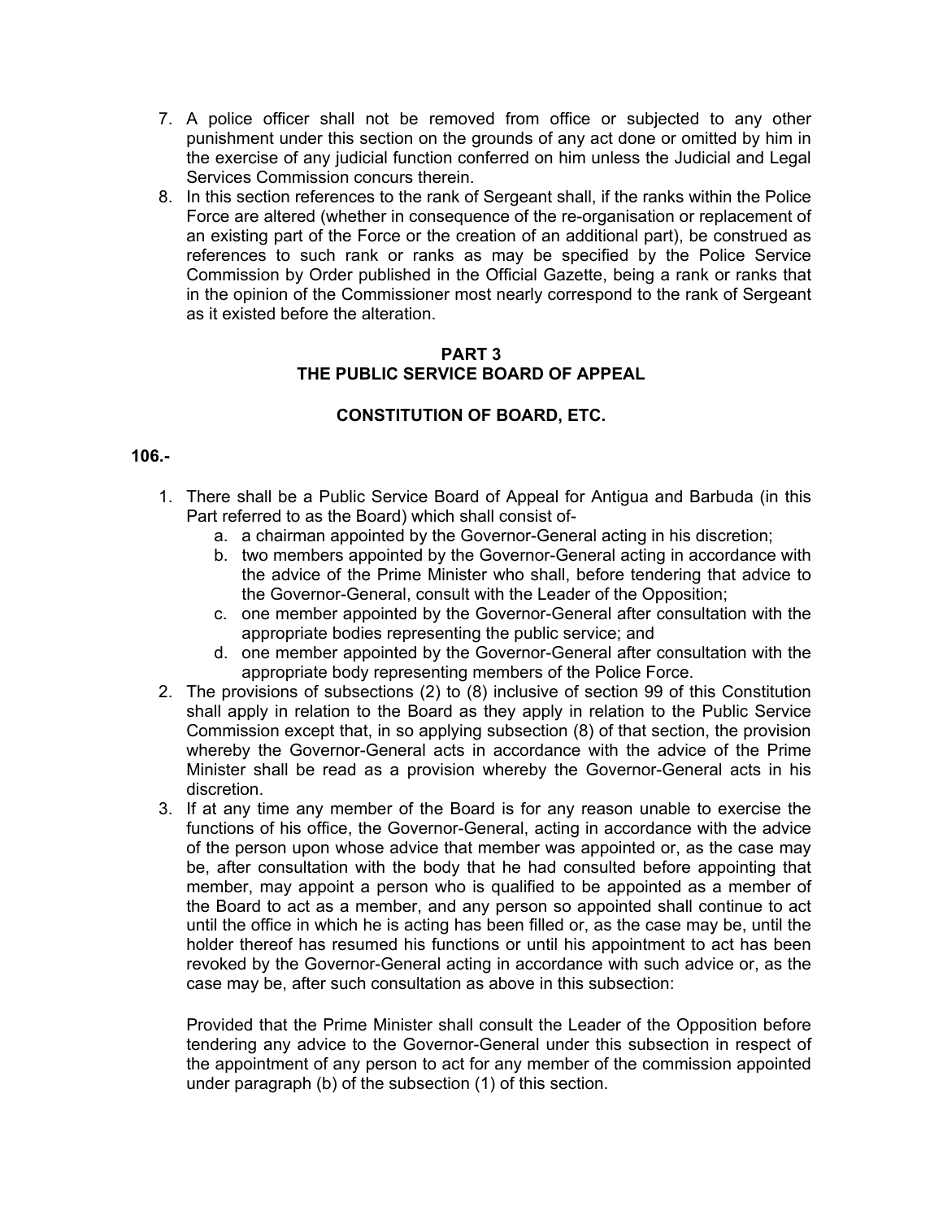7. A police officer shall not be removed from office or subjected to any other punishment under this section on the grounds of any act done or omitted by him in the exercise of any judicial function conferred on him unless the Judicial and Legal Services Commission concurs therein.
8. In this section references to the rank of Sergeant shall, if the ranks within the Police Force are altered (whether in consequence of the re-organisation or replacement of an existing part of the Force or the creation of an additional part), be construed as references to such rank or ranks as may be specified by the Police Service Commission by Order published in the Official Gazette, being a rank or ranks that in the opinion of the Commissioner most nearly correspond to the rank of Sergeant as it existed before the alteration.

## PART 3
## THE PUBLIC SERVICE BOARD OF APPEAL

### CONSTITUTION OF BOARD, ETC.

**106.-**

1. There shall be a Public Service Board of Appeal for Antigua and Barbuda (in this Part referred to as the Board) which shall consist of-
   a. a chairman appointed by the Governor-General acting in his discretion;
   b. two members appointed by the Governor-General acting in accordance with the advice of the Prime Minister who shall, before tendering that advice to the Governor-General, consult with the Leader of the Opposition;
   c. one member appointed by the Governor-General after consultation with the appropriate bodies representing the public service; and
   d. one member appointed by the Governor-General after consultation with the appropriate body representing members of the Police Force.
2. The provisions of subsections (2) to (8) inclusive of section 99 of this Constitution shall apply in relation to the Board as they apply in relation to the Public Service Commission except that, in so applying subsection (8) of that section, the provision whereby the Governor-General acts in accordance with the advice of the Prime Minister shall be read as a provision whereby the Governor-General acts in his discretion.
3. If at any time any member of the Board is for any reason unable to exercise the functions of his office, the Governor-General, acting in accordance with the advice of the person upon whose advice that member was appointed or, as the case may be, after consultation with the body that he had consulted before appointing that member, may appoint a person who is qualified to be appointed as a member of the Board to act as a member, and any person so appointed shall continue to act until the office in which he is acting has been filled or, as the case may be, until the holder thereof has resumed his functions or until his appointment to act has been revoked by the Governor-General acting in accordance with such advice or, as the case may be, after such consultation as above in this subsection:

   Provided that the Prime Minister shall consult the Leader of the Opposition before tendering any advice to the Governor-General under this subsection in respect of the appointment of any person to act for any member of the commission appointed under paragraph (b) of the subsection (1) of this section.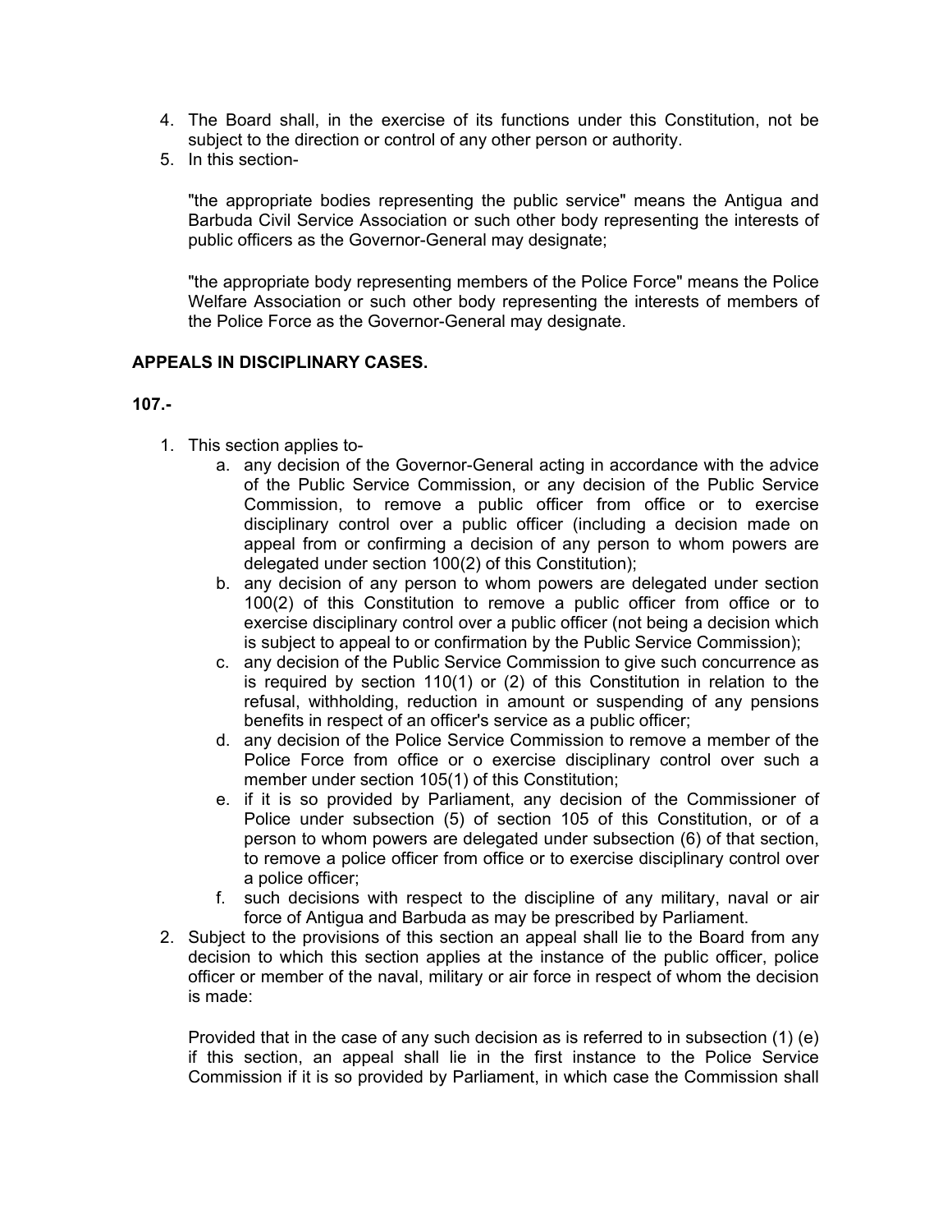4. The Board shall, in the exercise of its functions under this Constitution, not be subject to the direction or control of any other person or authority.
5. In this section-

   "the appropriate bodies representing the public service" means the Antigua and Barbuda Civil Service Association or such other body representing the interests of public officers as the Governor-General may designate;

   "the appropriate body representing members of the Police Force" means the Police Welfare Association or such other body representing the interests of members of the Police Force as the Governor-General may designate.

**APPEALS IN DISCIPLINARY CASES.**

**107.-**

1. This section applies to-
   a. any decision of the Governor-General acting in accordance with the advice of the Public Service Commission, or any decision of the Public Service Commission, to remove a public officer from office or to exercise disciplinary control over a public officer (including a decision made on appeal from or confirming a decision of any person to whom powers are delegated under section 100(2) of this Constitution);
   b. any decision of any person to whom powers are delegated under section 100(2) of this Constitution to remove a public officer from office or to exercise disciplinary control over a public officer (not being a decision which is subject to appeal to or confirmation by the Public Service Commission);
   c. any decision of the Public Service Commission to give such concurrence as is required by section 110(1) or (2) of this Constitution in relation to the refusal, withholding, reduction in amount or suspending of any pensions benefits in respect of an officer's service as a public officer;
   d. any decision of the Police Service Commission to remove a member of the Police Force from office or o exercise disciplinary control over such a member under section 105(1) of this Constitution;
   e. if it is so provided by Parliament, any decision of the Commissioner of Police under subsection (5) of section 105 of this Constitution, or of a person to whom powers are delegated under subsection (6) of that section, to remove a police officer from office or to exercise disciplinary control over a police officer;
   f. such decisions with respect to the discipline of any military, naval or air force of Antigua and Barbuda as may be prescribed by Parliament.
2. Subject to the provisions of this section an appeal shall lie to the Board from any decision to which this section applies at the instance of the public officer, police officer or member of the naval, military or air force in respect of whom the decision is made:

   Provided that in the case of any such decision as is referred to in subsection (1) (e) if this section, an appeal shall lie in the first instance to the Police Service Commission if it is so provided by Parliament, in which case the Commission shall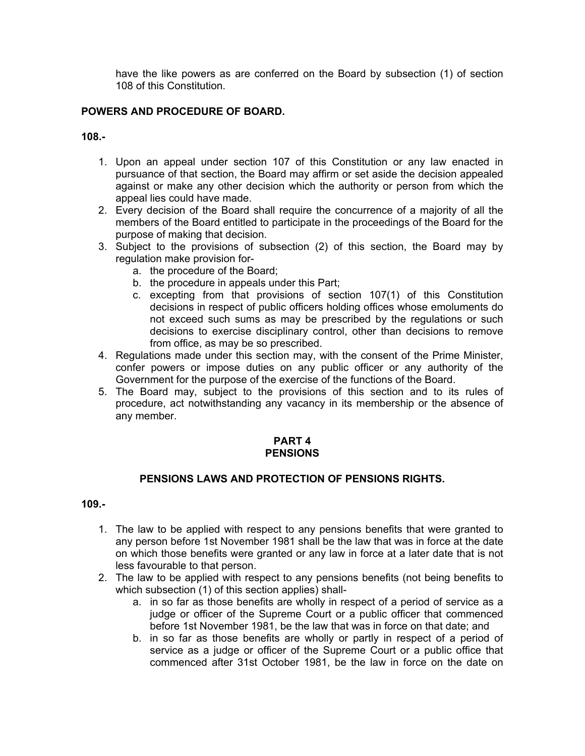have the like powers as are conferred on the Board by subsection (1) of section 108 of this Constitution.

**POWERS AND PROCEDURE OF BOARD.**

**108.-**

1. Upon an appeal under section 107 of this Constitution or any law enacted in pursuance of that section, the Board may affirm or set aside the decision appealed against or make any other decision which the authority or person from which the appeal lies could have made.
2. Every decision of the Board shall require the concurrence of a majority of all the members of the Board entitled to participate in the proceedings of the Board for the purpose of making that decision.
3. Subject to the provisions of subsection (2) of this section, the Board may by regulation make provision for-
   a. the procedure of the Board;
   b. the procedure in appeals under this Part;
   c. excepting from that provisions of section 107(1) of this Constitution decisions in respect of public officers holding offices whose emoluments do not exceed such sums as may be prescribed by the regulations or such decisions to exercise disciplinary control, other than decisions to remove from office, as may be so prescribed.
4. Regulations made under this section may, with the consent of the Prime Minister, confer powers or impose duties on any public officer or any authority of the Government for the purpose of the exercise of the functions of the Board.
5. The Board may, subject to the provisions of this section and to its rules of procedure, act notwithstanding any vacancy in its membership or the absence of any member.

## PART 4
## PENSIONS

### PENSIONS LAWS AND PROTECTION OF PENSIONS RIGHTS.

**109.-**

1. The law to be applied with respect to any pensions benefits that were granted to any person before 1st November 1981 shall be the law that was in force at the date on which those benefits were granted or any law in force at a later date that is not less favourable to that person.
2. The law to be applied with respect to any pensions benefits (not being benefits to which subsection (1) of this section applies) shall-
   a. in so far as those benefits are wholly in respect of a period of service as a judge or officer of the Supreme Court or a public officer that commenced before 1st November 1981, be the law that was in force on that date; and
   b. in so far as those benefits are wholly or partly in respect of a period of service as a judge or officer of the Supreme Court or a public office that commenced after 31st October 1981, be the law in force on the date on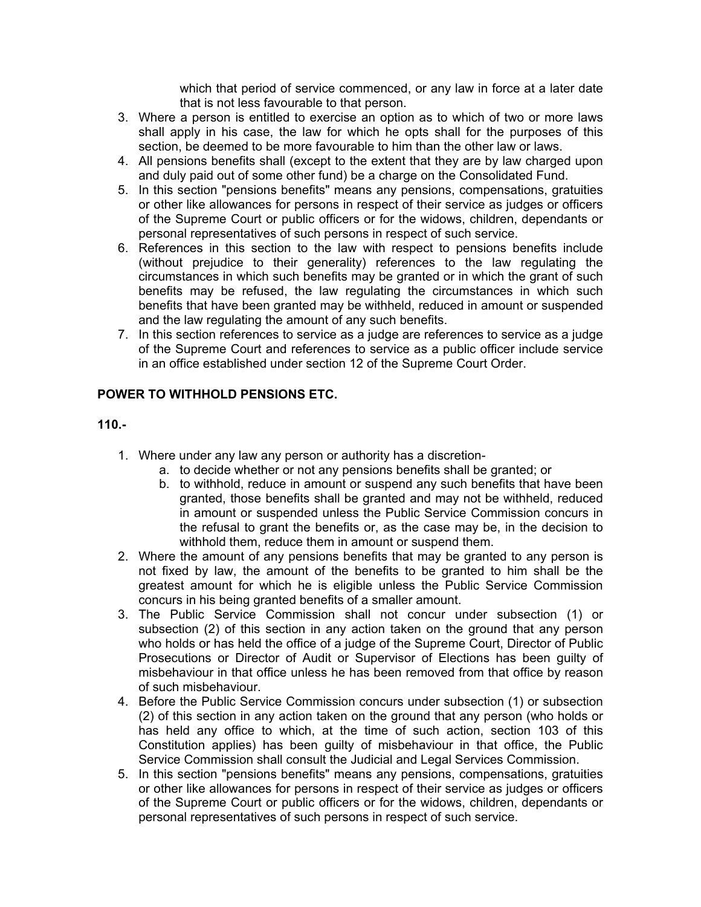which that period of service commenced, or any law in force at a later date that is not less favourable to that person.

3. Where a person is entitled to exercise an option as to which of two or more laws shall apply in his case, the law for which he opts shall for the purposes of this section, be deemed to be more favourable to him than the other law or laws.
4. All pensions benefits shall (except to the extent that they are by law charged upon and duly paid out of some other fund) be a charge on the Consolidated Fund.
5. In this section "pensions benefits" means any pensions, compensations, gratuities or other like allowances for persons in respect of their service as judges or officers of the Supreme Court or public officers or for the widows, children, dependants or personal representatives of such persons in respect of such service.
6. References in this section to the law with respect to pensions benefits include (without prejudice to their generality) references to the law regulating the circumstances in which such benefits may be granted or in which the grant of such benefits may be refused, the law regulating the circumstances in which such benefits that have been granted may be withheld, reduced in amount or suspended and the law regulating the amount of any such benefits.
7. In this section references to service as a judge are references to service as a judge of the Supreme Court and references to service as a public officer include service in an office established under section 12 of the Supreme Court Order.

**POWER TO WITHHOLD PENSIONS ETC.**

**110.-**

1. Where under any law any person or authority has a discretion-
   a. to decide whether or not any pensions benefits shall be granted; or
   b. to withhold, reduce in amount or suspend any such benefits that have been granted, those benefits shall be granted and may not be withheld, reduced in amount or suspended unless the Public Service Commission concurs in the refusal to grant the benefits or, as the case may be, in the decision to withhold them, reduce them in amount or suspend them.
2. Where the amount of any pensions benefits that may be granted to any person is not fixed by law, the amount of the benefits to be granted to him shall be the greatest amount for which he is eligible unless the Public Service Commission concurs in his being granted benefits of a smaller amount.
3. The Public Service Commission shall not concur under subsection (1) or subsection (2) of this section in any action taken on the ground that any person who holds or has held the office of a judge of the Supreme Court, Director of Public Prosecutions or Director of Audit or Supervisor of Elections has been guilty of misbehaviour in that office unless he has been removed from that office by reason of such misbehaviour.
4. Before the Public Service Commission concurs under subsection (1) or subsection (2) of this section in any action taken on the ground that any person (who holds or has held any office to which, at the time of such action, section 103 of this Constitution applies) has been guilty of misbehaviour in that office, the Public Service Commission shall consult the Judicial and Legal Services Commission.
5. In this section "pensions benefits" means any pensions, compensations, gratuities or other like allowances for persons in respect of their service as judges or officers of the Supreme Court or public officers or for the widows, children, dependants or personal representatives of such persons in respect of such service.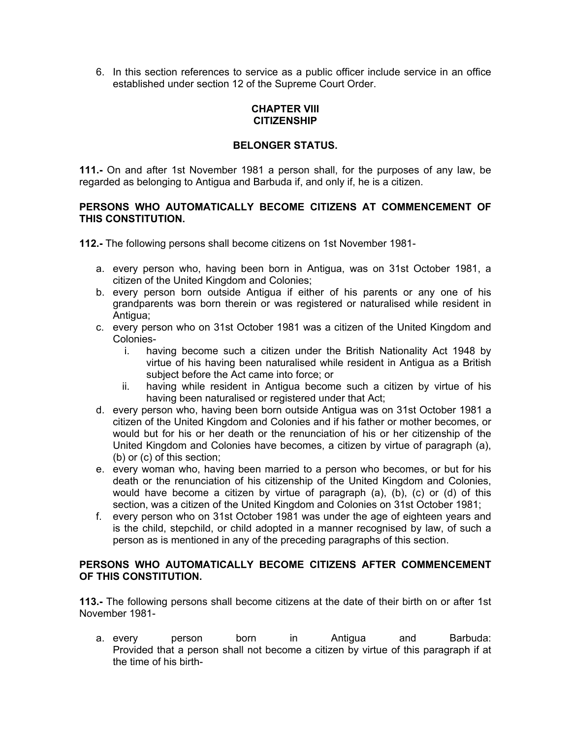6. In this section references to service as a public officer include service in an office established under section 12 of the Supreme Court Order.

## CHAPTER VIII
## CITIZENSHIP

### BELONGER STATUS.

**111.-** On and after 1st November 1981 a person shall, for the purposes of any law, be regarded as belonging to Antigua and Barbuda if, and only if, he is a citizen.

### PERSONS WHO AUTOMATICALLY BECOME CITIZENS AT COMMENCEMENT OF THIS CONSTITUTION.

**112.-** The following persons shall become citizens on 1st November 1981-

a. every person who, having been born in Antigua, was on 31st October 1981, a citizen of the United Kingdom and Colonies;
b. every person born outside Antigua if either of his parents or any one of his grandparents was born therein or was registered or naturalised while resident in Antigua;
c. every person who on 31st October 1981 was a citizen of the United Kingdom and Colonies-
    i. having become such a citizen under the British Nationality Act 1948 by virtue of his having been naturalised while resident in Antigua as a British subject before the Act came into force; or
    ii. having while resident in Antigua become such a citizen by virtue of his having been naturalised or registered under that Act;
d. every person who, having been born outside Antigua was on 31st October 1981 a citizen of the United Kingdom and Colonies and if his father or mother becomes, or would but for his or her death or the renunciation of his or her citizenship of the United Kingdom and Colonies have becomes, a citizen by virtue of paragraph (a), (b) or (c) of this section;
e. every woman who, having been married to a person who becomes, or but for his death or the renunciation of his citizenship of the United Kingdom and Colonies, would have become a citizen by virtue of paragraph (a), (b), (c) or (d) of this section, was a citizen of the United Kingdom and Colonies on 31st October 1981;
f. every person who on 31st October 1981 was under the age of eighteen years and is the child, stepchild, or child adopted in a manner recognised by law, of such a person as is mentioned in any of the preceding paragraphs of this section.

### PERSONS WHO AUTOMATICALLY BECOME CITIZENS AFTER COMMENCEMENT OF THIS CONSTITUTION.

**113.-** The following persons shall become citizens at the date of their birth on or after 1st November 1981-

a. every person born in Antigua and Barbuda: Provided that a person shall not become a citizen by virtue of this paragraph if at the time of his birth-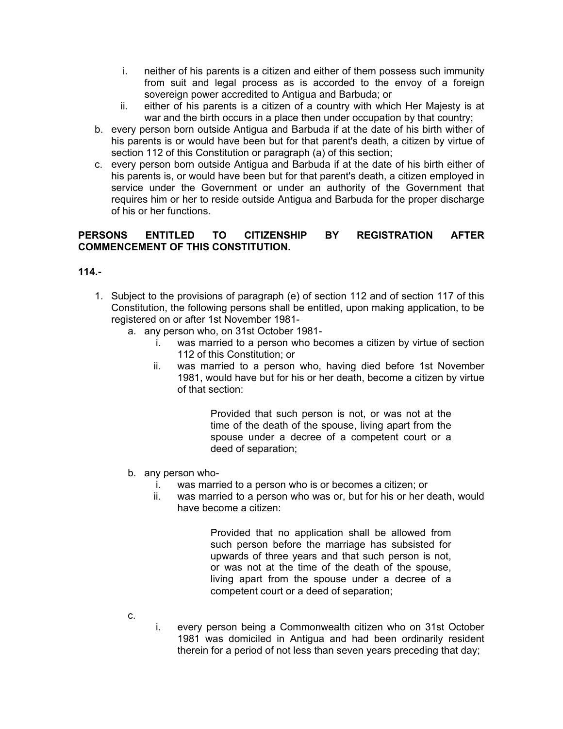i. neither of his parents is a citizen and either of them possess such immunity from suit and legal process as is accorded to the envoy of a foreign sovereign power accredited to Antigua and Barbuda; or
   ii. either of his parents is a citizen of a country with which Her Majesty is at war and the birth occurs in a place then under occupation by that country;

b. every person born outside Antigua and Barbuda if at the date of his birth wither of his parents is or would have been but for that parent's death, a citizen by virtue of section 112 of this Constitution or paragraph (a) of this section;

c. every person born outside Antigua and Barbuda if at the date of his birth either of his parents is, or would have been but for that parent's death, a citizen employed in service under the Government or under an authority of the Government that requires him or her to reside outside Antigua and Barbuda for the proper discharge of his or her functions.

**PERSONS ENTITLED TO CITIZENSHIP BY REGISTRATION AFTER COMMENCEMENT OF THIS CONSTITUTION.**

**114.-**

1. Subject to the provisions of paragraph (e) of section 112 and of section 117 of this Constitution, the following persons shall be entitled, upon making application, to be registered on or after 1st November 1981-
   a. any person who, on 31st October 1981-
      i. was married to a person who becomes a citizen by virtue of section 112 of this Constitution; or
      ii. was married to a person who, having died before 1st November 1981, would have but for his or her death, become a citizen by virtue of that section:

         Provided that such person is not, or was not at the time of the death of the spouse, living apart from the spouse under a decree of a competent court or a deed of separation;

   b. any person who-
      i. was married to a person who is or becomes a citizen; or
      ii. was married to a person who was or, but for his or her death, would have become a citizen:

         Provided that no application shall be allowed from such person before the marriage has subsisted for upwards of three years and that such person is not, or was not at the time of the death of the spouse, living apart from the spouse under a decree of a competent court or a deed of separation;

   c.
      i. every person being a Commonwealth citizen who on 31st October 1981 was domiciled in Antigua and had been ordinarily resident therein for a period of not less than seven years preceding that day;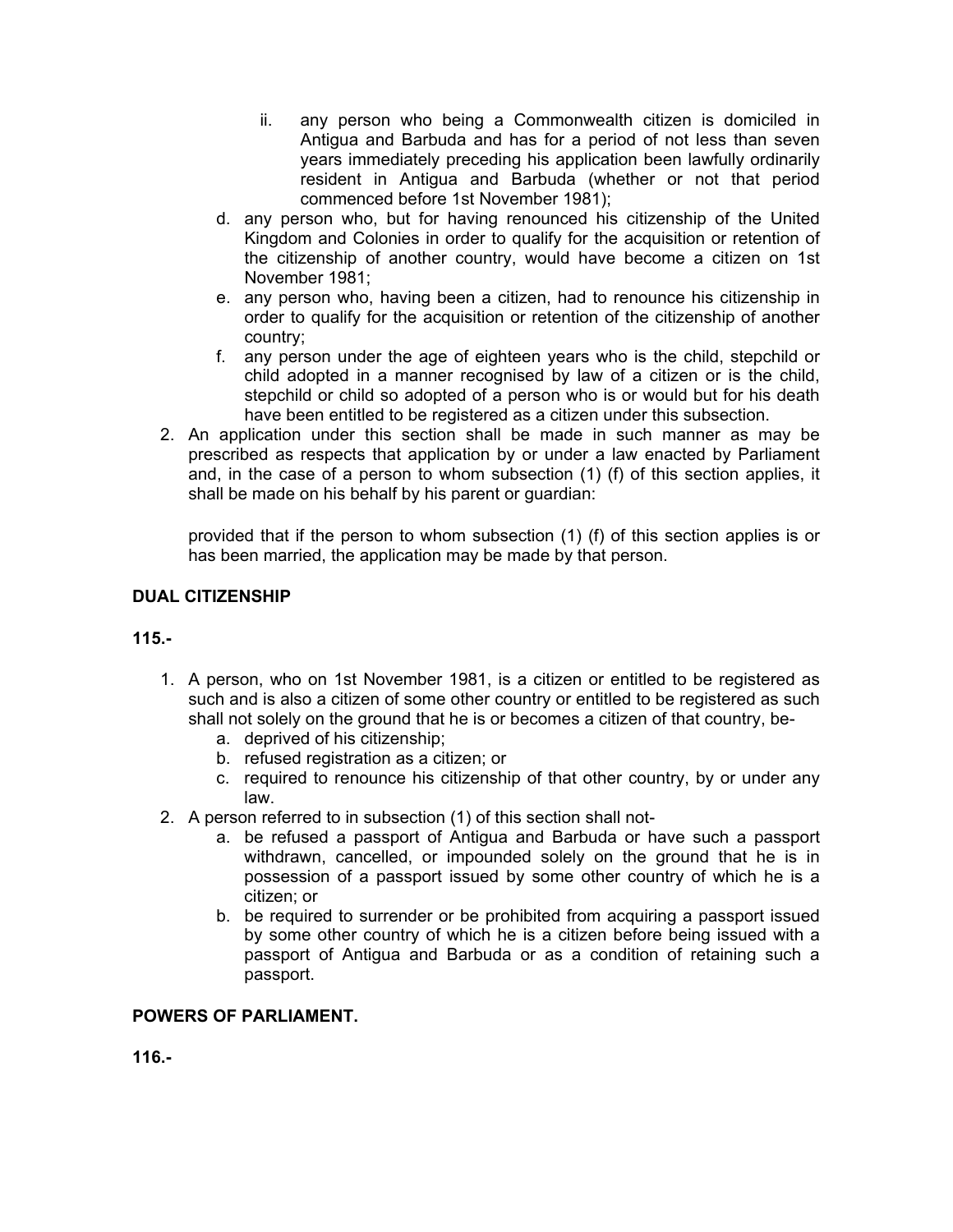ii. any person who being a Commonwealth citizen is domiciled in Antigua and Barbuda and has for a period of not less than seven years immediately preceding his application been lawfully ordinarily resident in Antigua and Barbuda (whether or not that period commenced before 1st November 1981);

  d. any person who, but for having renounced his citizenship of the United Kingdom and Colonies in order to qualify for the acquisition or retention of the citizenship of another country, would have become a citizen on 1st November 1981;
  e. any person who, having been a citizen, had to renounce his citizenship in order to qualify for the acquisition or retention of the citizenship of another country;
  f. any person under the age of eighteen years who is the child, stepchild or child adopted in a manner recognised by law of a citizen or is the child, stepchild or child so adopted of a person who is or would but for his death have been entitled to be registered as a citizen under this subsection.

2. An application under this section shall be made in such manner as may be prescribed as respects that application by or under a law enacted by Parliament and, in the case of a person to whom subsection (1) (f) of this section applies, it shall be made on his behalf by his parent or guardian:

   provided that if the person to whom subsection (1) (f) of this section applies is or has been married, the application may be made by that person.

**DUAL CITIZENSHIP**

**115.-**

1. A person, who on 1st November 1981, is a citizen or entitled to be registered as such and is also a citizen of some other country or entitled to be registered as such shall not solely on the ground that he is or becomes a citizen of that country, be-
   a. deprived of his citizenship;
   b. refused registration as a citizen; or
   c. required to renounce his citizenship of that other country, by or under any law.
2. A person referred to in subsection (1) of this section shall not-
   a. be refused a passport of Antigua and Barbuda or have such a passport withdrawn, cancelled, or impounded solely on the ground that he is in possession of a passport issued by some other country of which he is a citizen; or
   b. be required to surrender or be prohibited from acquiring a passport issued by some other country of which he is a citizen before being issued with a passport of Antigua and Barbuda or as a condition of retaining such a passport.

**POWERS OF PARLIAMENT.**

**116.-**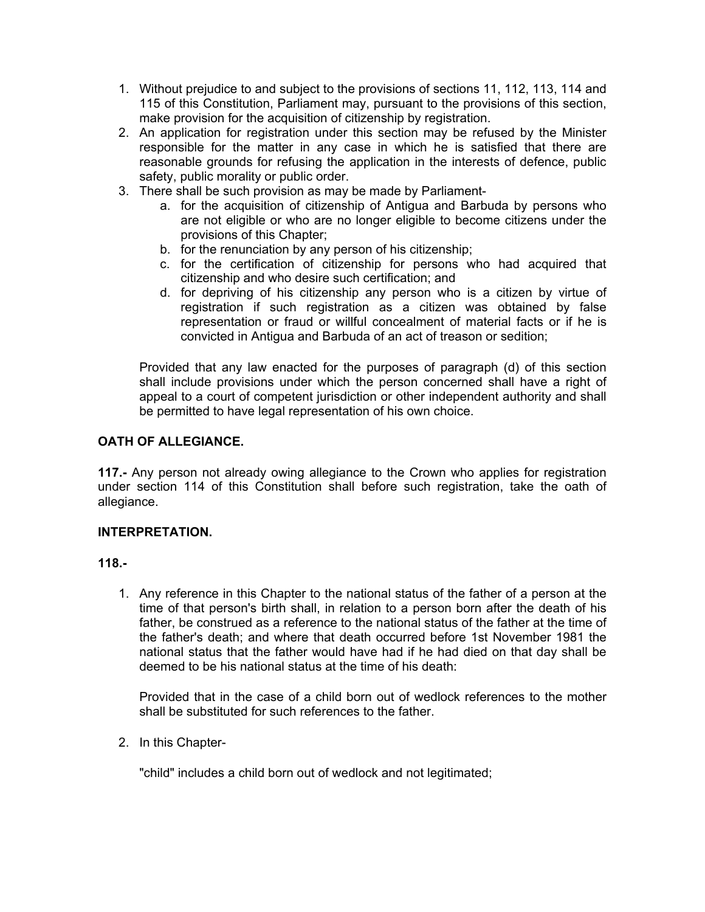1. Without prejudice to and subject to the provisions of sections 11, 112, 113, 114 and 115 of this Constitution, Parliament may, pursuant to the provisions of this section, make provision for the acquisition of citizenship by registration.
2. An application for registration under this section may be refused by the Minister responsible for the matter in any case in which he is satisfied that there are reasonable grounds for refusing the application in the interests of defence, public safety, public morality or public order.
3. There shall be such provision as may be made by Parliament-
   a. for the acquisition of citizenship of Antigua and Barbuda by persons who are not eligible or who are no longer eligible to become citizens under the provisions of this Chapter;
   b. for the renunciation by any person of his citizenship;
   c. for the certification of citizenship for persons who had acquired that citizenship and who desire such certification; and
   d. for depriving of his citizenship any person who is a citizen by virtue of registration if such registration as a citizen was obtained by false representation or fraud or willful concealment of material facts or if he is convicted in Antigua and Barbuda of an act of treason or sedition;

   Provided that any law enacted for the purposes of paragraph (d) of this section shall include provisions under which the person concerned shall have a right of appeal to a court of competent jurisdiction or other independent authority and shall be permitted to have legal representation of his own choice.

**OATH OF ALLEGIANCE.**

**117.-** Any person not already owing allegiance to the Crown who applies for registration under section 114 of this Constitution shall before such registration, take the oath of allegiance.

**INTERPRETATION.**

**118.-**

1. Any reference in this Chapter to the national status of the father of a person at the time of that person's birth shall, in relation to a person born after the death of his father, be construed as a reference to the national status of the father at the time of the father's death; and where that death occurred before 1st November 1981 the national status that the father would have had if he had died on that day shall be deemed to be his national status at the time of his death:

   Provided that in the case of a child born out of wedlock references to the mother shall be substituted for such references to the father.

2. In this Chapter-

   "child" includes a child born out of wedlock and not legitimated;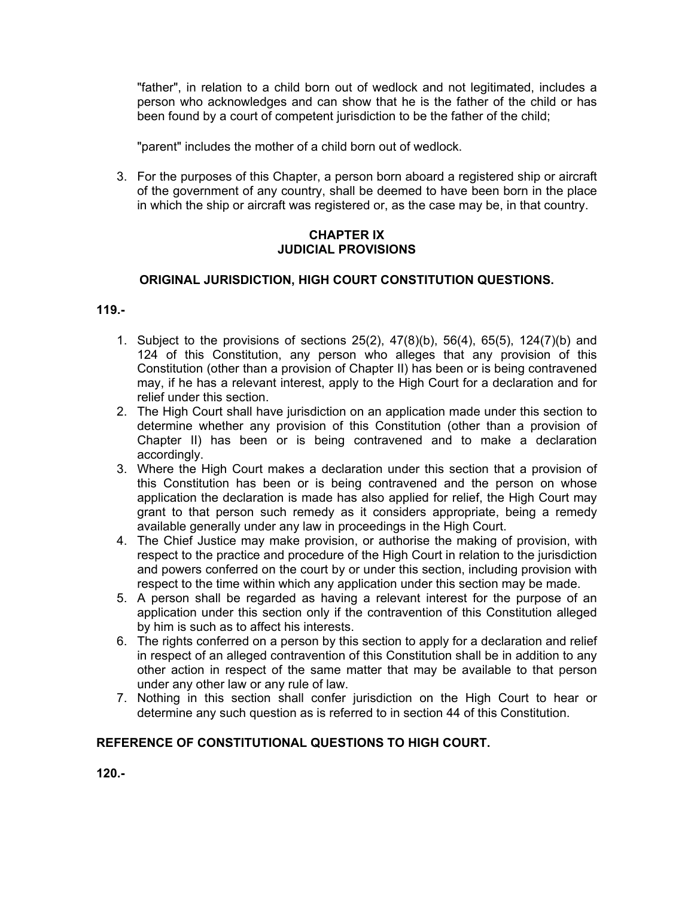"father", in relation to a child born out of wedlock and not legitimated, includes a person who acknowledges and can show that he is the father of the child or has been found by a court of competent jurisdiction to be the father of the child;

"parent" includes the mother of a child born out of wedlock.

3. For the purposes of this Chapter, a person born aboard a registered ship or aircraft of the government of any country, shall be deemed to have been born in the place in which the ship or aircraft was registered or, as the case may be, in that country.

## CHAPTER IX
## JUDICIAL PROVISIONS

### ORIGINAL JURISDICTION, HIGH COURT CONSTITUTION QUESTIONS.

**119.-**

1. Subject to the provisions of sections 25(2), 47(8)(b), 56(4), 65(5), 124(7)(b) and 124 of this Constitution, any person who alleges that any provision of this Constitution (other than a provision of Chapter II) has been or is being contravened may, if he has a relevant interest, apply to the High Court for a declaration and for relief under this section.
2. The High Court shall have jurisdiction on an application made under this section to determine whether any provision of this Constitution (other than a provision of Chapter II) has been or is being contravened and to make a declaration accordingly.
3. Where the High Court makes a declaration under this section that a provision of this Constitution has been or is being contravened and the person on whose application the declaration is made has also applied for relief, the High Court may grant to that person such remedy as it considers appropriate, being a remedy available generally under any law in proceedings in the High Court.
4. The Chief Justice may make provision, or authorise the making of provision, with respect to the practice and procedure of the High Court in relation to the jurisdiction and powers conferred on the court by or under this section, including provision with respect to the time within which any application under this section may be made.
5. A person shall be regarded as having a relevant interest for the purpose of an application under this section only if the contravention of this Constitution alleged by him is such as to affect his interests.
6. The rights conferred on a person by this section to apply for a declaration and relief in respect of an alleged contravention of this Constitution shall be in addition to any other action in respect of the same matter that may be available to that person under any other law or any rule of law.
7. Nothing in this section shall confer jurisdiction on the High Court to hear or determine any such question as is referred to in section 44 of this Constitution.

### REFERENCE OF CONSTITUTIONAL QUESTIONS TO HIGH COURT.

**120.-**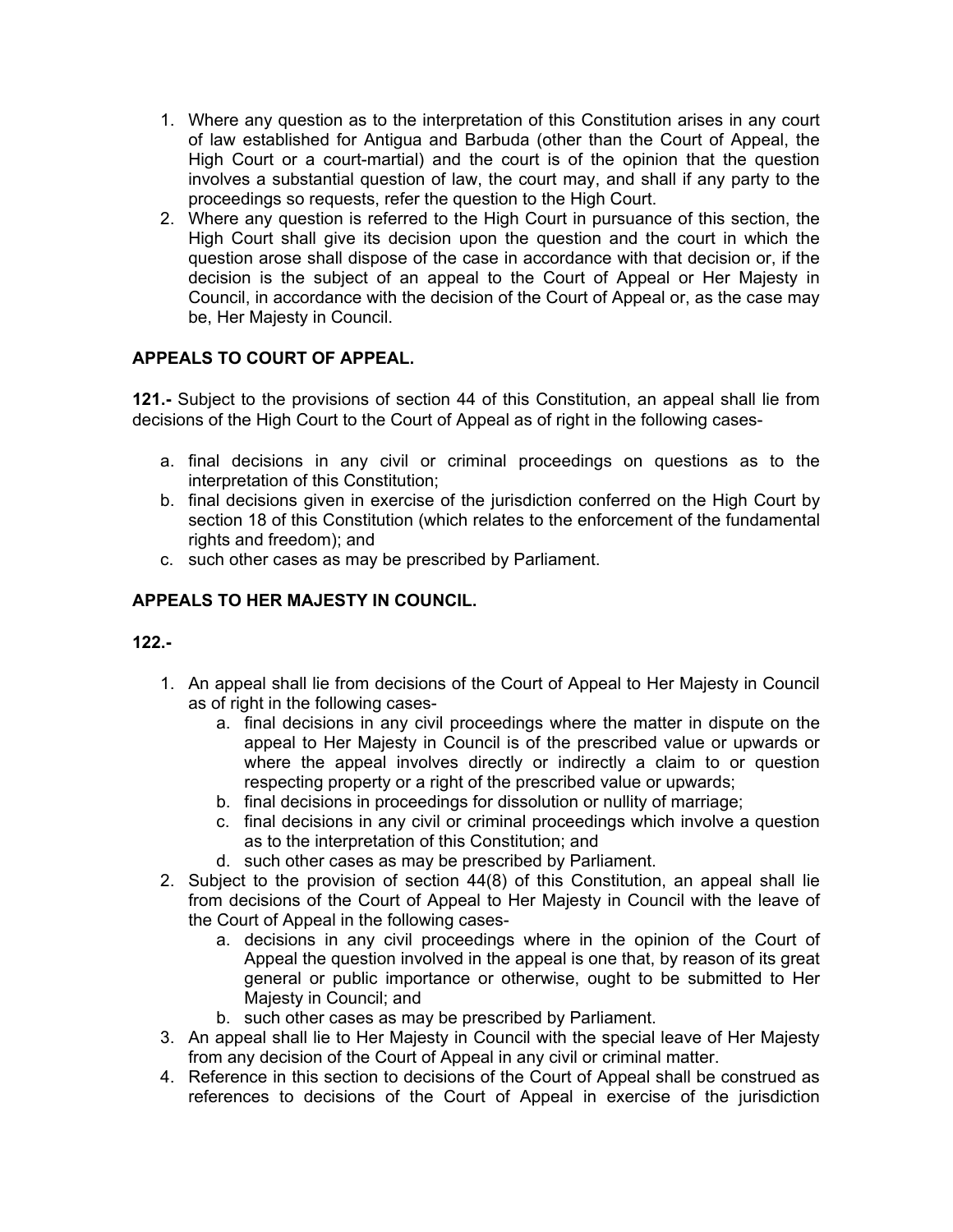1. Where any question as to the interpretation of this Constitution arises in any court of law established for Antigua and Barbuda (other than the Court of Appeal, the High Court or a court-martial) and the court is of the opinion that the question involves a substantial question of law, the court may, and shall if any party to the proceedings so requests, refer the question to the High Court.
2. Where any question is referred to the High Court in pursuance of this section, the High Court shall give its decision upon the question and the court in which the question arose shall dispose of the case in accordance with that decision or, if the decision is the subject of an appeal to the Court of Appeal or Her Majesty in Council, in accordance with the decision of the Court of Appeal or, as the case may be, Her Majesty in Council.

**APPEALS TO COURT OF APPEAL.**

**121.-** Subject to the provisions of section 44 of this Constitution, an appeal shall lie from decisions of the High Court to the Court of Appeal as of right in the following cases-

a. final decisions in any civil or criminal proceedings on questions as to the interpretation of this Constitution;
b. final decisions given in exercise of the jurisdiction conferred on the High Court by section 18 of this Constitution (which relates to the enforcement of the fundamental rights and freedom); and
c. such other cases as may be prescribed by Parliament.

**APPEALS TO HER MAJESTY IN COUNCIL.**

**122.-**

1. An appeal shall lie from decisions of the Court of Appeal to Her Majesty in Council as of right in the following cases-
   a. final decisions in any civil proceedings where the matter in dispute on the appeal to Her Majesty in Council is of the prescribed value or upwards or where the appeal involves directly or indirectly a claim to or question respecting property or a right of the prescribed value or upwards;
   b. final decisions in proceedings for dissolution or nullity of marriage;
   c. final decisions in any civil or criminal proceedings which involve a question as to the interpretation of this Constitution; and
   d. such other cases as may be prescribed by Parliament.
2. Subject to the provision of section 44(8) of this Constitution, an appeal shall lie from decisions of the Court of Appeal to Her Majesty in Council with the leave of the Court of Appeal in the following cases-
   a. decisions in any civil proceedings where in the opinion of the Court of Appeal the question involved in the appeal is one that, by reason of its great general or public importance or otherwise, ought to be submitted to Her Majesty in Council; and
   b. such other cases as may be prescribed by Parliament.
3. An appeal shall lie to Her Majesty in Council with the special leave of Her Majesty from any decision of the Court of Appeal in any civil or criminal matter.
4. Reference in this section to decisions of the Court of Appeal shall be construed as references to decisions of the Court of Appeal in exercise of the jurisdiction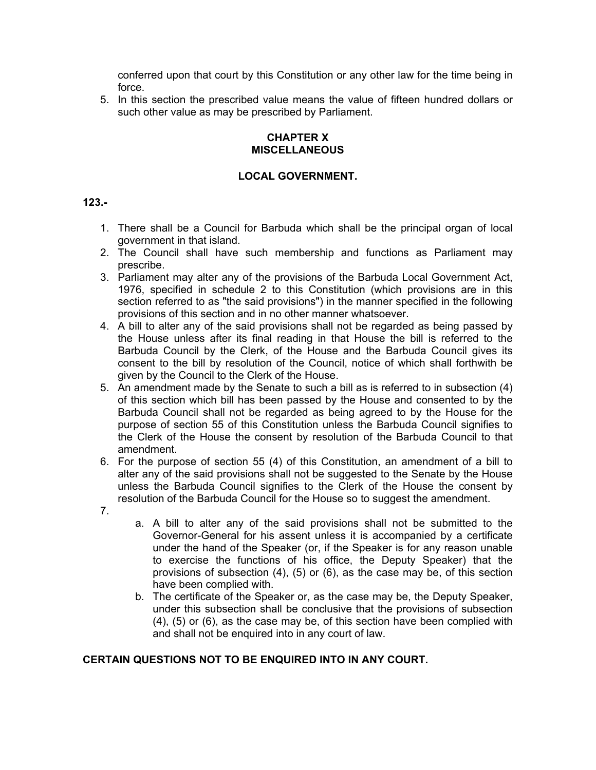conferred upon that court by this Constitution or any other law for the time being in force.

5. In this section the prescribed value means the value of fifteen hundred dollars or such other value as may be prescribed by Parliament.

## CHAPTER X
## MISCELLANEOUS

### LOCAL GOVERNMENT.

**123.-**

1. There shall be a Council for Barbuda which shall be the principal organ of local government in that island.
2. The Council shall have such membership and functions as Parliament may prescribe.
3. Parliament may alter any of the provisions of the Barbuda Local Government Act, 1976, specified in schedule 2 to this Constitution (which provisions are in this section referred to as "the said provisions") in the manner specified in the following provisions of this section and in no other manner whatsoever.
4. A bill to alter any of the said provisions shall not be regarded as being passed by the House unless after its final reading in that House the bill is referred to the Barbuda Council by the Clerk, of the House and the Barbuda Council gives its consent to the bill by resolution of the Council, notice of which shall forthwith be given by the Council to the Clerk of the House.
5. An amendment made by the Senate to such a bill as is referred to in subsection (4) of this section which bill has been passed by the House and consented to by the Barbuda Council shall not be regarded as being agreed to by the House for the purpose of section 55 of this Constitution unless the Barbuda Council signifies to the Clerk of the House the consent by resolution of the Barbuda Council to that amendment.
6. For the purpose of section 55 (4) of this Constitution, an amendment of a bill to alter any of the said provisions shall not be suggested to the Senate by the House unless the Barbuda Council signifies to the Clerk of the House the consent by resolution of the Barbuda Council for the House so to suggest the amendment.
7. 
    a. A bill to alter any of the said provisions shall not be submitted to the Governor-General for his assent unless it is accompanied by a certificate under the hand of the Speaker (or, if the Speaker is for any reason unable to exercise the functions of his office, the Deputy Speaker) that the provisions of subsection (4), (5) or (6), as the case may be, of this section have been complied with.
    b. The certificate of the Speaker or, as the case may be, the Deputy Speaker, under this subsection shall be conclusive that the provisions of subsection (4), (5) or (6), as the case may be, of this section have been complied with and shall not be enquired into in any court of law.

**CERTAIN QUESTIONS NOT TO BE ENQUIRED INTO IN ANY COURT.**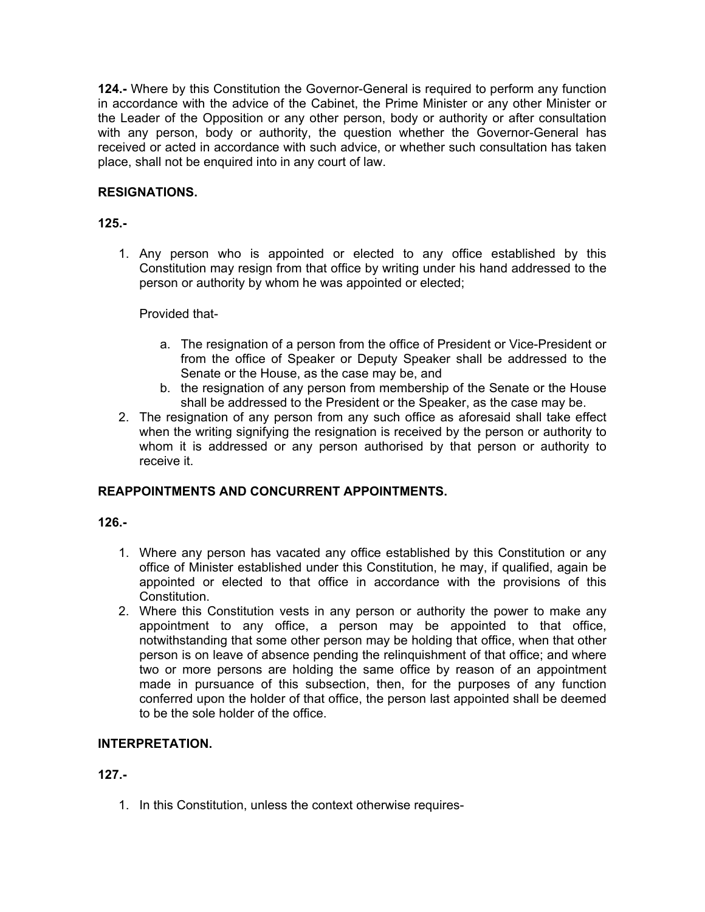**124.-** Where by this Constitution the Governor-General is required to perform any function in accordance with the advice of the Cabinet, the Prime Minister or any other Minister or the Leader of the Opposition or any other person, body or authority or after consultation with any person, body or authority, the question whether the Governor-General has received or acted in accordance with such advice, or whether such consultation has taken place, shall not be enquired into in any court of law.

**RESIGNATIONS.**

**125.-**

1. Any person who is appointed or elected to any office established by this Constitution may resign from that office by writing under his hand addressed to the person or authority by whom he was appointed or elected;

   Provided that-

   a. The resignation of a person from the office of President or Vice-President or from the office of Speaker or Deputy Speaker shall be addressed to the Senate or the House, as the case may be, and
   b. the resignation of any person from membership of the Senate or the House shall be addressed to the President or the Speaker, as the case may be.
2. The resignation of any person from any such office as aforesaid shall take effect when the writing signifying the resignation is received by the person or authority to whom it is addressed or any person authorised by that person or authority to receive it.

**REAPPOINTMENTS AND CONCURRENT APPOINTMENTS.**

**126.-**

1. Where any person has vacated any office established by this Constitution or any office of Minister established under this Constitution, he may, if qualified, again be appointed or elected to that office in accordance with the provisions of this Constitution.
2. Where this Constitution vests in any person or authority the power to make any appointment to any office, a person may be appointed to that office, notwithstanding that some other person may be holding that office, when that other person is on leave of absence pending the relinquishment of that office; and where two or more persons are holding the same office by reason of an appointment made in pursuance of this subsection, then, for the purposes of any function conferred upon the holder of that office, the person last appointed shall be deemed to be the sole holder of the office.

**INTERPRETATION.**

**127.-**

1. In this Constitution, unless the context otherwise requires-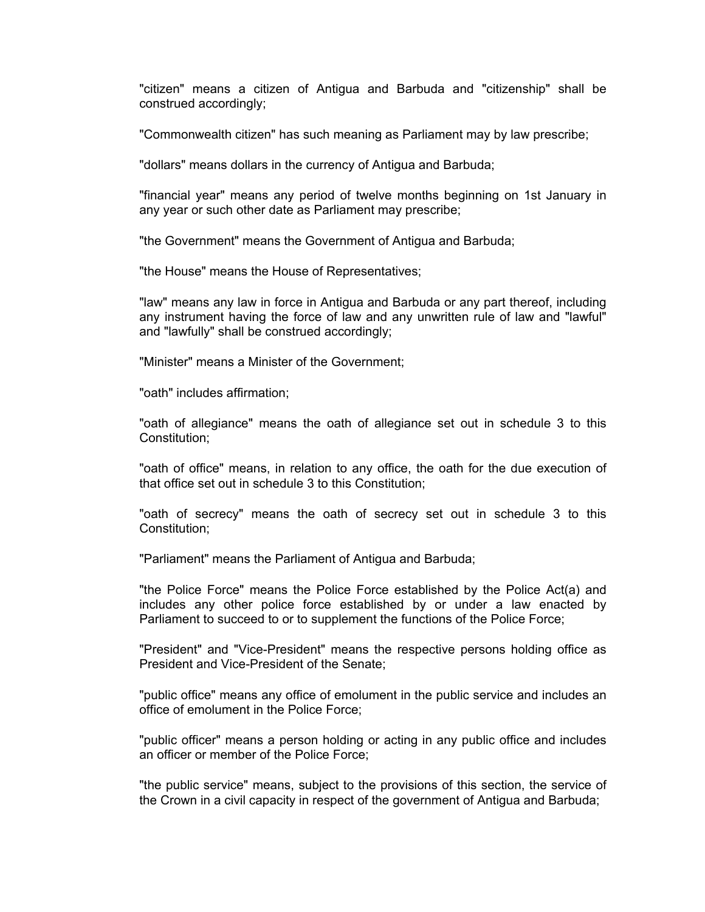"citizen" means a citizen of Antigua and Barbuda and "citizenship" shall be construed accordingly;

"Commonwealth citizen" has such meaning as Parliament may by law prescribe;

"dollars" means dollars in the currency of Antigua and Barbuda;

"financial year" means any period of twelve months beginning on 1st January in any year or such other date as Parliament may prescribe;

"the Government" means the Government of Antigua and Barbuda;

"the House" means the House of Representatives;

"law" means any law in force in Antigua and Barbuda or any part thereof, including any instrument having the force of law and any unwritten rule of law and "lawful" and "lawfully" shall be construed accordingly;

"Minister" means a Minister of the Government;

"oath" includes affirmation;

"oath of allegiance" means the oath of allegiance set out in schedule 3 to this Constitution;

"oath of office" means, in relation to any office, the oath for the due execution of that office set out in schedule 3 to this Constitution;

"oath of secrecy" means the oath of secrecy set out in schedule 3 to this Constitution;

"Parliament" means the Parliament of Antigua and Barbuda;

"the Police Force" means the Police Force established by the Police Act(a) and includes any other police force established by or under a law enacted by Parliament to succeed to or to supplement the functions of the Police Force;

"President" and "Vice-President" means the respective persons holding office as President and Vice-President of the Senate;

"public office" means any office of emolument in the public service and includes an office of emolument in the Police Force;

"public officer" means a person holding or acting in any public office and includes an officer or member of the Police Force;

"the public service" means, subject to the provisions of this section, the service of the Crown in a civil capacity in respect of the government of Antigua and Barbuda;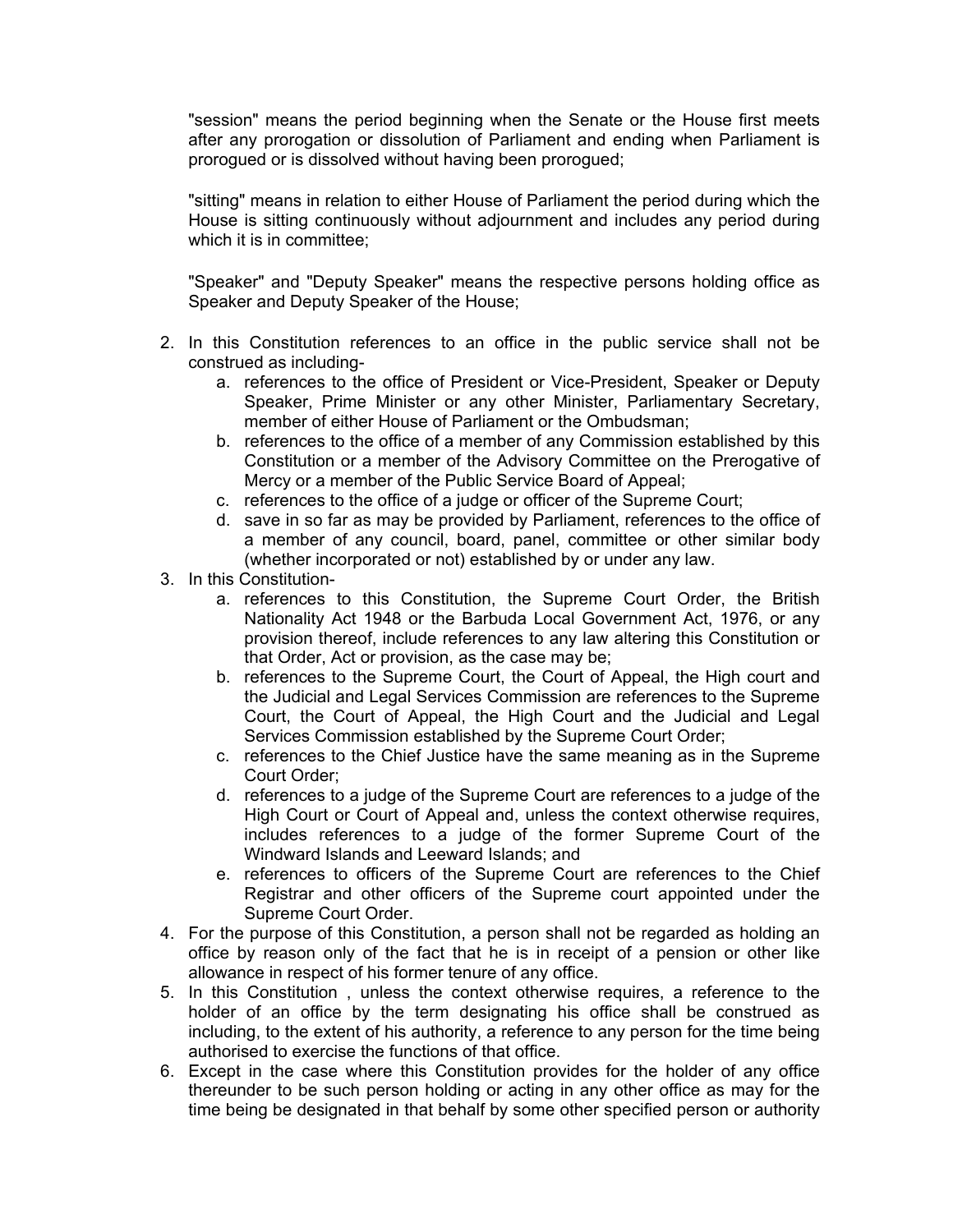"session" means the period beginning when the Senate or the House first meets after any prorogation or dissolution of Parliament and ending when Parliament is prorogued or is dissolved without having been prorogued;

"sitting" means in relation to either House of Parliament the period during which the House is sitting continuously without adjournment and includes any period during which it is in committee;

"Speaker" and "Deputy Speaker" means the respective persons holding office as Speaker and Deputy Speaker of the House;

2. In this Constitution references to an office in the public service shall not be construed as including-
   a. references to the office of President or Vice-President, Speaker or Deputy Speaker, Prime Minister or any other Minister, Parliamentary Secretary, member of either House of Parliament or the Ombudsman;
   b. references to the office of a member of any Commission established by this Constitution or a member of the Advisory Committee on the Prerogative of Mercy or a member of the Public Service Board of Appeal;
   c. references to the office of a judge or officer of the Supreme Court;
   d. save in so far as may be provided by Parliament, references to the office of a member of any council, board, panel, committee or other similar body (whether incorporated or not) established by or under any law.
3. In this Constitution-
   a. references to this Constitution, the Supreme Court Order, the British Nationality Act 1948 or the Barbuda Local Government Act, 1976, or any provision thereof, include references to any law altering this Constitution or that Order, Act or provision, as the case may be;
   b. references to the Supreme Court, the Court of Appeal, the High court and the Judicial and Legal Services Commission are references to the Supreme Court, the Court of Appeal, the High Court and the Judicial and Legal Services Commission established by the Supreme Court Order;
   c. references to the Chief Justice have the same meaning as in the Supreme Court Order;
   d. references to a judge of the Supreme Court are references to a judge of the High Court or Court of Appeal and, unless the context otherwise requires, includes references to a judge of the former Supreme Court of the Windward Islands and Leeward Islands; and
   e. references to officers of the Supreme Court are references to the Chief Registrar and other officers of the Supreme court appointed under the Supreme Court Order.
4. For the purpose of this Constitution, a person shall not be regarded as holding an office by reason only of the fact that he is in receipt of a pension or other like allowance in respect of his former tenure of any office.
5. In this Constitution , unless the context otherwise requires, a reference to the holder of an office by the term designating his office shall be construed as including, to the extent of his authority, a reference to any person for the time being authorised to exercise the functions of that office.
6. Except in the case where this Constitution provides for the holder of any office thereunder to be such person holding or acting in any other office as may for the time being be designated in that behalf by some other specified person or authority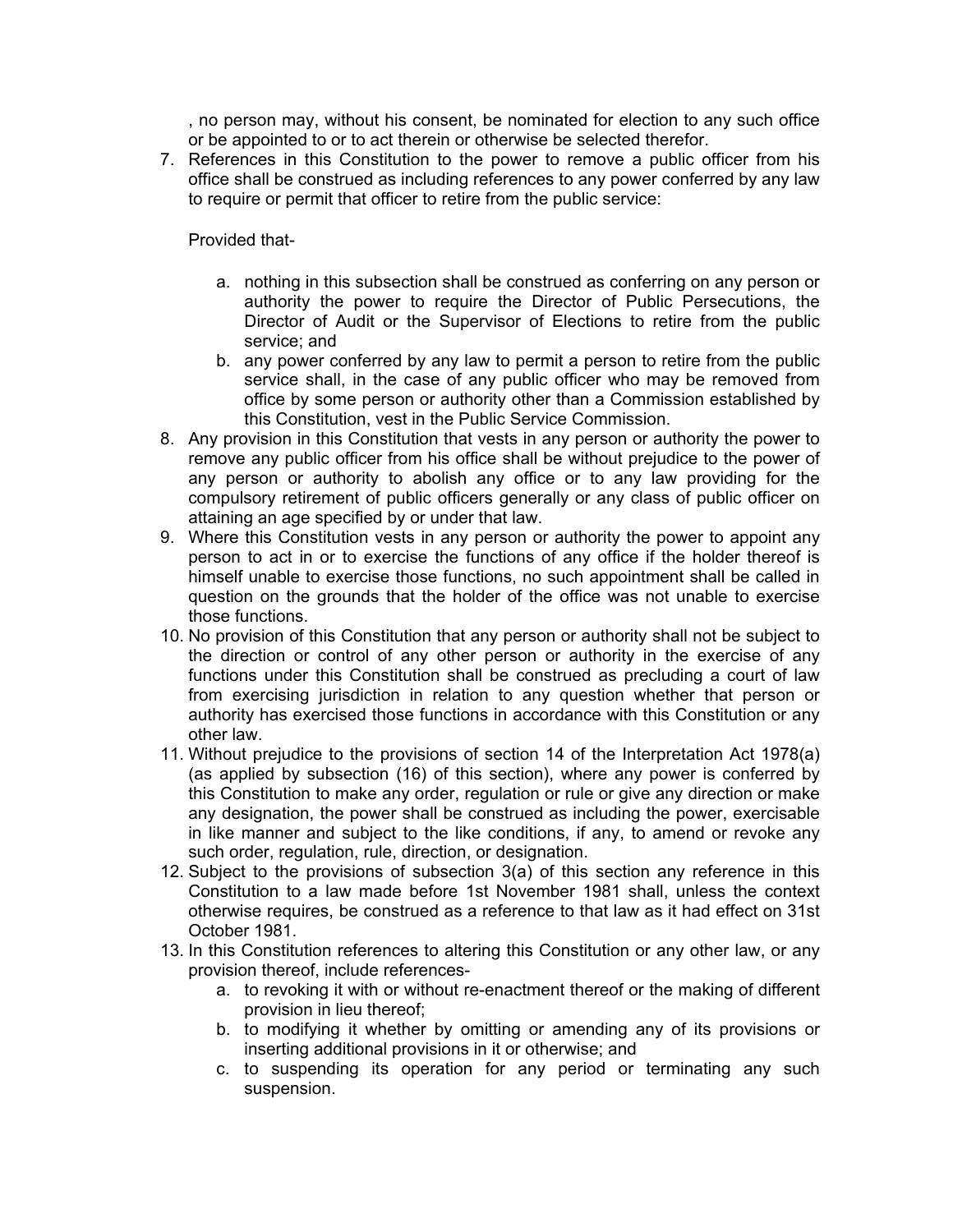, no person may, without his consent, be nominated for election to any such office or be appointed to or to act therein or otherwise be selected therefor.

7. References in this Constitution to the power to remove a public officer from his office shall be construed as including references to any power conferred by any law to require or permit that officer to retire from the public service:

   Provided that-

   a. nothing in this subsection shall be construed as conferring on any person or authority the power to require the Director of Public Persecutions, the Director of Audit or the Supervisor of Elections to retire from the public service; and
   b. any power conferred by any law to permit a person to retire from the public service shall, in the case of any public officer who may be removed from office by some person or authority other than a Commission established by this Constitution, vest in the Public Service Commission.
8. Any provision in this Constitution that vests in any person or authority the power to remove any public officer from his office shall be without prejudice to the power of any person or authority to abolish any office or to any law providing for the compulsory retirement of public officers generally or any class of public officer on attaining an age specified by or under that law.
9. Where this Constitution vests in any person or authority the power to appoint any person to act in or to exercise the functions of any office if the holder thereof is himself unable to exercise those functions, no such appointment shall be called in question on the grounds that the holder of the office was not unable to exercise those functions.
10. No provision of this Constitution that any person or authority shall not be subject to the direction or control of any other person or authority in the exercise of any functions under this Constitution shall be construed as precluding a court of law from exercising jurisdiction in relation to any question whether that person or authority has exercised those functions in accordance with this Constitution or any other law.
11. Without prejudice to the provisions of section 14 of the Interpretation Act 1978(a) (as applied by subsection (16) of this section), where any power is conferred by this Constitution to make any order, regulation or rule or give any direction or make any designation, the power shall be construed as including the power, exercisable in like manner and subject to the like conditions, if any, to amend or revoke any such order, regulation, rule, direction, or designation.
12. Subject to the provisions of subsection 3(a) of this section any reference in this Constitution to a law made before 1st November 1981 shall, unless the context otherwise requires, be construed as a reference to that law as it had effect on 31st October 1981.
13. In this Constitution references to altering this Constitution or any other law, or any provision thereof, include references-
    a. to revoking it with or without re-enactment thereof or the making of different provision in lieu thereof;
    b. to modifying it whether by omitting or amending any of its provisions or inserting additional provisions in it or otherwise; and
    c. to suspending its operation for any period or terminating any such suspension.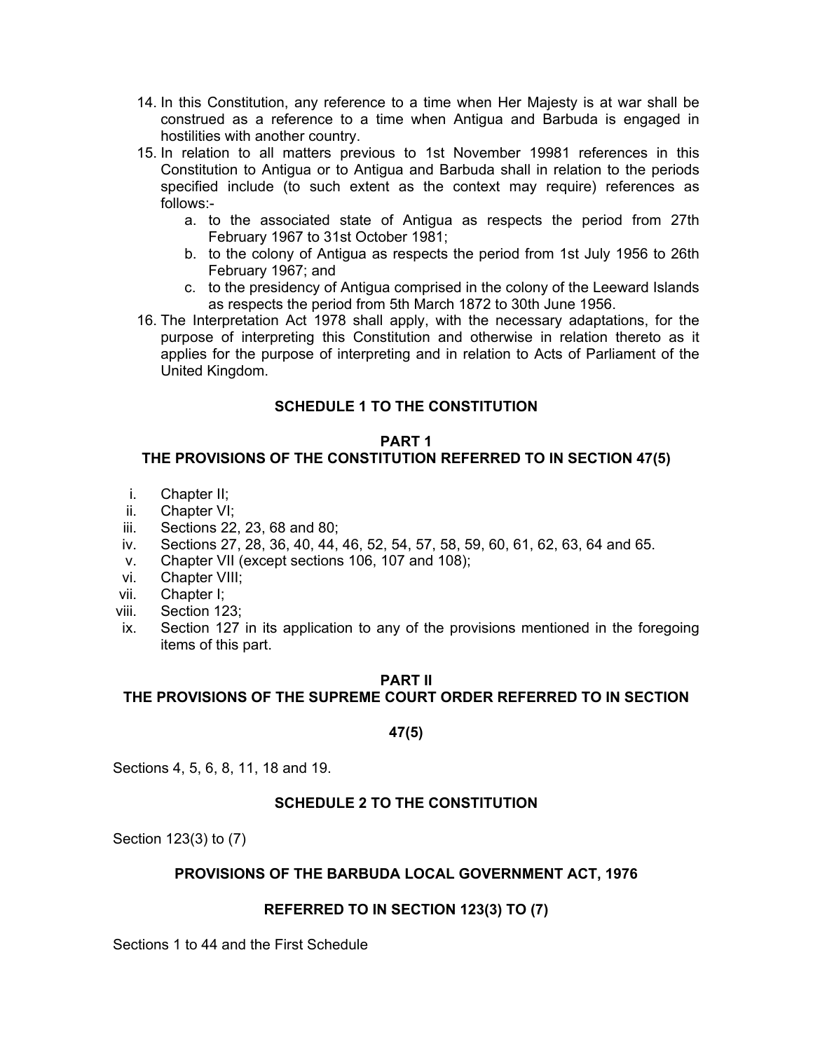14. In this Constitution, any reference to a time when Her Majesty is at war shall be construed as a reference to a time when Antigua and Barbuda is engaged in hostilities with another country.
15. In relation to all matters previous to 1st November 19981 references in this Constitution to Antigua or to Antigua and Barbuda shall in relation to the periods specified include (to such extent as the context may require) references as follows:-
    a. to the associated state of Antigua as respects the period from 27th February 1967 to 31st October 1981;
    b. to the colony of Antigua as respects the period from 1st July 1956 to 26th February 1967; and
    c. to the presidency of Antigua comprised in the colony of the Leeward Islands as respects the period from 5th March 1872 to 30th June 1956.
16. The Interpretation Act 1978 shall apply, with the necessary adaptations, for the purpose of interpreting this Constitution and otherwise in relation thereto as it applies for the purpose of interpreting and in relation to Acts of Parliament of the United Kingdom.

## SCHEDULE 1 TO THE CONSTITUTION

### PART 1
### THE PROVISIONS OF THE CONSTITUTION REFERRED TO IN SECTION 47(5)

i. Chapter II;
ii. Chapter VI;
iii. Sections 22, 23, 68 and 80;
iv. Sections 27, 28, 36, 40, 44, 46, 52, 54, 57, 58, 59, 60, 61, 62, 63, 64 and 65.
v. Chapter VII (except sections 106, 107 and 108);
vi. Chapter VIII;
vii. Chapter I;
viii. Section 123;
ix. Section 127 in its application to any of the provisions mentioned in the foregoing items of this part.

### PART II
### THE PROVISIONS OF THE SUPREME COURT ORDER REFERRED TO IN SECTION 47(5)

Sections 4, 5, 6, 8, 11, 18 and 19.

## SCHEDULE 2 TO THE CONSTITUTION

Section 123(3) to (7)

### PROVISIONS OF THE BARBUDA LOCAL GOVERNMENT ACT, 1976

### REFERRED TO IN SECTION 123(3) TO (7)

Sections 1 to 44 and the First Schedule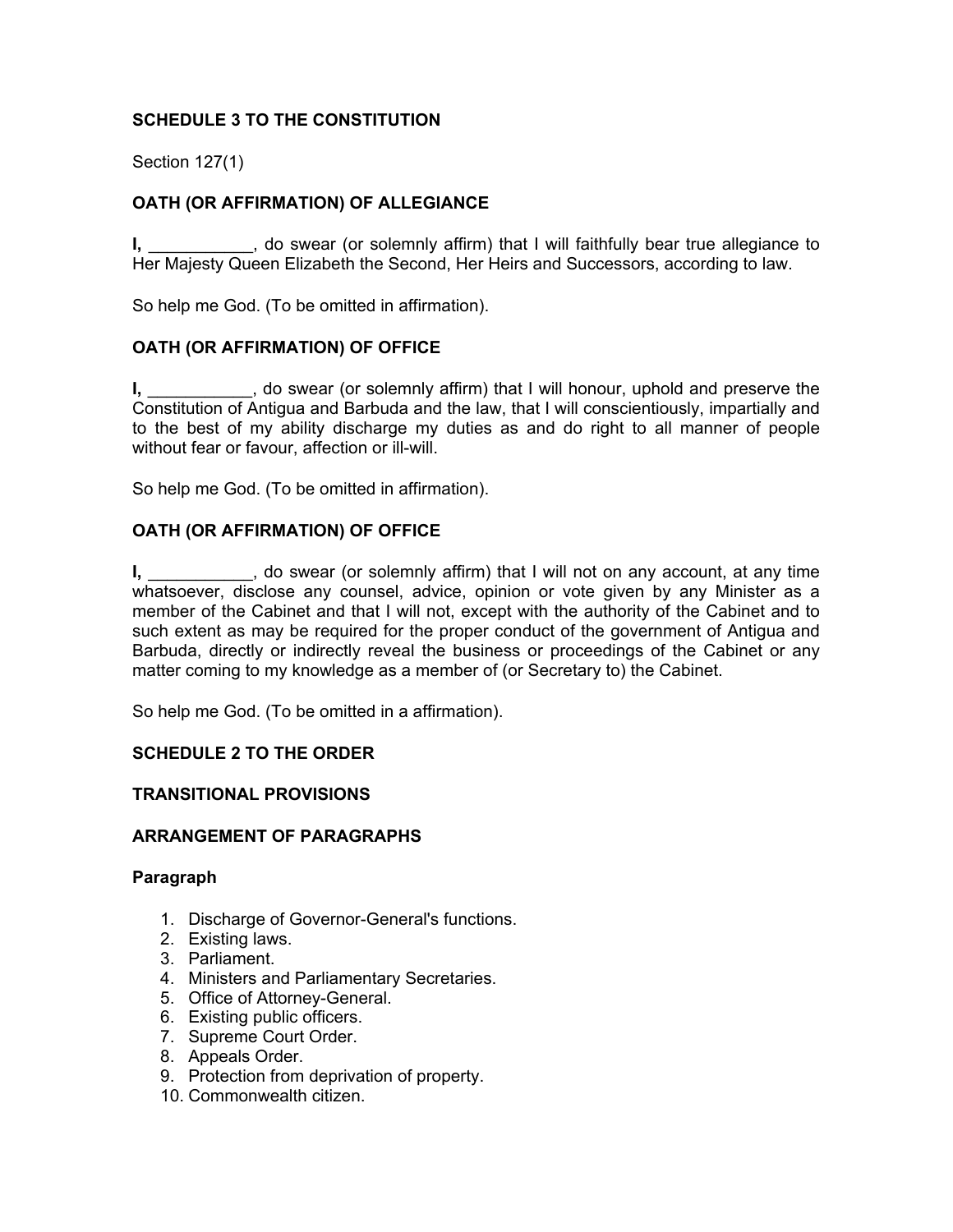**SCHEDULE 3 TO THE CONSTITUTION**

Section 127(1)

**OATH (OR AFFIRMATION) OF ALLEGIANCE**

**I,** ___________, do swear (or solemnly affirm) that I will faithfully bear true allegiance to Her Majesty Queen Elizabeth the Second, Her Heirs and Successors, according to law.

So help me God. (To be omitted in affirmation).

**OATH (OR AFFIRMATION) OF OFFICE**

**I,** ___________, do swear (or solemnly affirm) that I will honour, uphold and preserve the Constitution of Antigua and Barbuda and the law, that I will conscientiously, impartially and to the best of my ability discharge my duties as and do right to all manner of people without fear or favour, affection or ill-will.

So help me God. (To be omitted in affirmation).

**OATH (OR AFFIRMATION) OF OFFICE**

**I,** ___________, do swear (or solemnly affirm) that I will not on any account, at any time whatsoever, disclose any counsel, advice, opinion or vote given by any Minister as a member of the Cabinet and that I will not, except with the authority of the Cabinet and to such extent as may be required for the proper conduct of the government of Antigua and Barbuda, directly or indirectly reveal the business or proceedings of the Cabinet or any matter coming to my knowledge as a member of (or Secretary to) the Cabinet.

So help me God. (To be omitted in a affirmation).

**SCHEDULE 2 TO THE ORDER**

**TRANSITIONAL PROVISIONS**

**ARRANGEMENT OF PARAGRAPHS**

**Paragraph**

1. Discharge of Governor-General's functions.
2. Existing laws.
3. Parliament.
4. Ministers and Parliamentary Secretaries.
5. Office of Attorney-General.
6. Existing public officers.
7. Supreme Court Order.
8. Appeals Order.
9. Protection from deprivation of property.
10. Commonwealth citizen.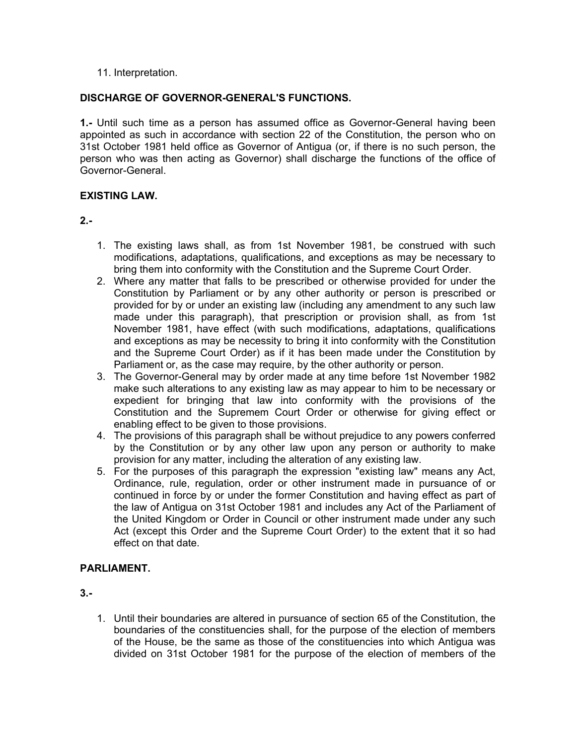11. Interpretation.

**DISCHARGE OF GOVERNOR-GENERAL'S FUNCTIONS.**

**1.-** Until such time as a person has assumed office as Governor-General having been appointed as such in accordance with section 22 of the Constitution, the person who on 31st October 1981 held office as Governor of Antigua (or, if there is no such person, the person who was then acting as Governor) shall discharge the functions of the office of Governor-General.

**EXISTING LAW.**

**2.-**

1. The existing laws shall, as from 1st November 1981, be construed with such modifications, adaptations, qualifications, and exceptions as may be necessary to bring them into conformity with the Constitution and the Supreme Court Order.
2. Where any matter that falls to be prescribed or otherwise provided for under the Constitution by Parliament or by any other authority or person is prescribed or provided for by or under an existing law (including any amendment to any such law made under this paragraph), that prescription or provision shall, as from 1st November 1981, have effect (with such modifications, adaptations, qualifications and exceptions as may be necessity to bring it into conformity with the Constitution and the Supreme Court Order) as if it has been made under the Constitution by Parliament or, as the case may require, by the other authority or person.
3. The Governor-General may by order made at any time before 1st November 1982 make such alterations to any existing law as may appear to him to be necessary or expedient for bringing that law into conformity with the provisions of the Constitution and the Suprememe Court Order or otherwise for giving effect or enabling effect to be given to those provisions.
4. The provisions of this paragraph shall be without prejudice to any powers conferred by the Constitution or by any other law upon any person or authority to make provision for any matter, including the alteration of any existing law.
5. For the purposes of this paragraph the expression "existing law" means any Act, Ordinance, rule, regulation, order or other instrument made in pursuance of or continued in force by or under the former Constitution and having effect as part of the law of Antigua on 31st October 1981 and includes any Act of the Parliament of the United Kingdom or Order in Council or other instrument made under any such Act (except this Order and the Supreme Court Order) to the extent that it so had effect on that date.

**PARLIAMENT.**

**3.-**

1. Until their boundaries are altered in pursuance of section 65 of the Constitution, the boundaries of the constituencies shall, for the purpose of the election of members of the House, be the same as those of the constituencies into which Antigua was divided on 31st October 1981 for the purpose of the election of members of the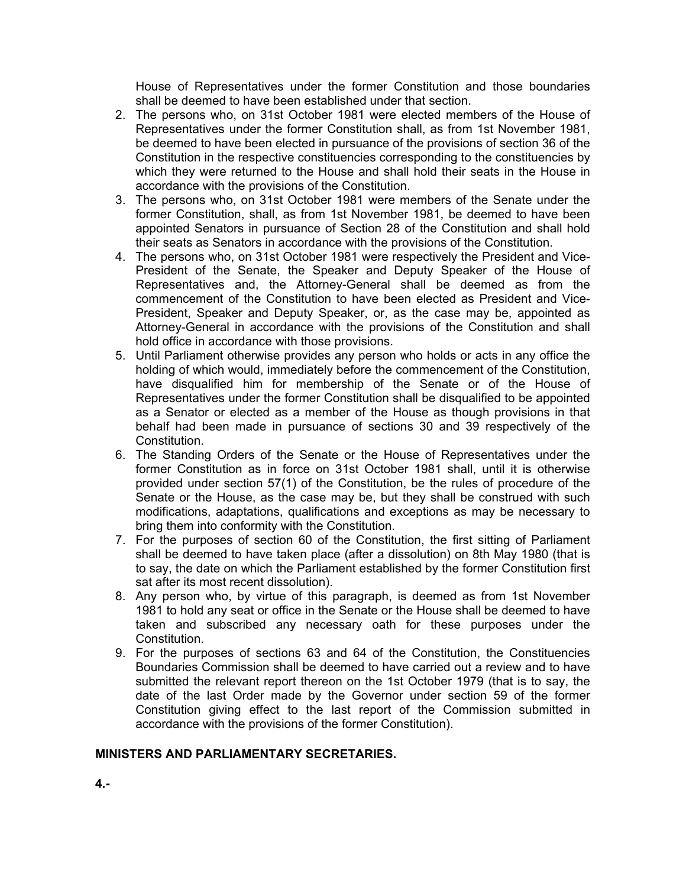House of Representatives under the former Constitution and those boundaries shall be deemed to have been established under that section.

2. The persons who, on 31st October 1981 were elected members of the House of Representatives under the former Constitution shall, as from 1st November 1981, be deemed to have been elected in pursuance of the provisions of section 36 of the Constitution in the respective constituencies corresponding to the constituencies by which they were returned to the House and shall hold their seats in the House in accordance with the provisions of the Constitution.
3. The persons who, on 31st October 1981 were members of the Senate under the former Constitution, shall, as from 1st November 1981, be deemed to have been appointed Senators in pursuance of Section 28 of the Constitution and shall hold their seats as Senators in accordance with the provisions of the Constitution.
4. The persons who, on 31st October 1981 were respectively the President and Vice-President of the Senate, the Speaker and Deputy Speaker of the House of Representatives and, the Attorney-General shall be deemed as from the commencement of the Constitution to have been elected as President and Vice-President, Speaker and Deputy Speaker, or, as the case may be, appointed as Attorney-General in accordance with the provisions of the Constitution and shall hold office in accordance with those provisions.
5. Until Parliament otherwise provides any person who holds or acts in any office the holding of which would, immediately before the commencement of the Constitution, have disqualified him for membership of the Senate or of the House of Representatives under the former Constitution shall be disqualified to be appointed as a Senator or elected as a member of the House as though provisions in that behalf had been made in pursuance of sections 30 and 39 respectively of the Constitution.
6. The Standing Orders of the Senate or the House of Representatives under the former Constitution as in force on 31st October 1981 shall, until it is otherwise provided under section 57(1) of the Constitution, be the rules of procedure of the Senate or the House, as the case may be, but they shall be construed with such modifications, adaptations, qualifications and exceptions as may be necessary to bring them into conformity with the Constitution.
7. For the purposes of section 60 of the Constitution, the first sitting of Parliament shall be deemed to have taken place (after a dissolution) on 8th May 1980 (that is to say, the date on which the Parliament established by the former Constitution first sat after its most recent dissolution).
8. Any person who, by virtue of this paragraph, is deemed as from 1st November 1981 to hold any seat or office in the Senate or the House shall be deemed to have taken and subscribed any necessary oath for these purposes under the Constitution.
9. For the purposes of sections 63 and 64 of the Constitution, the Constituencies Boundaries Commission shall be deemed to have carried out a review and to have submitted the relevant report thereon on the 1st October 1979 (that is to say, the date of the last Order made by the Governor under section 59 of the former Constitution giving effect to the last report of the Commission submitted in accordance with the provisions of the former Constitution).

**MINISTERS AND PARLIAMENTARY SECRETARIES.**

**4.-**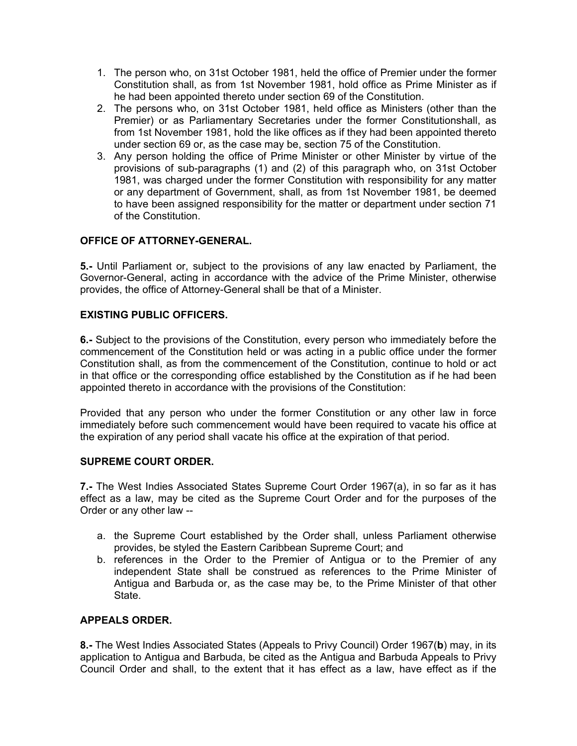1. The person who, on 31st October 1981, held the office of Premier under the former Constitution shall, as from 1st November 1981, hold office as Prime Minister as if he had been appointed thereto under section 69 of the Constitution.
2. The persons who, on 31st October 1981, held office as Ministers (other than the Premier) or as Parliamentary Secretaries under the former Constitutionshall, as from 1st November 1981, hold the like offices as if they had been appointed thereto under section 69 or, as the case may be, section 75 of the Constitution.
3. Any person holding the office of Prime Minister or other Minister by virtue of the provisions of sub-paragraphs (1) and (2) of this paragraph who, on 31st October 1981, was charged under the former Constitution with responsibility for any matter or any department of Government, shall, as from 1st November 1981, be deemed to have been assigned responsibility for the matter or department under section 71 of the Constitution.

**OFFICE OF ATTORNEY-GENERAL.**

**5.-** Until Parliament or, subject to the provisions of any law enacted by Parliament, the Governor-General, acting in accordance with the advice of the Prime Minister, otherwise provides, the office of Attorney-General shall be that of a Minister.

**EXISTING PUBLIC OFFICERS.**

**6.-** Subject to the provisions of the Constitution, every person who immediately before the commencement of the Constitution held or was acting in a public office under the former Constitution shall, as from the commencement of the Constitution, continue to hold or act in that office or the corresponding office established by the Constitution as if he had been appointed thereto in accordance with the provisions of the Constitution:

Provided that any person who under the former Constitution or any other law in force immediately before such commencement would have been required to vacate his office at the expiration of any period shall vacate his office at the expiration of that period.

**SUPREME COURT ORDER.**

**7.-** The West Indies Associated States Supreme Court Order 1967(a), in so far as it has effect as a law, may be cited as the Supreme Court Order and for the purposes of the Order or any other law --

a. the Supreme Court established by the Order shall, unless Parliament otherwise provides, be styled the Eastern Caribbean Supreme Court; and
b. references in the Order to the Premier of Antigua or to the Premier of any independent State shall be construed as references to the Prime Minister of Antigua and Barbuda or, as the case may be, to the Prime Minister of that other State.

**APPEALS ORDER.**

**8.-** The West Indies Associated States (Appeals to Privy Council) Order 1967(**b**) may, in its application to Antigua and Barbuda, be cited as the Antigua and Barbuda Appeals to Privy Council Order and shall, to the extent that it has effect as a law, have effect as if the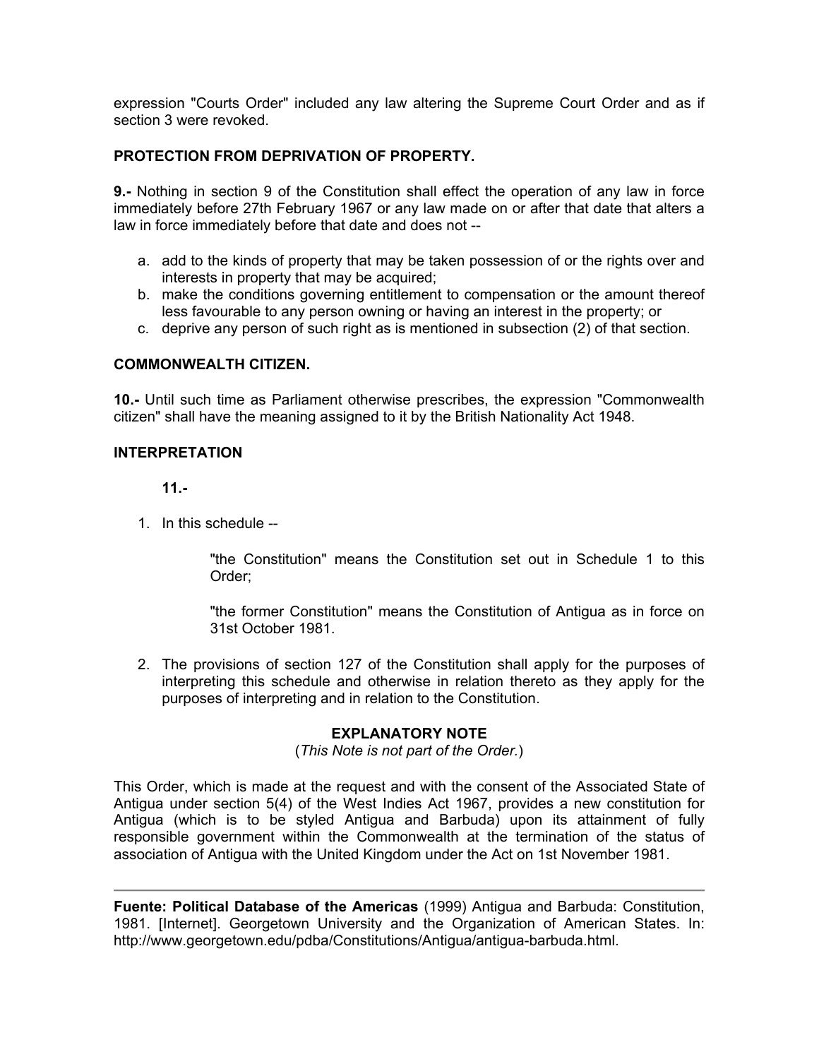expression "Courts Order" included any law altering the Supreme Court Order and as if section 3 were revoked.

**PROTECTION FROM DEPRIVATION OF PROPERTY.**

**9.-** Nothing in section 9 of the Constitution shall effect the operation of any law in force immediately before 27th February 1967 or any law made on or after that date that alters a law in force immediately before that date and does not --

a. add to the kinds of property that may be taken possession of or the rights over and interests in property that may be acquired;
b. make the conditions governing entitlement to compensation or the amount thereof less favourable to any person owning or having an interest in the property; or
c. deprive any person of such right as is mentioned in subsection (2) of that section.

**COMMONWEALTH CITIZEN.**

**10.-** Until such time as Parliament otherwise prescribes, the expression "Commonwealth citizen" shall have the meaning assigned to it by the British Nationality Act 1948.

**INTERPRETATION**

**11.-**

1. In this schedule --

   "the Constitution" means the Constitution set out in Schedule 1 to this Order;

   "the former Constitution" means the Constitution of Antigua as in force on 31st October 1981.

2. The provisions of section 127 of the Constitution shall apply for the purposes of interpreting this schedule and otherwise in relation thereto as they apply for the purposes of interpreting and in relation to the Constitution.

**EXPLANATORY NOTE**

(*This Note is not part of the Order.*)

This Order, which is made at the request and with the consent of the Associated State of Antigua under section 5(4) of the West Indies Act 1967, provides a new constitution for Antigua (which is to be styled Antigua and Barbuda) upon its attainment of fully responsible government within the Commonwealth at the termination of the status of association of Antigua with the United Kingdom under the Act on 1st November 1981.

---

**Fuente: Political Database of the Americas** (1999) Antigua and Barbuda: Constitution, 1981. [Internet]. Georgetown University and the Organization of American States. In: http://www.georgetown.edu/pdba/Constitutions/Antigua/antigua-barbuda.html.